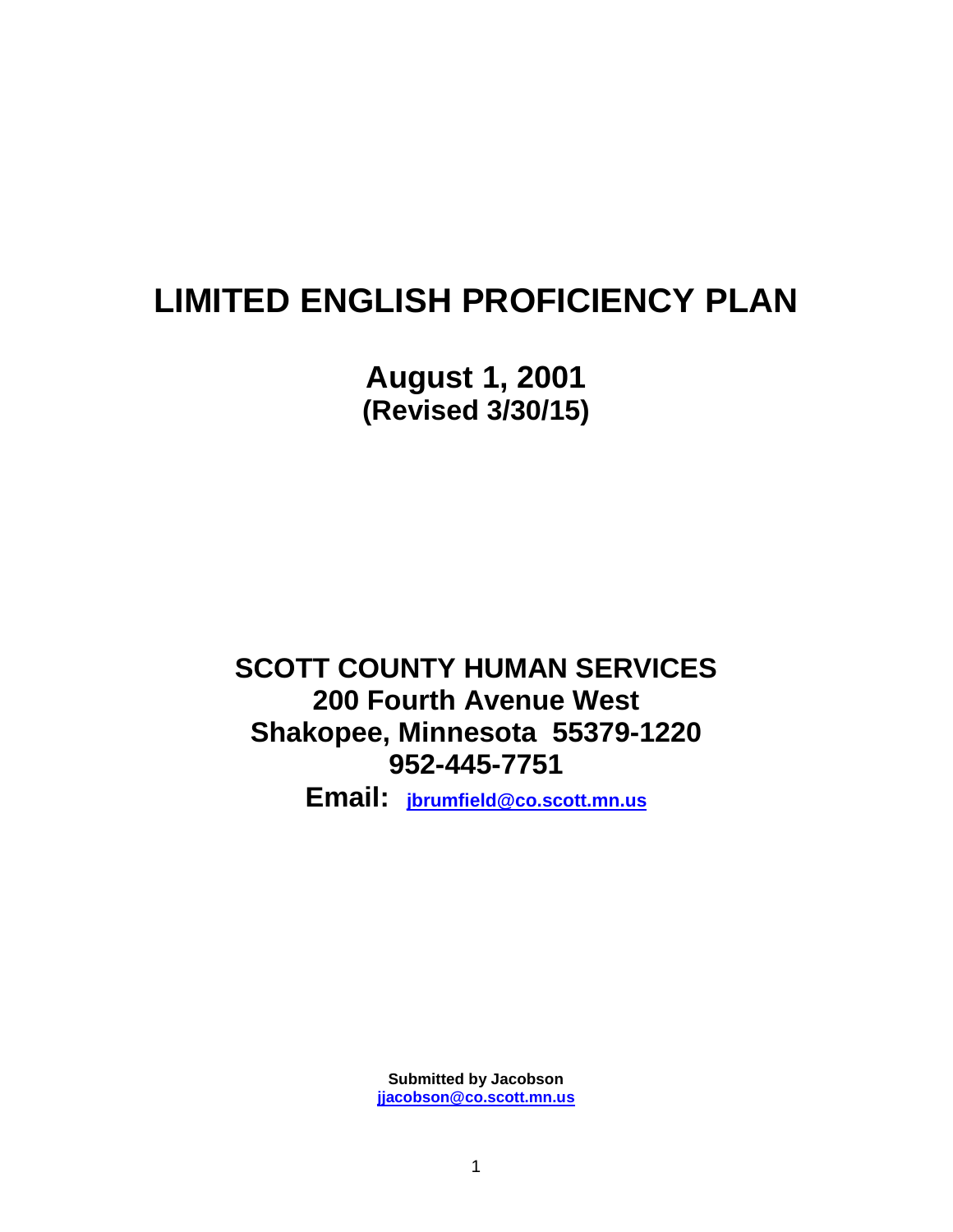# LIMITED ENGLISH PROFICIENCY PLAN

**August 1, 2001**
**(Revised 3/30/15)**

**SCOTT COUNTY HUMAN SERVICES**
**200 Fourth Avenue West**
**Shakopee, Minnesota 55379-1220**
**952-445-7751**

**Email:** jbrumfield@co.scott.mn.us

**Submitted by Jacobson**
jjacobson@co.scott.mn.us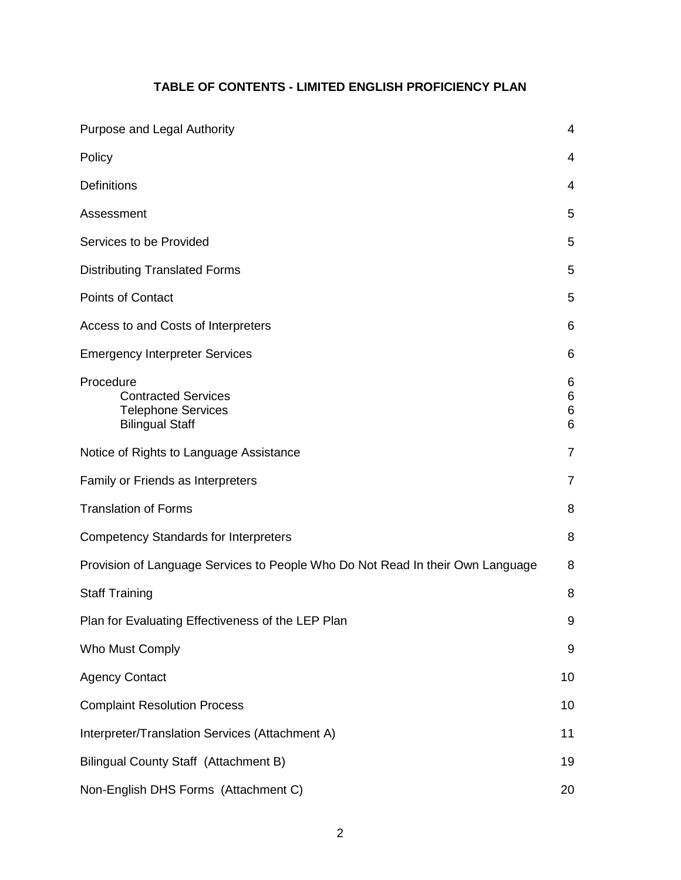# TABLE OF CONTENTS - LIMITED ENGLISH PROFICIENCY PLAN

| | |
|---|---|
| Purpose and Legal Authority | 4 |
| Policy | 4 |
| Definitions | 4 |
| Assessment | 5 |
| Services to be Provided | 5 |
| Distributing Translated Forms | 5 |
| Points of Contact | 5 |
| Access to and Costs of Interpreters | 6 |
| Emergency Interpreter Services | 6 |
| Procedure | 6 |
| Contracted Services | 6 |
| Telephone Services | 6 |
| Bilingual Staff | 6 |
| Notice of Rights to Language Assistance | 7 |
| Family or Friends as Interpreters | 7 |
| Translation of Forms | 8 |
| Competency Standards for Interpreters | 8 |
| Provision of Language Services to People Who Do Not Read In their Own Language | 8 |
| Staff Training | 8 |
| Plan for Evaluating Effectiveness of the LEP Plan | 9 |
| Who Must Comply | 9 |
| Agency Contact | 10 |
| Complaint Resolution Process | 10 |
| Interpreter/Translation Services (Attachment A) | 11 |
| Bilingual County Staff (Attachment B) | 19 |
| Non-English DHS Forms (Attachment C) | 20 |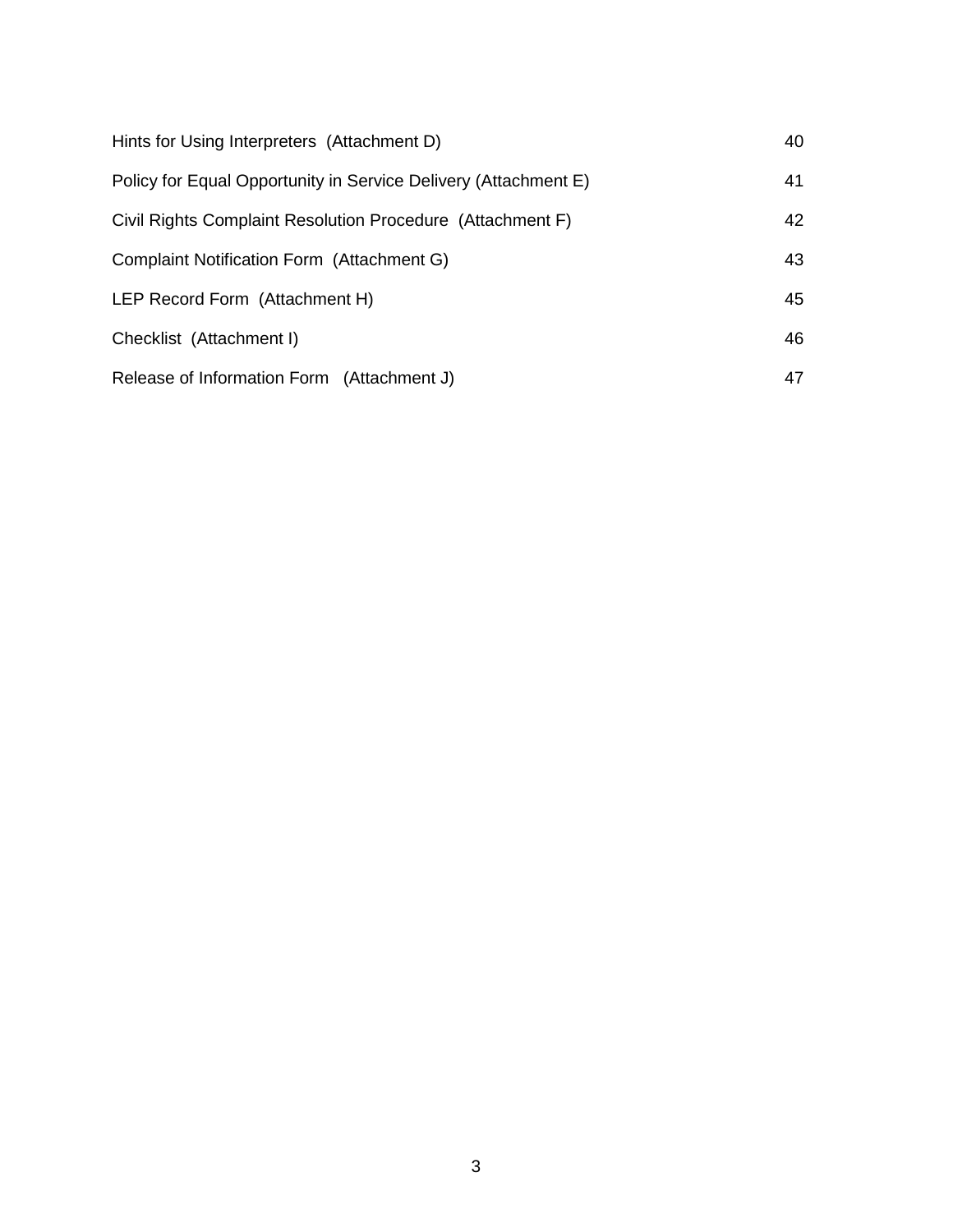| | |
|---|---|
| Hints for Using Interpreters (Attachment D) | 40 |
| Policy for Equal Opportunity in Service Delivery (Attachment E) | 41 |
| Civil Rights Complaint Resolution Procedure (Attachment F) | 42 |
| Complaint Notification Form (Attachment G) | 43 |
| LEP Record Form (Attachment H) | 45 |
| Checklist (Attachment I) | 46 |
| Release of Information Form (Attachment J) | 47 |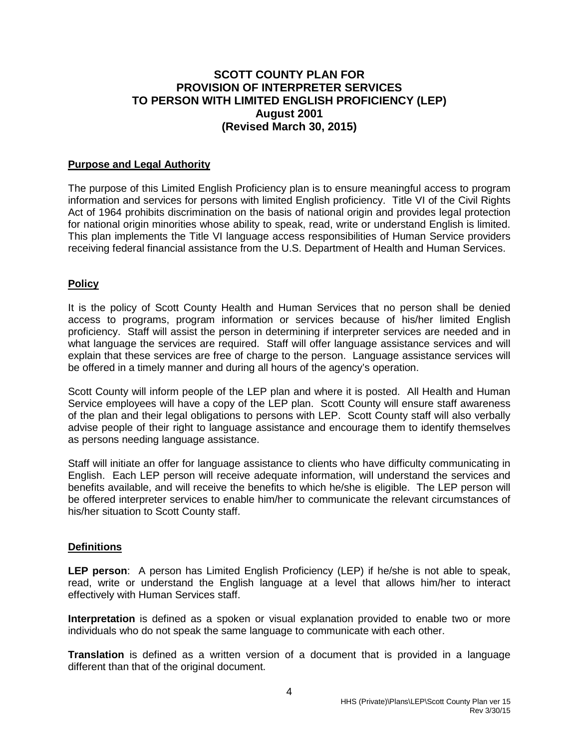# SCOTT COUNTY PLAN FOR PROVISION OF INTERPRETER SERVICES TO PERSON WITH LIMITED ENGLISH PROFICIENCY (LEP)
**August 2001**
**(Revised March 30, 2015)**

## Purpose and Legal Authority

The purpose of this Limited English Proficiency plan is to ensure meaningful access to program information and services for persons with limited English proficiency. Title VI of the Civil Rights Act of 1964 prohibits discrimination on the basis of national origin and provides legal protection for national origin minorities whose ability to speak, read, write or understand English is limited. This plan implements the Title VI language access responsibilities of Human Service providers receiving federal financial assistance from the U.S. Department of Health and Human Services.

## Policy

It is the policy of Scott County Health and Human Services that no person shall be denied access to programs, program information or services because of his/her limited English proficiency. Staff will assist the person in determining if interpreter services are needed and in what language the services are required. Staff will offer language assistance services and will explain that these services are free of charge to the person. Language assistance services will be offered in a timely manner and during all hours of the agency's operation.

Scott County will inform people of the LEP plan and where it is posted. All Health and Human Service employees will have a copy of the LEP plan. Scott County will ensure staff awareness of the plan and their legal obligations to persons with LEP. Scott County staff will also verbally advise people of their right to language assistance and encourage them to identify themselves as persons needing language assistance.

Staff will initiate an offer for language assistance to clients who have difficulty communicating in English. Each LEP person will receive adequate information, will understand the services and benefits available, and will receive the benefits to which he/she is eligible. The LEP person will be offered interpreter services to enable him/her to communicate the relevant circumstances of his/her situation to Scott County staff.

## Definitions

**LEP person**: A person has Limited English Proficiency (LEP) if he/she is not able to speak, read, write or understand the English language at a level that allows him/her to interact effectively with Human Services staff.

**Interpretation** is defined as a spoken or visual explanation provided to enable two or more individuals who do not speak the same language to communicate with each other.

**Translation** is defined as a written version of a document that is provided in a language different than that of the original document.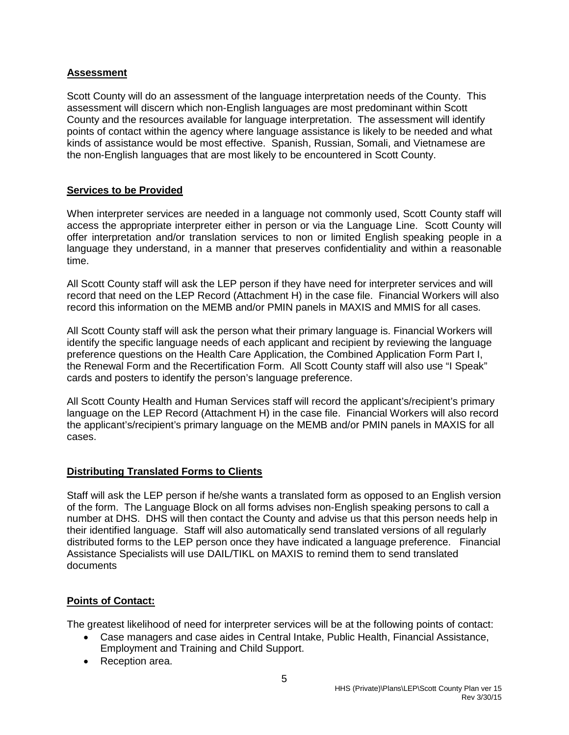## Assessment

Scott County will do an assessment of the language interpretation needs of the County. This assessment will discern which non-English languages are most predominant within Scott County and the resources available for language interpretation. The assessment will identify points of contact within the agency where language assistance is likely to be needed and what kinds of assistance would be most effective. Spanish, Russian, Somali, and Vietnamese are the non-English languages that are most likely to be encountered in Scott County.

## Services to be Provided

When interpreter services are needed in a language not commonly used, Scott County staff will access the appropriate interpreter either in person or via the Language Line. Scott County will offer interpretation and/or translation services to non or limited English speaking people in a language they understand, in a manner that preserves confidentiality and within a reasonable time.

All Scott County staff will ask the LEP person if they have need for interpreter services and will record that need on the LEP Record (Attachment H) in the case file. Financial Workers will also record this information on the MEMB and/or PMIN panels in MAXIS and MMIS for all cases.

All Scott County staff will ask the person what their primary language is. Financial Workers will identify the specific language needs of each applicant and recipient by reviewing the language preference questions on the Health Care Application, the Combined Application Form Part I, the Renewal Form and the Recertification Form. All Scott County staff will also use "I Speak" cards and posters to identify the person's language preference.

All Scott County Health and Human Services staff will record the applicant's/recipient's primary language on the LEP Record (Attachment H) in the case file. Financial Workers will also record the applicant's/recipient's primary language on the MEMB and/or PMIN panels in MAXIS for all cases.

## Distributing Translated Forms to Clients

Staff will ask the LEP person if he/she wants a translated form as opposed to an English version of the form. The Language Block on all forms advises non-English speaking persons to call a number at DHS. DHS will then contact the County and advise us that this person needs help in their identified language. Staff will also automatically send translated versions of all regularly distributed forms to the LEP person once they have indicated a language preference. Financial Assistance Specialists will use DAIL/TIKL on MAXIS to remind them to send translated documents

## Points of Contact:

The greatest likelihood of need for interpreter services will be at the following points of contact:

- Case managers and case aides in Central Intake, Public Health, Financial Assistance, Employment and Training and Child Support.
- Reception area.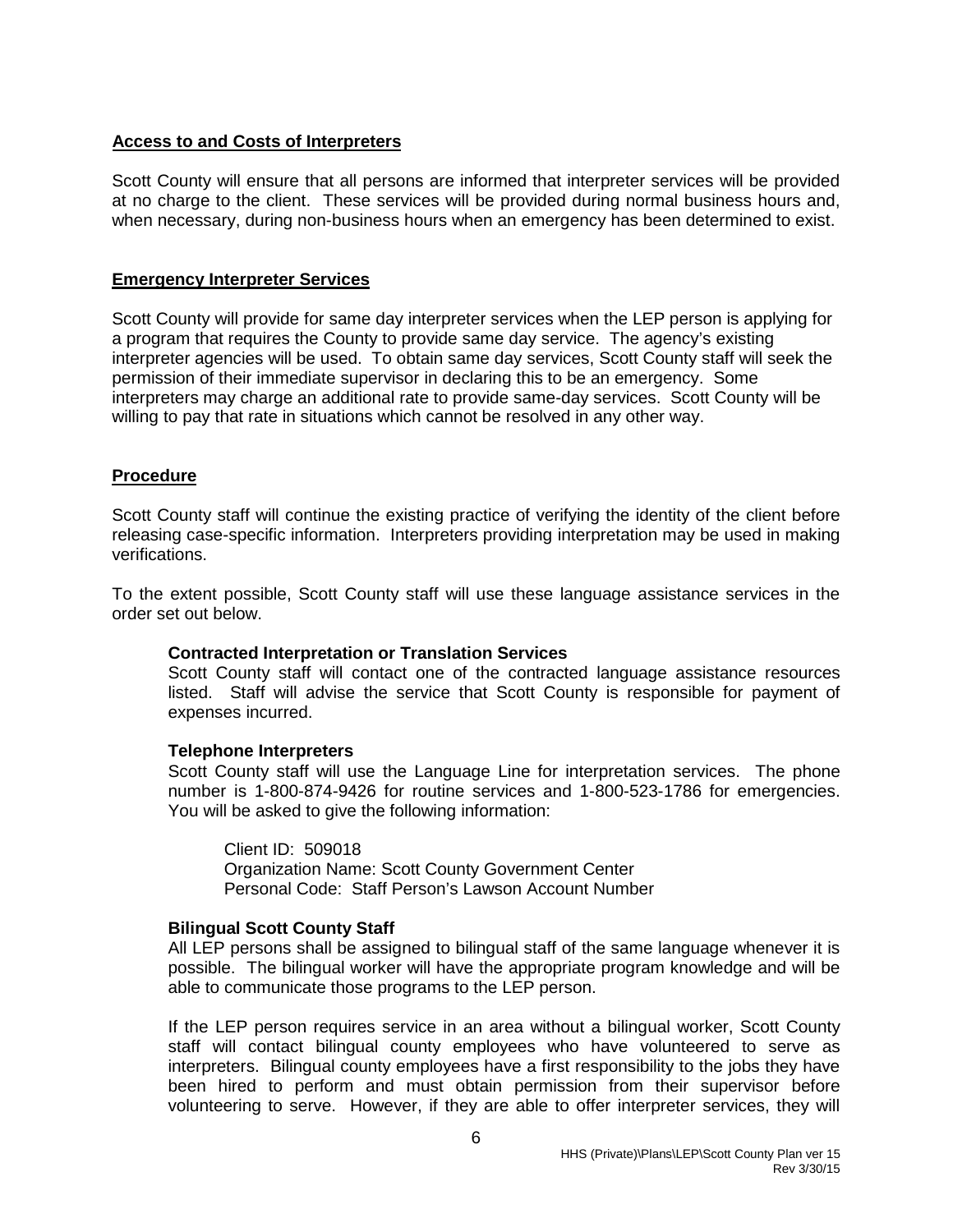## Access to and Costs of Interpreters

Scott County will ensure that all persons are informed that interpreter services will be provided at no charge to the client. These services will be provided during normal business hours and, when necessary, during non-business hours when an emergency has been determined to exist.

## Emergency Interpreter Services

Scott County will provide for same day interpreter services when the LEP person is applying for a program that requires the County to provide same day service. The agency's existing interpreter agencies will be used. To obtain same day services, Scott County staff will seek the permission of their immediate supervisor in declaring this to be an emergency. Some interpreters may charge an additional rate to provide same-day services. Scott County will be willing to pay that rate in situations which cannot be resolved in any other way.

## Procedure

Scott County staff will continue the existing practice of verifying the identity of the client before releasing case-specific information. Interpreters providing interpretation may be used in making verifications.

To the extent possible, Scott County staff will use these language assistance services in the order set out below.

### Contracted Interpretation or Translation Services

Scott County staff will contact one of the contracted language assistance resources listed. Staff will advise the service that Scott County is responsible for payment of expenses incurred.

### Telephone Interpreters

Scott County staff will use the Language Line for interpretation services. The phone number is 1-800-874-9426 for routine services and 1-800-523-1786 for emergencies. You will be asked to give the following information:

Client ID: 509018
Organization Name: Scott County Government Center
Personal Code: Staff Person's Lawson Account Number

### Bilingual Scott County Staff

All LEP persons shall be assigned to bilingual staff of the same language whenever it is possible. The bilingual worker will have the appropriate program knowledge and will be able to communicate those programs to the LEP person.

If the LEP person requires service in an area without a bilingual worker, Scott County staff will contact bilingual county employees who have volunteered to serve as interpreters. Bilingual county employees have a first responsibility to the jobs they have been hired to perform and must obtain permission from their supervisor before volunteering to serve. However, if they are able to offer interpreter services, they will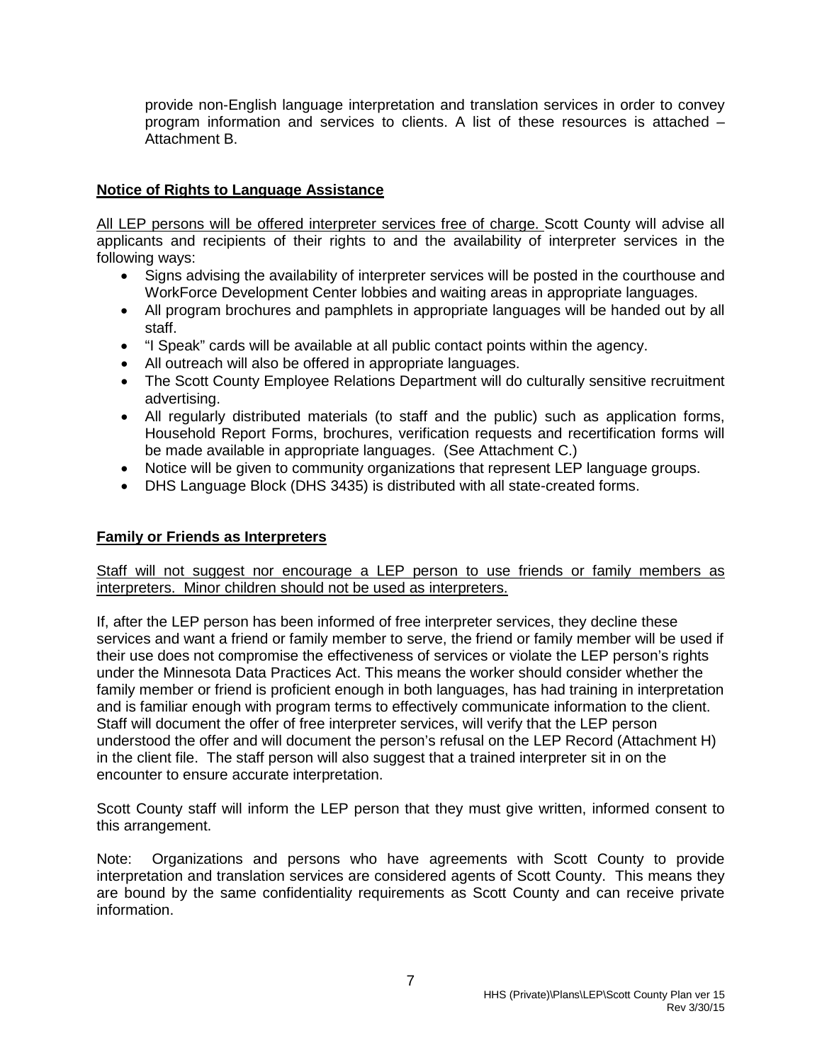provide non-English language interpretation and translation services in order to convey program information and services to clients. A list of these resources is attached – Attachment B.

## Notice of Rights to Language Assistance

All LEP persons will be offered interpreter services free of charge. Scott County will advise all applicants and recipients of their rights to and the availability of interpreter services in the following ways:

- Signs advising the availability of interpreter services will be posted in the courthouse and WorkForce Development Center lobbies and waiting areas in appropriate languages.
- All program brochures and pamphlets in appropriate languages will be handed out by all staff.
- "I Speak" cards will be available at all public contact points within the agency.
- All outreach will also be offered in appropriate languages.
- The Scott County Employee Relations Department will do culturally sensitive recruitment advertising.
- All regularly distributed materials (to staff and the public) such as application forms, Household Report Forms, brochures, verification requests and recertification forms will be made available in appropriate languages. (See Attachment C.)
- Notice will be given to community organizations that represent LEP language groups.
- DHS Language Block (DHS 3435) is distributed with all state-created forms.

## Family or Friends as Interpreters

Staff will not suggest nor encourage a LEP person to use friends or family members as interpreters. Minor children should not be used as interpreters.

If, after the LEP person has been informed of free interpreter services, they decline these services and want a friend or family member to serve, the friend or family member will be used if their use does not compromise the effectiveness of services or violate the LEP person's rights under the Minnesota Data Practices Act. This means the worker should consider whether the family member or friend is proficient enough in both languages, has had training in interpretation and is familiar enough with program terms to effectively communicate information to the client. Staff will document the offer of free interpreter services, will verify that the LEP person understood the offer and will document the person's refusal on the LEP Record (Attachment H) in the client file. The staff person will also suggest that a trained interpreter sit in on the encounter to ensure accurate interpretation.

Scott County staff will inform the LEP person that they must give written, informed consent to this arrangement.

Note: Organizations and persons who have agreements with Scott County to provide interpretation and translation services are considered agents of Scott County. This means they are bound by the same confidentiality requirements as Scott County and can receive private information.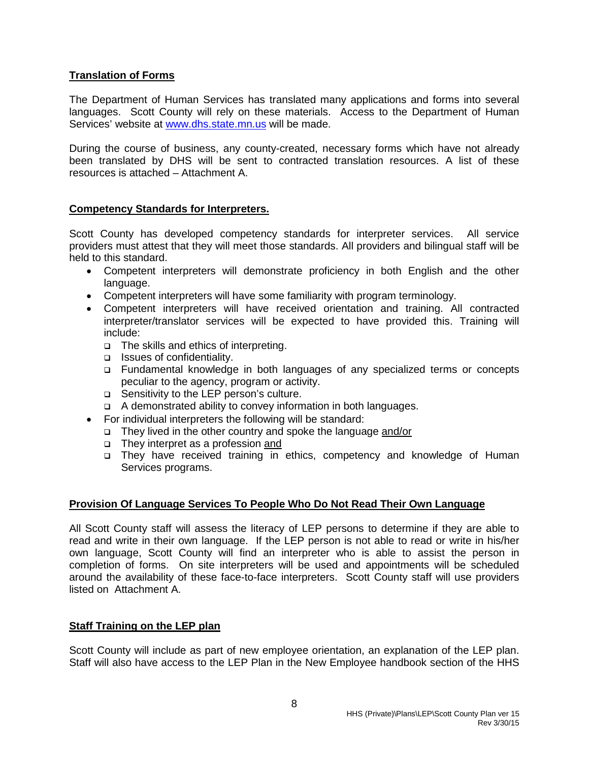**Translation of Forms**

The Department of Human Services has translated many applications and forms into several languages. Scott County will rely on these materials. Access to the Department of Human Services' website at [www.dhs.state.mn.us](http://www.dhs.state.mn.us) will be made.

During the course of business, any county-created, necessary forms which have not already been translated by DHS will be sent to contracted translation resources. A list of these resources is attached – Attachment A.

**Competency Standards for Interpreters.**

Scott County has developed competency standards for interpreter services. All service providers must attest that they will meet those standards. All providers and bilingual staff will be held to this standard.

- Competent interpreters will demonstrate proficiency in both English and the other language.
- Competent interpreters will have some familiarity with program terminology.
- Competent interpreters will have received orientation and training. All contracted interpreter/translator services will be expected to have provided this. Training will include:
  - The skills and ethics of interpreting.
  - Issues of confidentiality.
  - Fundamental knowledge in both languages of any specialized terms or concepts peculiar to the agency, program or activity.
  - Sensitivity to the LEP person's culture.
  - A demonstrated ability to convey information in both languages.
- For individual interpreters the following will be standard:
  - They lived in the other country and spoke the language <u>and/or</u>
  - They interpret as a profession <u>and</u>
  - They have received training in ethics, competency and knowledge of Human Services programs.

**Provision Of Language Services To People Who Do Not Read Their Own Language**

All Scott County staff will assess the literacy of LEP persons to determine if they are able to read and write in their own language. If the LEP person is not able to read or write in his/her own language, Scott County will find an interpreter who is able to assist the person in completion of forms. On site interpreters will be used and appointments will be scheduled around the availability of these face-to-face interpreters. Scott County staff will use providers listed on Attachment A.

**Staff Training on the LEP plan**

Scott County will include as part of new employee orientation, an explanation of the LEP plan. Staff will also have access to the LEP Plan in the New Employee handbook section of the HHS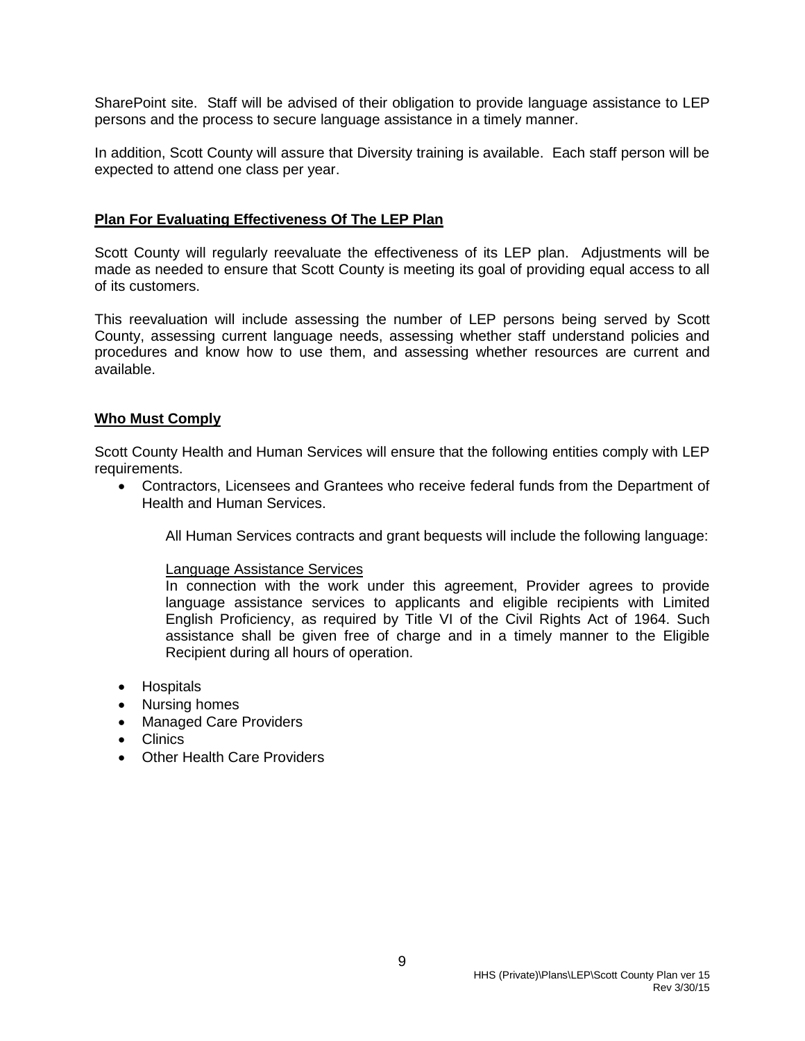SharePoint site. Staff will be advised of their obligation to provide language assistance to LEP persons and the process to secure language assistance in a timely manner.

In addition, Scott County will assure that Diversity training is available. Each staff person will be expected to attend one class per year.

## Plan For Evaluating Effectiveness Of The LEP Plan

Scott County will regularly reevaluate the effectiveness of its LEP plan. Adjustments will be made as needed to ensure that Scott County is meeting its goal of providing equal access to all of its customers.

This reevaluation will include assessing the number of LEP persons being served by Scott County, assessing current language needs, assessing whether staff understand policies and procedures and know how to use them, and assessing whether resources are current and available.

## Who Must Comply

Scott County Health and Human Services will ensure that the following entities comply with LEP requirements.

- Contractors, Licensees and Grantees who receive federal funds from the Department of Health and Human Services.

  All Human Services contracts and grant bequests will include the following language:

  <u>Language Assistance Services</u>
  In connection with the work under this agreement, Provider agrees to provide language assistance services to applicants and eligible recipients with Limited English Proficiency, as required by Title VI of the Civil Rights Act of 1964. Such assistance shall be given free of charge and in a timely manner to the Eligible Recipient during all hours of operation.

- Hospitals
- Nursing homes
- Managed Care Providers
- Clinics
- Other Health Care Providers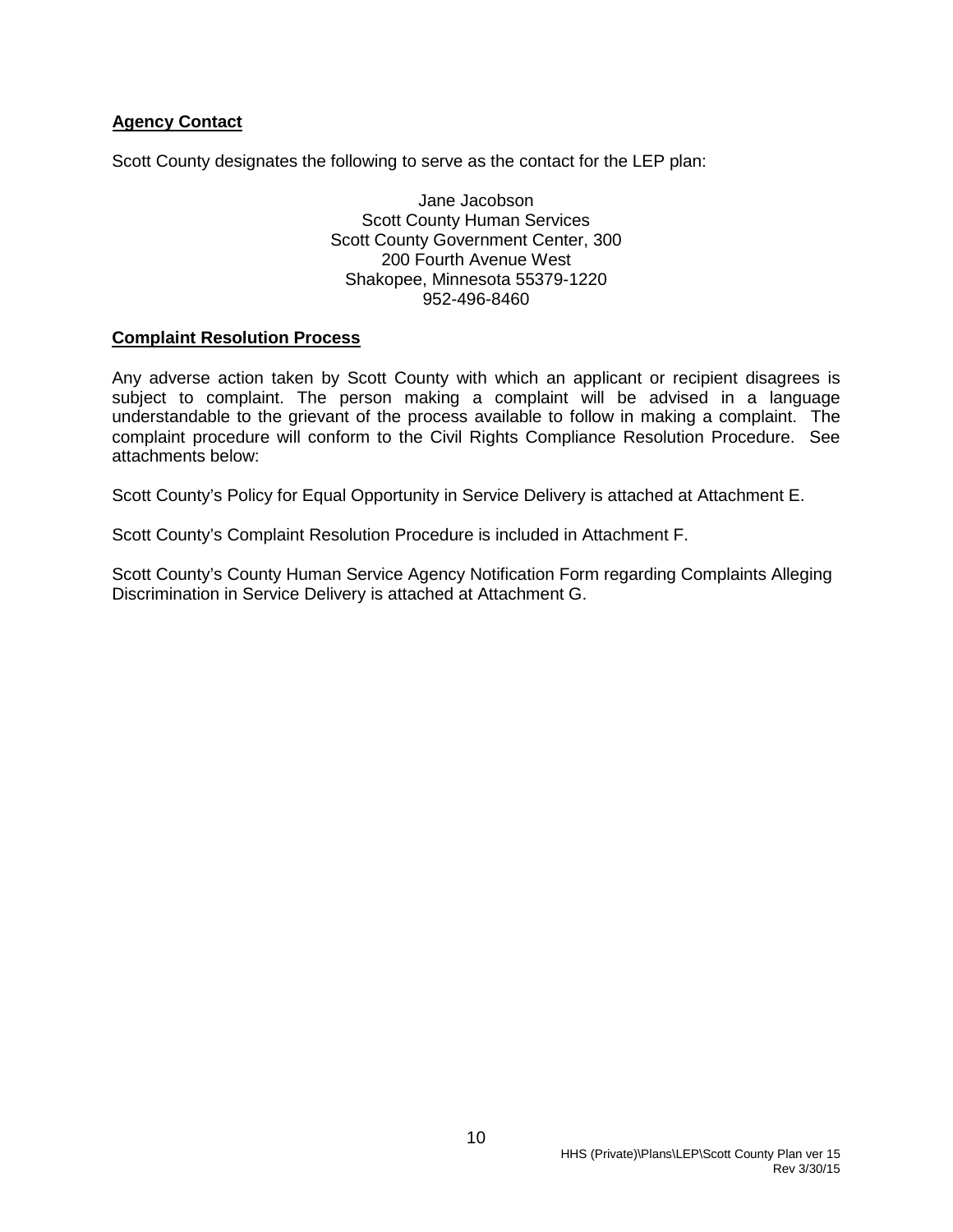**Agency Contact**

Scott County designates the following to serve as the contact for the LEP plan:

Jane Jacobson
Scott County Human Services
Scott County Government Center, 300
200 Fourth Avenue West
Shakopee, Minnesota 55379-1220
952-496-8460

**Complaint Resolution Process**

Any adverse action taken by Scott County with which an applicant or recipient disagrees is subject to complaint. The person making a complaint will be advised in a language understandable to the grievant of the process available to follow in making a complaint. The complaint procedure will conform to the Civil Rights Compliance Resolution Procedure. See attachments below:

Scott County's Policy for Equal Opportunity in Service Delivery is attached at Attachment E.

Scott County's Complaint Resolution Procedure is included in Attachment F.

Scott County's County Human Service Agency Notification Form regarding Complaints Alleging Discrimination in Service Delivery is attached at Attachment G.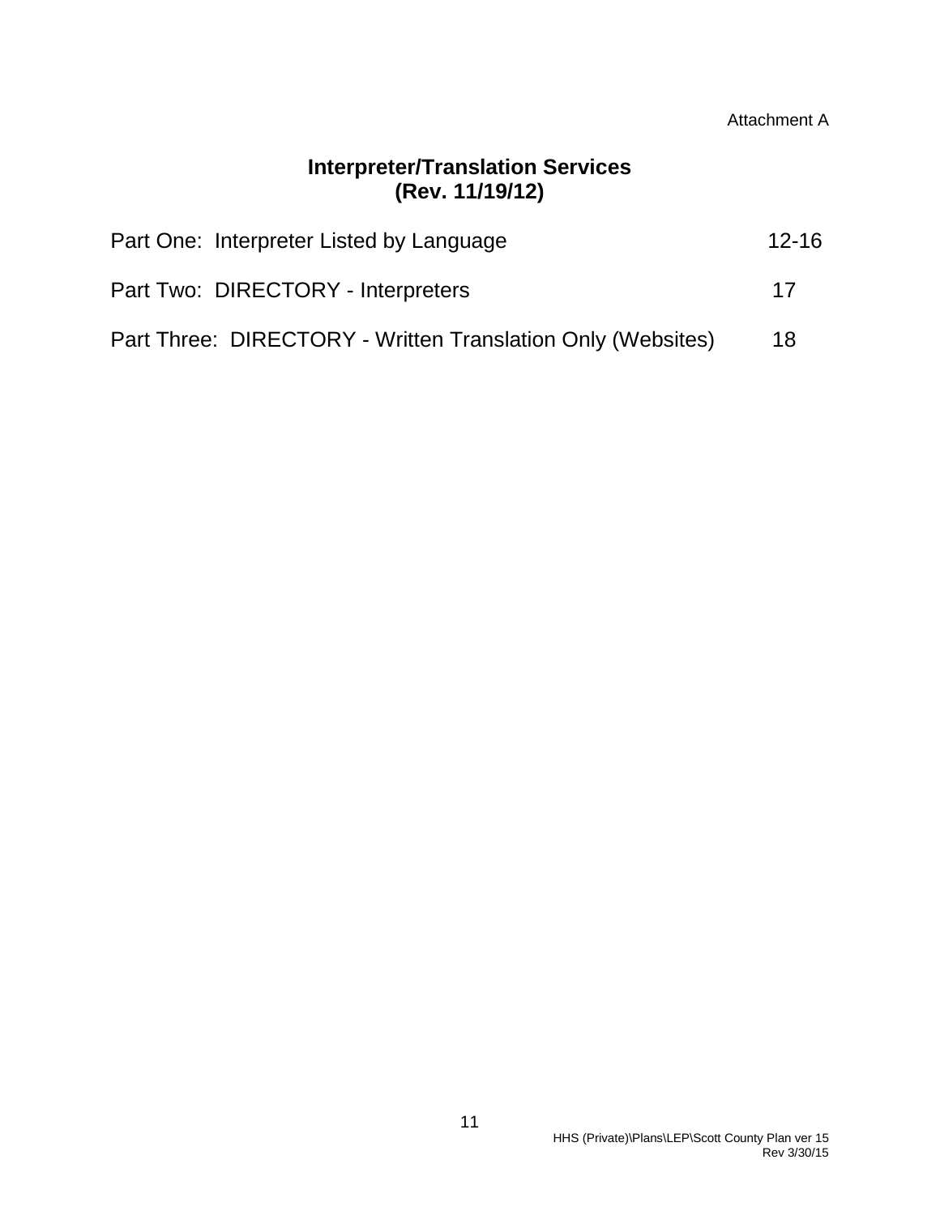Attachment A

## Interpreter/Translation Services
## (Rev. 11/19/12)

| | |
|---|---|
| Part One: Interpreter Listed by Language | 12-16 |
| Part Two: DIRECTORY - Interpreters | 17 |
| Part Three: DIRECTORY - Written Translation Only (Websites) | 18 |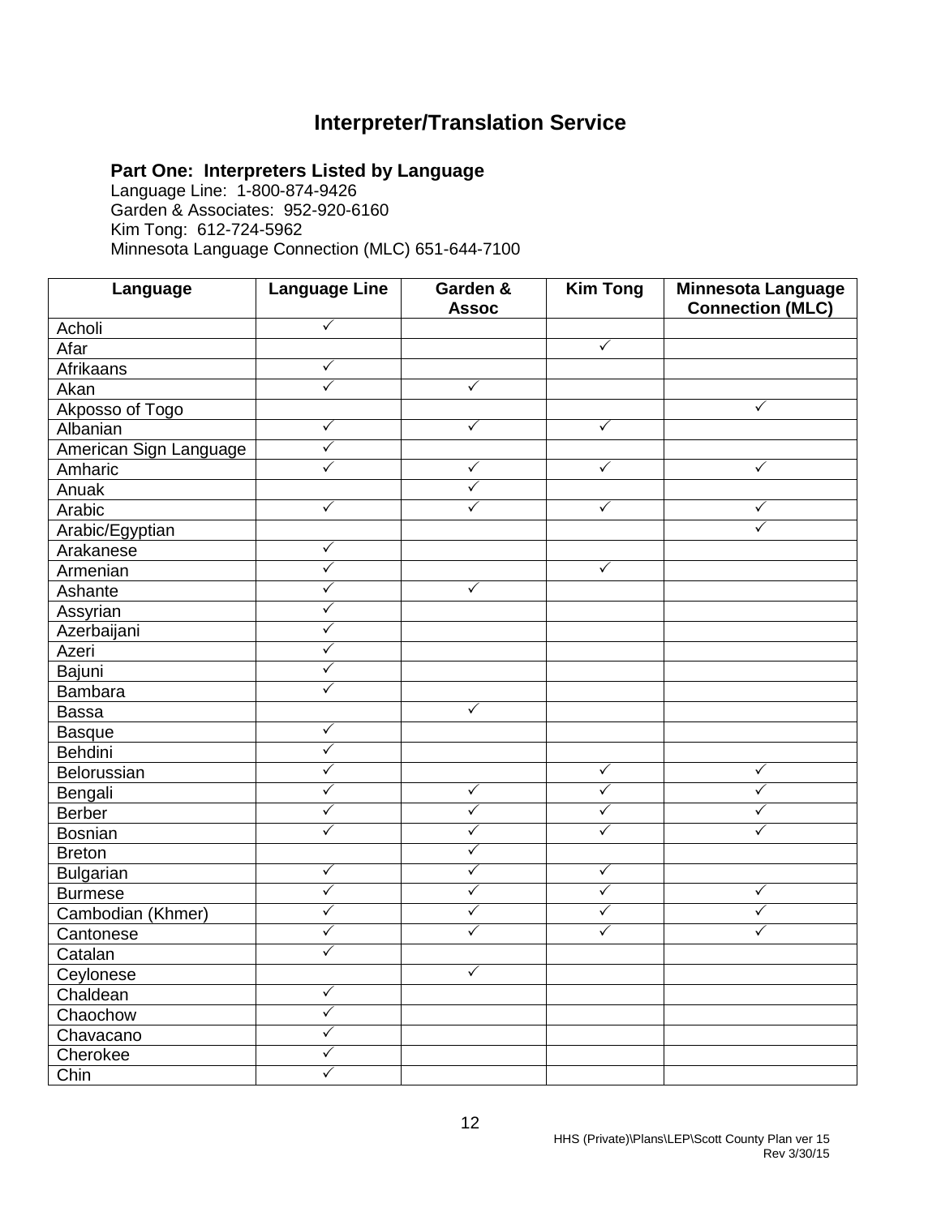# Interpreter/Translation Service

## Part One: Interpreters Listed by Language

Language Line: 1-800-874-9426
Garden & Associates: 952-920-6160
Kim Tong: 612-724-5962
Minnesota Language Connection (MLC) 651-644-7100

| Language | Language Line | Garden & Assoc | Kim Tong | Minnesota Language Connection (MLC) |
|---|---|---|---|---|
| Acholi | ✓ | | | |
| Afar | | | ✓ | |
| Afrikaans | ✓ | | | |
| Akan | ✓ | ✓ | | |
| Akposso of Togo | | | | ✓ |
| Albanian | ✓ | ✓ | ✓ | |
| American Sign Language | ✓ | | | |
| Amharic | ✓ | ✓ | ✓ | ✓ |
| Anuak | | ✓ | | |
| Arabic | ✓ | ✓ | ✓ | ✓ |
| Arabic/Egyptian | | | | ✓ |
| Arakanese | ✓ | | | |
| Armenian | ✓ | | ✓ | |
| Ashante | ✓ | ✓ | | |
| Assyrian | ✓ | | | |
| Azerbaijani | ✓ | | | |
| Azeri | ✓ | | | |
| Bajuni | ✓ | | | |
| Bambara | ✓ | | | |
| Bassa | | ✓ | | |
| Basque | ✓ | | | |
| Behdini | ✓ | | | |
| Belorussian | ✓ | | ✓ | ✓ |
| Bengali | ✓ | ✓ | ✓ | ✓ |
| Berber | ✓ | ✓ | ✓ | ✓ |
| Bosnian | ✓ | ✓ | ✓ | ✓ |
| Breton | | ✓ | | |
| Bulgarian | ✓ | ✓ | ✓ | |
| Burmese | ✓ | ✓ | ✓ | ✓ |
| Cambodian (Khmer) | ✓ | ✓ | ✓ | ✓ |
| Cantonese | ✓ | ✓ | ✓ | ✓ |
| Catalan | ✓ | | | |
| Ceylonese | | ✓ | | |
| Chaldean | ✓ | | | |
| Chaochow | ✓ | | | |
| Chavacano | ✓ | | | |
| Cherokee | ✓ | | | |
| Chin | ✓ | | | |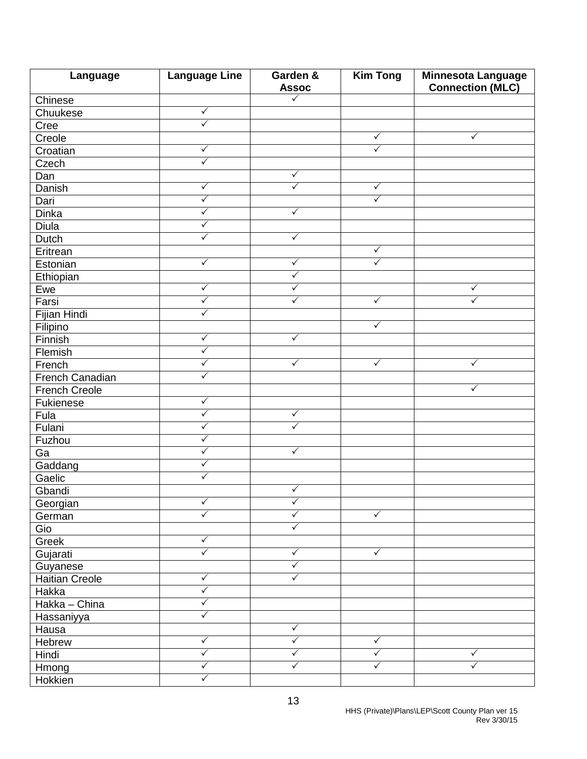| Language | Language Line | Garden & Assoc | Kim Tong | Minnesota Language Connection (MLC) |
|---|---|---|---|---|
| Chinese | | ✓ | | |
| Chuukese | ✓ | | | |
| Cree | ✓ | | | |
| Creole | | | ✓ | ✓ |
| Croatian | ✓ | | ✓ | |
| Czech | ✓ | | | |
| Dan | | ✓ | | |
| Danish | ✓ | ✓ | ✓ | |
| Dari | ✓ | | ✓ | |
| Dinka | ✓ | ✓ | | |
| Diula | ✓ | | | |
| Dutch | ✓ | ✓ | | |
| Eritrean | | | ✓ | |
| Estonian | ✓ | ✓ | ✓ | |
| Ethiopian | | ✓ | | |
| Ewe | ✓ | ✓ | | ✓ |
| Farsi | ✓ | ✓ | ✓ | ✓ |
| Fijian Hindi | ✓ | | | |
| Filipino | | | ✓ | |
| Finnish | ✓ | ✓ | | |
| Flemish | ✓ | | | |
| French | ✓ | ✓ | ✓ | ✓ |
| French Canadian | ✓ | | | |
| French Creole | | | | ✓ |
| Fukienese | ✓ | | | |
| Fula | ✓ | ✓ | | |
| Fulani | ✓ | ✓ | | |
| Fuzhou | ✓ | | | |
| Ga | ✓ | ✓ | | |
| Gaddang | ✓ | | | |
| Gaelic | ✓ | | | |
| Gbandi | | ✓ | | |
| Georgian | ✓ | ✓ | | |
| German | ✓ | ✓ | ✓ | |
| Gio | | ✓ | | |
| Greek | ✓ | | | |
| Gujarati | ✓ | ✓ | ✓ | |
| Guyanese | | ✓ | | |
| Haitian Creole | ✓ | ✓ | | |
| Hakka | ✓ | | | |
| Hakka – China | ✓ | | | |
| Hassaniyya | ✓ | | | |
| Hausa | | ✓ | | |
| Hebrew | ✓ | ✓ | ✓ | |
| Hindi | ✓ | ✓ | ✓ | ✓ |
| Hmong | ✓ | ✓ | ✓ | ✓ |
| Hokkien | ✓ | | | |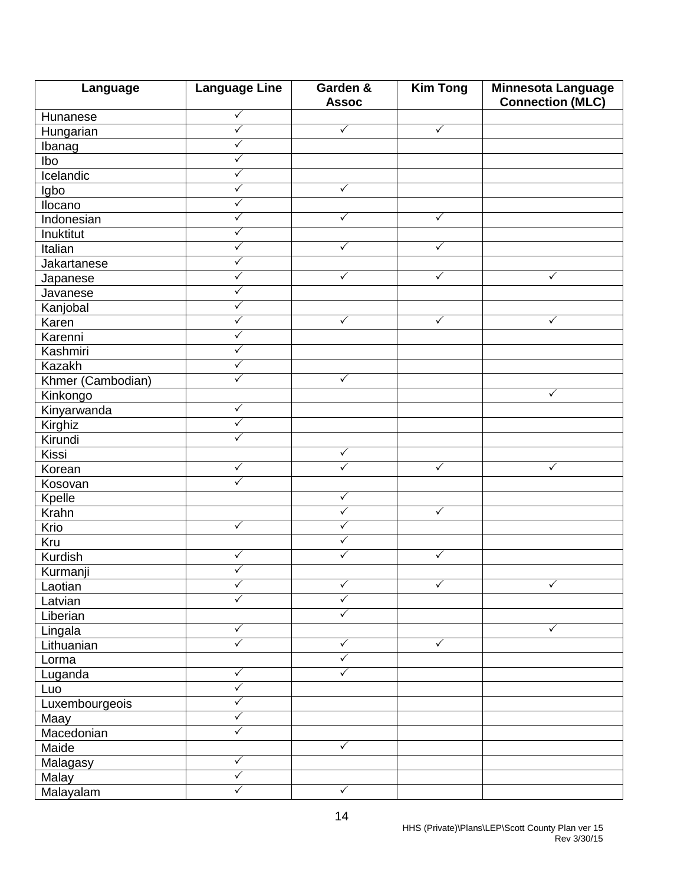| Language | Language Line | Garden & Assoc | Kim Tong | Minnesota Language Connection (MLC) |
|---|---|---|---|---|
| Hunanese | ✓ | | | |
| Hungarian | ✓ | ✓ | ✓ | |
| Ibanag | ✓ | | | |
| Ibo | ✓ | | | |
| Icelandic | ✓ | | | |
| Igbo | ✓ | ✓ | | |
| Ilocano | ✓ | | | |
| Indonesian | ✓ | ✓ | ✓ | |
| Inuktitut | ✓ | | | |
| Italian | ✓ | ✓ | ✓ | |
| Jakartanese | ✓ | | | |
| Japanese | ✓ | ✓ | ✓ | ✓ |
| Javanese | ✓ | | | |
| Kanjobal | ✓ | | | |
| Karen | ✓ | ✓ | ✓ | ✓ |
| Karenni | ✓ | | | |
| Kashmiri | ✓ | | | |
| Kazakh | ✓ | | | |
| Khmer (Cambodian) | ✓ | ✓ | | |
| Kinkongo | | | | ✓ |
| Kinyarwanda | ✓ | | | |
| Kirghiz | ✓ | | | |
| Kirundi | ✓ | | | |
| Kissi | | ✓ | | |
| Korean | ✓ | ✓ | ✓ | ✓ |
| Kosovan | ✓ | | | |
| Kpelle | | ✓ | | |
| Krahn | | ✓ | ✓ | |
| Krio | ✓ | ✓ | | |
| Kru | | ✓ | | |
| Kurdish | ✓ | ✓ | ✓ | |
| Kurmanji | ✓ | | | |
| Laotian | ✓ | ✓ | ✓ | ✓ |
| Latvian | ✓ | ✓ | | |
| Liberian | | ✓ | | |
| Lingala | ✓ | | | ✓ |
| Lithuanian | ✓ | ✓ | ✓ | |
| Lorma | | ✓ | | |
| Luganda | ✓ | ✓ | | |
| Luo | ✓ | | | |
| Luxembourgeois | ✓ | | | |
| Maay | ✓ | | | |
| Macedonian | ✓ | | | |
| Maide | | ✓ | | |
| Malagasy | ✓ | | | |
| Malay | ✓ | | | |
| Malayalam | ✓ | ✓ | | |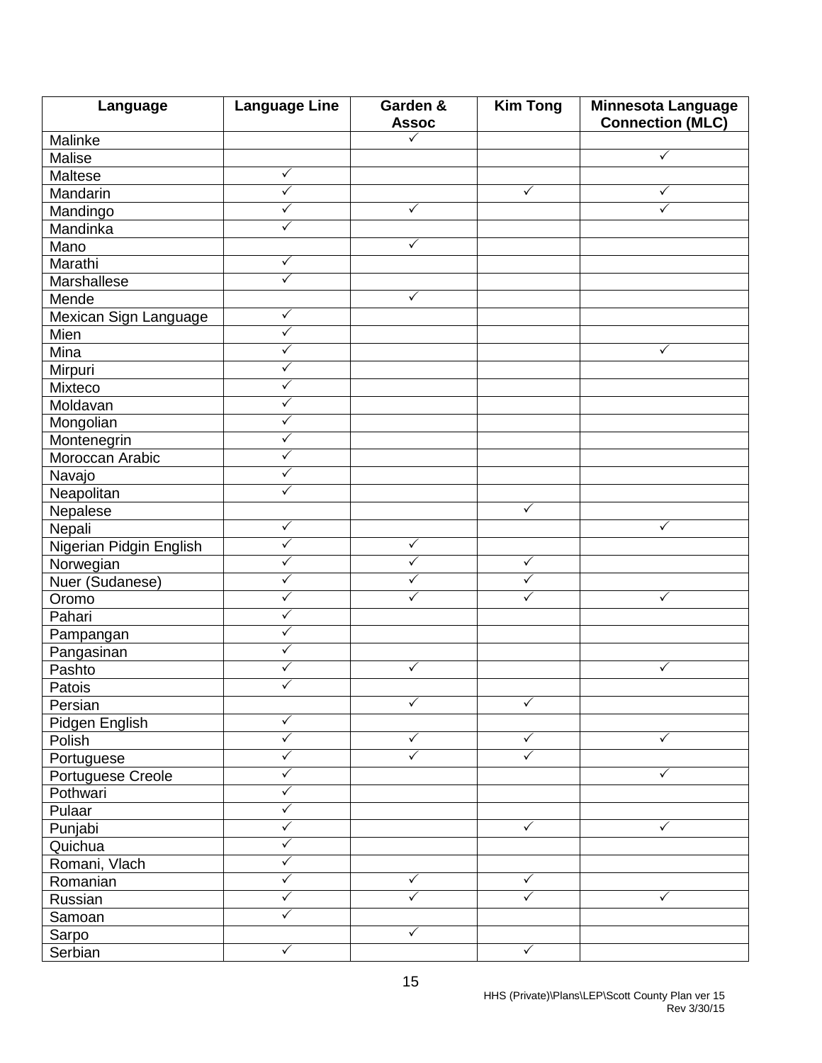| Language | Language Line | Garden & Assoc | Kim Tong | Minnesota Language Connection (MLC) |
|---|---|---|---|---|
| Malinke | | ✓ | | |
| Malise | | | | ✓ |
| Maltese | ✓ | | | |
| Mandarin | ✓ | | ✓ | ✓ |
| Mandingo | ✓ | ✓ | | ✓ |
| Mandinka | ✓ | | | |
| Mano | | ✓ | | |
| Marathi | ✓ | | | |
| Marshallese | ✓ | | | |
| Mende | | ✓ | | |
| Mexican Sign Language | ✓ | | | |
| Mien | ✓ | | | |
| Mina | ✓ | | | ✓ |
| Mirpuri | ✓ | | | |
| Mixteco | ✓ | | | |
| Moldavan | ✓ | | | |
| Mongolian | ✓ | | | |
| Montenegrin | ✓ | | | |
| Moroccan Arabic | ✓ | | | |
| Navajo | ✓ | | | |
| Neapolitan | ✓ | | | |
| Nepalese | | | ✓ | |
| Nepali | ✓ | | | ✓ |
| Nigerian Pidgin English | ✓ | ✓ | | |
| Norwegian | ✓ | ✓ | ✓ | |
| Nuer (Sudanese) | ✓ | ✓ | ✓ | |
| Oromo | ✓ | ✓ | ✓ | ✓ |
| Pahari | ✓ | | | |
| Pampangan | ✓ | | | |
| Pangasinan | ✓ | | | |
| Pashto | ✓ | ✓ | | ✓ |
| Patois | ✓ | | | |
| Persian | | ✓ | ✓ | |
| Pidgen English | ✓ | | | |
| Polish | ✓ | ✓ | ✓ | ✓ |
| Portuguese | ✓ | ✓ | ✓ | |
| Portuguese Creole | ✓ | | | ✓ |
| Pothwari | ✓ | | | |
| Pulaar | ✓ | | | |
| Punjabi | ✓ | | ✓ | ✓ |
| Quichua | ✓ | | | |
| Romani, Vlach | ✓ | | | |
| Romanian | ✓ | ✓ | ✓ | |
| Russian | ✓ | ✓ | ✓ | ✓ |
| Samoan | ✓ | | | |
| Sarpo | | ✓ | | |
| Serbian | ✓ | | ✓ | |

HHS (Private)\Plans\LEP\Scott County Plan ver 15
Rev 3/30/15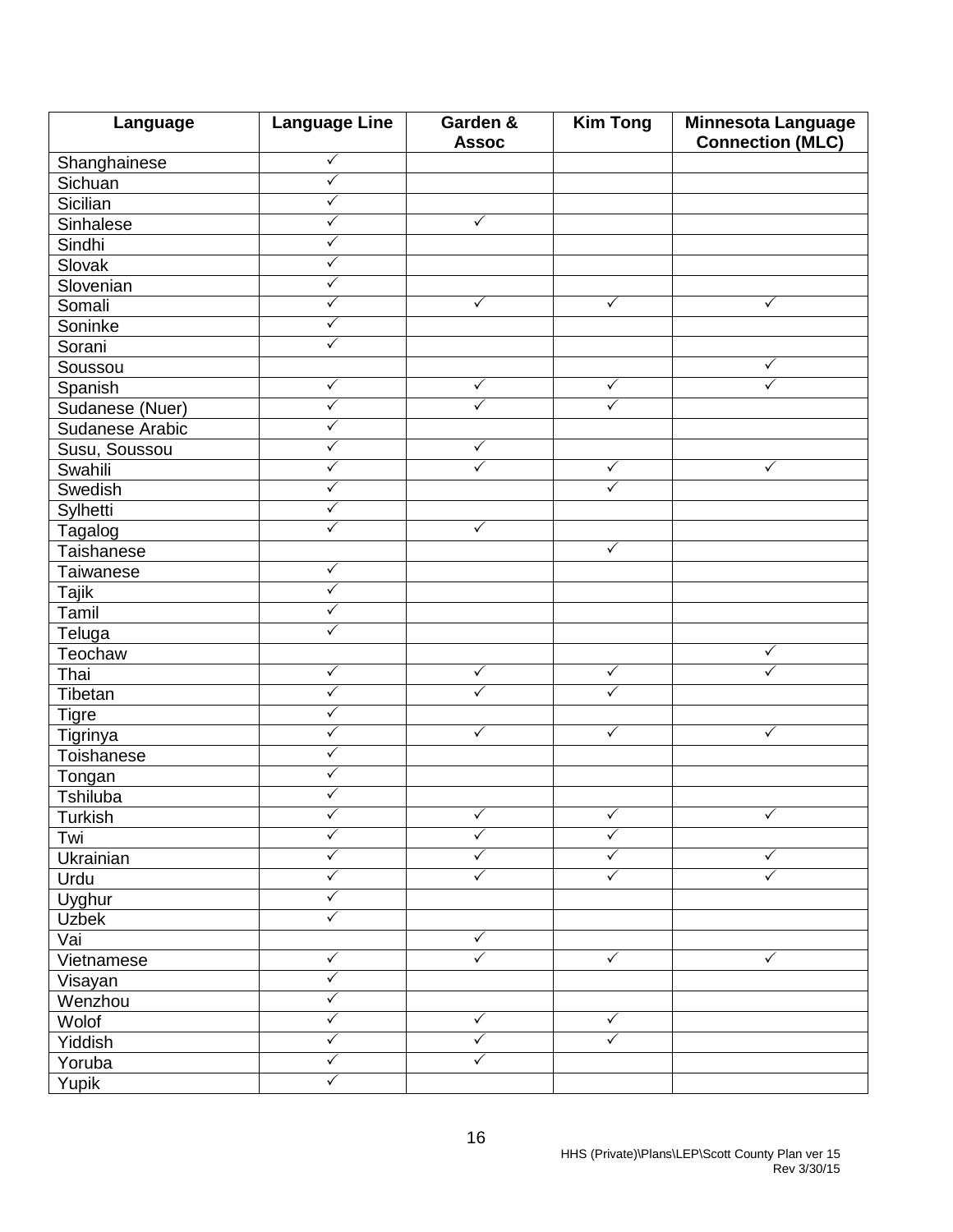| Language | Language Line | Garden & Assoc | Kim Tong | Minnesota Language Connection (MLC) |
|---|---|---|---|---|
| Shanghainese | ✓ | | | |
| Sichuan | ✓ | | | |
| Sicilian | ✓ | | | |
| Sinhalese | ✓ | ✓ | | |
| Sindhi | ✓ | | | |
| Slovak | ✓ | | | |
| Slovenian | ✓ | | | |
| Somali | ✓ | ✓ | ✓ | ✓ |
| Soninke | ✓ | | | |
| Sorani | ✓ | | | |
| Soussou | | | | ✓ |
| Spanish | ✓ | ✓ | ✓ | ✓ |
| Sudanese (Nuer) | ✓ | ✓ | ✓ | |
| Sudanese Arabic | ✓ | | | |
| Susu, Soussou | ✓ | ✓ | | |
| Swahili | ✓ | ✓ | ✓ | ✓ |
| Swedish | ✓ | | ✓ | |
| Sylhetti | ✓ | | | |
| Tagalog | ✓ | ✓ | | |
| Taishanese | | | ✓ | |
| Taiwanese | ✓ | | | |
| Tajik | ✓ | | | |
| Tamil | ✓ | | | |
| Teluga | ✓ | | | |
| Teochaw | | | | ✓ |
| Thai | ✓ | ✓ | ✓ | ✓ |
| Tibetan | ✓ | ✓ | ✓ | |
| Tigre | ✓ | | | |
| Tigrinya | ✓ | ✓ | ✓ | ✓ |
| Toishanese | ✓ | | | |
| Tongan | ✓ | | | |
| Tshiluba | ✓ | | | |
| Turkish | ✓ | ✓ | ✓ | ✓ |
| Twi | ✓ | ✓ | ✓ | |
| Ukrainian | ✓ | ✓ | ✓ | ✓ |
| Urdu | ✓ | ✓ | ✓ | ✓ |
| Uyghur | ✓ | | | |
| Uzbek | ✓ | | | |
| Vai | | ✓ | | |
| Vietnamese | ✓ | ✓ | ✓ | ✓ |
| Visayan | ✓ | | | |
| Wenzhou | ✓ | | | |
| Wolof | ✓ | ✓ | ✓ | |
| Yiddish | ✓ | ✓ | ✓ | |
| Yoruba | ✓ | ✓ | | |
| Yupik | ✓ | | | |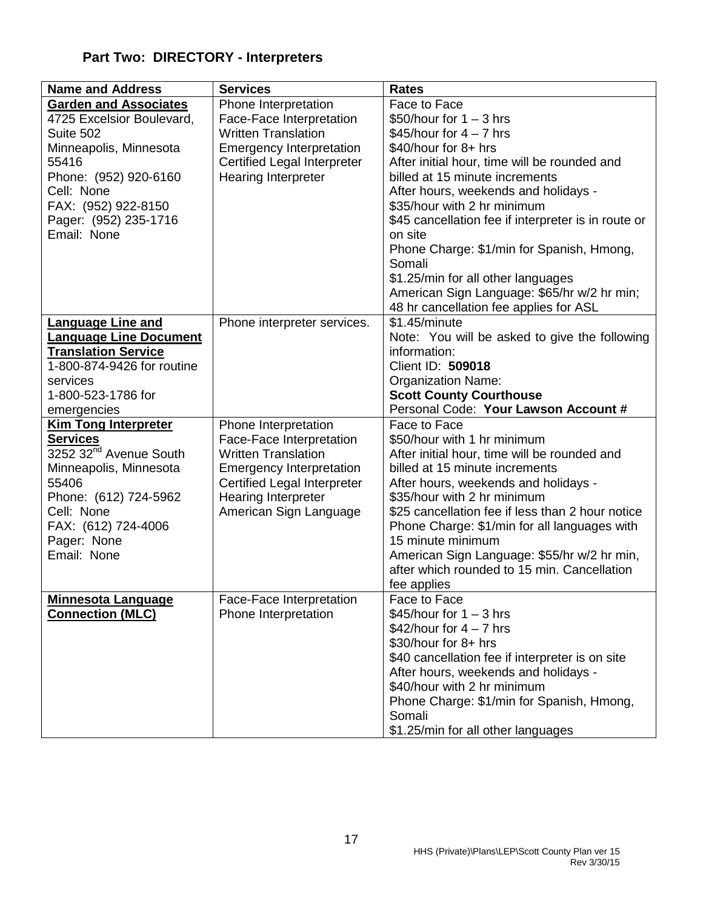## Part Two: DIRECTORY - Interpreters

| Name and Address | Services | Rates |
|---|---|---|
| **Garden and Associates**<br>4725 Excelsior Boulevard, Suite 502<br>Minneapolis, Minnesota 55416<br>Phone: (952) 920-6160<br>Cell: None<br>FAX: (952) 922-8150<br>Pager: (952) 235-1716<br>Email: None | Phone Interpretation<br>Face-Face Interpretation<br>Written Translation<br>Emergency Interpretation<br>Certified Legal Interpreter<br>Hearing Interpreter | Face to Face<br>$50/hour for 1 – 3 hrs<br>$45/hour for 4 – 7 hrs<br>$40/hour for 8+ hrs<br>After initial hour, time will be rounded and billed at 15 minute increments<br>After hours, weekends and holidays - $35/hour with 2 hr minimum<br>$45 cancellation fee if interpreter is in route or on site<br>Phone Charge: $1/min for Spanish, Hmong, Somali<br>$1.25/min for all other languages<br>American Sign Language: $65/hr w/2 hr min; 48 hr cancellation fee applies for ASL |
| **Language Line and Language Line Document Translation Service**<br>1-800-874-9426 for routine services<br>1-800-523-1786 for emergencies | Phone interpreter services. | $1.45/minute<br>Note: You will be asked to give the following information:<br>Client ID: **509018**<br>Organization Name:<br>**Scott County Courthouse**<br>Personal Code: **Your Lawson Account #** |
| **Kim Tong Interpreter Services**<br>3252 32nd Avenue South<br>Minneapolis, Minnesota 55406<br>Phone: (612) 724-5962<br>Cell: None<br>FAX: (612) 724-4006<br>Pager: None<br>Email: None | Phone Interpretation<br>Face-Face Interpretation<br>Written Translation<br>Emergency Interpretation<br>Certified Legal Interpreter<br>Hearing Interpreter<br>American Sign Language | Face to Face<br>$50/hour with 1 hr minimum<br>After initial hour, time will be rounded and billed at 15 minute increments<br>After hours, weekends and holidays - $35/hour with 2 hr minimum<br>$25 cancellation fee if less than 2 hour notice<br>Phone Charge: $1/min for all languages with 15 minute minimum<br>American Sign Language: $55/hr w/2 hr min, after which rounded to 15 min. Cancellation fee applies |
| **Minnesota Language Connection (MLC)** | Face-Face Interpretation<br>Phone Interpretation | Face to Face<br>$45/hour for 1 – 3 hrs<br>$42/hour for 4 – 7 hrs<br>$30/hour for 8+ hrs<br>$40 cancellation fee if interpreter is on site<br>After hours, weekends and holidays - $40/hour with 2 hr minimum<br>Phone Charge: $1/min for Spanish, Hmong, Somali<br>$1.25/min for all other languages |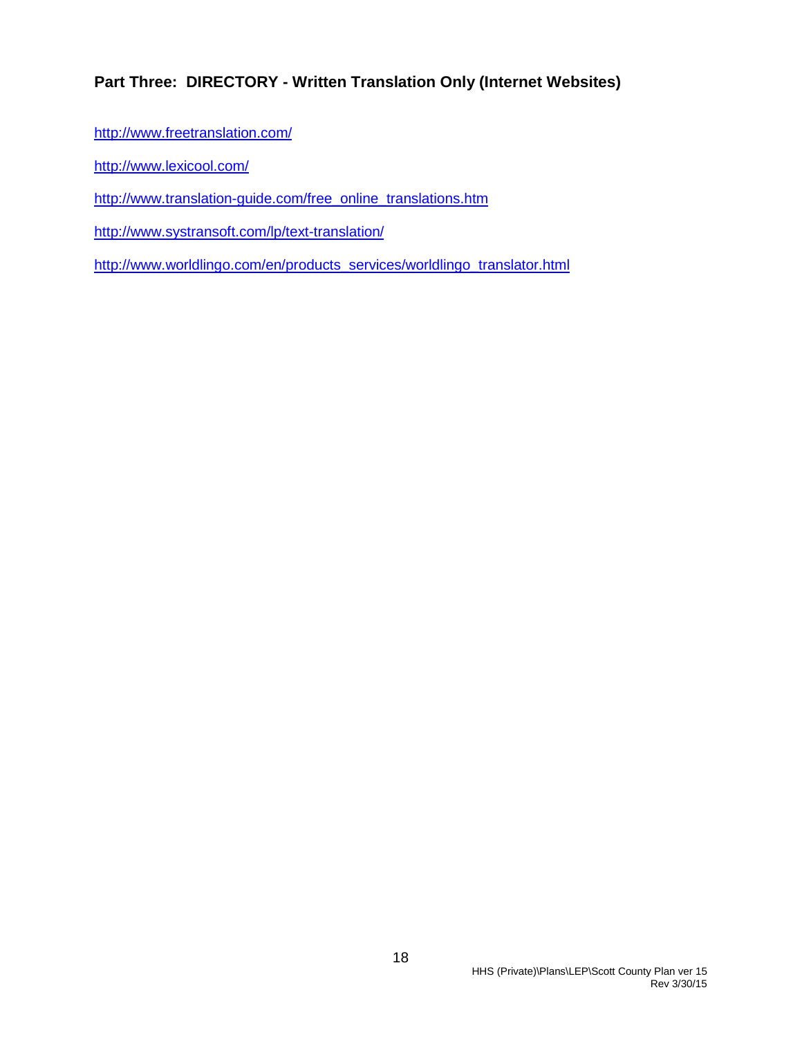### Part Three: DIRECTORY - Written Translation Only (Internet Websites)

http://www.freetranslation.com/

http://www.lexicool.com/

http://www.translation-guide.com/free_online_translations.htm

http://www.systransoft.com/lp/text-translation/

http://www.worldlingo.com/en/products_services/worldlingo_translator.html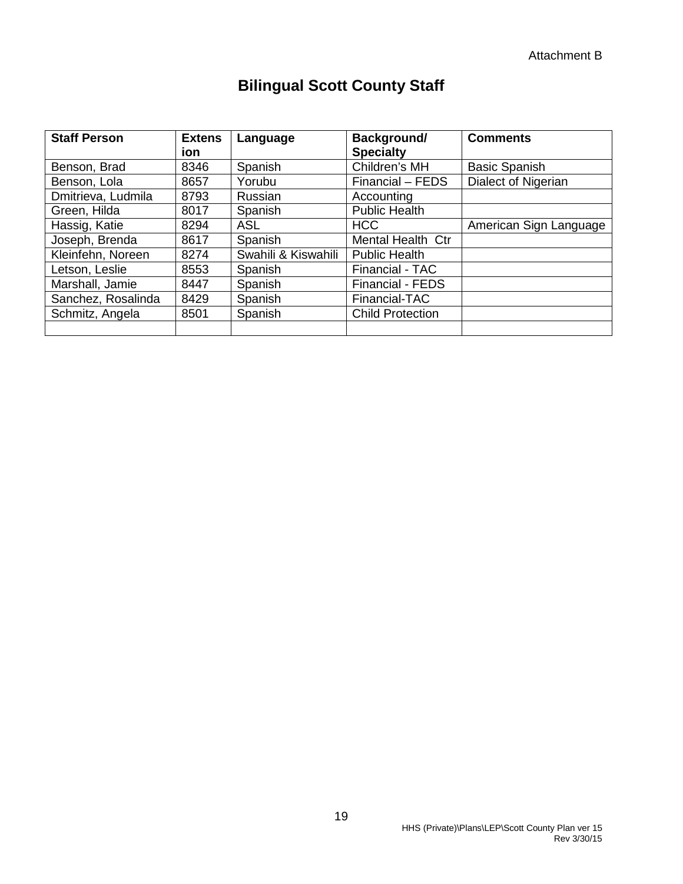Attachment B

# Bilingual Scott County Staff

| Staff Person | Extension | Language | Background/ Specialty | Comments |
|---|---|---|---|---|
| Benson, Brad | 8346 | Spanish | Children's MH | Basic Spanish |
| Benson, Lola | 8657 | Yorubu | Financial – FEDS | Dialect of Nigerian |
| Dmitrieva, Ludmila | 8793 | Russian | Accounting | |
| Green, Hilda | 8017 | Spanish | Public Health | |
| Hassig, Katie | 8294 | ASL | HCC | American Sign Language |
| Joseph, Brenda | 8617 | Spanish | Mental Health Ctr | |
| Kleinfehn, Noreen | 8274 | Swahili & Kiswahili | Public Health | |
| Letson, Leslie | 8553 | Spanish | Financial - TAC | |
| Marshall, Jamie | 8447 | Spanish | Financial - FEDS | |
| Sanchez, Rosalinda | 8429 | Spanish | Financial-TAC | |
| Schmitz, Angela | 8501 | Spanish | Child Protection | |
| | | | | |

HHS (Private)\Plans\LEP\Scott County Plan ver 15
Rev 3/30/15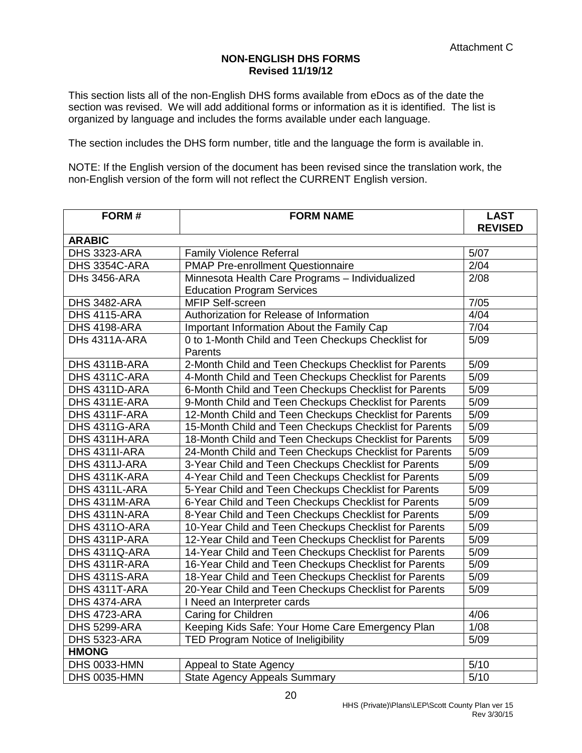Attachment C

**NON-ENGLISH DHS FORMS**
**Revised 11/19/12**

This section lists all of the non-English DHS forms available from eDocs as of the date the section was revised. We will add additional forms or information as it is identified. The list is organized by language and includes the forms available under each language.

The section includes the DHS form number, title and the language the form is available in.

NOTE: If the English version of the document has been revised since the translation work, the non-English version of the form will not reflect the CURRENT English version.

| FORM # | FORM NAME | LAST REVISED |
|---|---|---|
| **ARABIC** | | |
| DHS 3323-ARA | Family Violence Referral | 5/07 |
| DHS 3354C-ARA | PMAP Pre-enrollment Questionnaire | 2/04 |
| DHs 3456-ARA | Minnesota Health Care Programs – Individualized Education Program Services | 2/08 |
| DHS 3482-ARA | MFIP Self-screen | 7/05 |
| DHS 4115-ARA | Authorization for Release of Information | 4/04 |
| DHS 4198-ARA | Important Information About the Family Cap | 7/04 |
| DHs 4311A-ARA | 0 to 1-Month Child and Teen Checkups Checklist for Parents | 5/09 |
| DHS 4311B-ARA | 2-Month Child and Teen Checkups Checklist for Parents | 5/09 |
| DHS 4311C-ARA | 4-Month Child and Teen Checkups Checklist for Parents | 5/09 |
| DHS 4311D-ARA | 6-Month Child and Teen Checkups Checklist for Parents | 5/09 |
| DHS 4311E-ARA | 9-Month Child and Teen Checkups Checklist for Parents | 5/09 |
| DHS 4311F-ARA | 12-Month Child and Teen Checkups Checklist for Parents | 5/09 |
| DHS 4311G-ARA | 15-Month Child and Teen Checkups Checklist for Parents | 5/09 |
| DHS 4311H-ARA | 18-Month Child and Teen Checkups Checklist for Parents | 5/09 |
| DHS 4311I-ARA | 24-Month Child and Teen Checkups Checklist for Parents | 5/09 |
| DHS 4311J-ARA | 3-Year Child and Teen Checkups Checklist for Parents | 5/09 |
| DHS 4311K-ARA | 4-Year Child and Teen Checkups Checklist for Parents | 5/09 |
| DHS 4311L-ARA | 5-Year Child and Teen Checkups Checklist for Parents | 5/09 |
| DHS 4311M-ARA | 6-Year Child and Teen Checkups Checklist for Parents | 5/09 |
| DHS 4311N-ARA | 8-Year Child and Teen Checkups Checklist for Parents | 5/09 |
| DHS 4311O-ARA | 10-Year Child and Teen Checkups Checklist for Parents | 5/09 |
| DHS 4311P-ARA | 12-Year Child and Teen Checkups Checklist for Parents | 5/09 |
| DHS 4311Q-ARA | 14-Year Child and Teen Checkups Checklist for Parents | 5/09 |
| DHS 4311R-ARA | 16-Year Child and Teen Checkups Checklist for Parents | 5/09 |
| DHS 4311S-ARA | 18-Year Child and Teen Checkups Checklist for Parents | 5/09 |
| DHS 4311T-ARA | 20-Year Child and Teen Checkups Checklist for Parents | 5/09 |
| DHS 4374-ARA | I Need an Interpreter cards | |
| DHS 4723-ARA | Caring for Children | 4/06 |
| DHS 5299-ARA | Keeping Kids Safe: Your Home Care Emergency Plan | 1/08 |
| DHS 5323-ARA | TED Program Notice of Ineligibility | 5/09 |
| **HMONG** | | |
| DHS 0033-HMN | Appeal to State Agency | 5/10 |
| DHS 0035-HMN | State Agency Appeals Summary | 5/10 |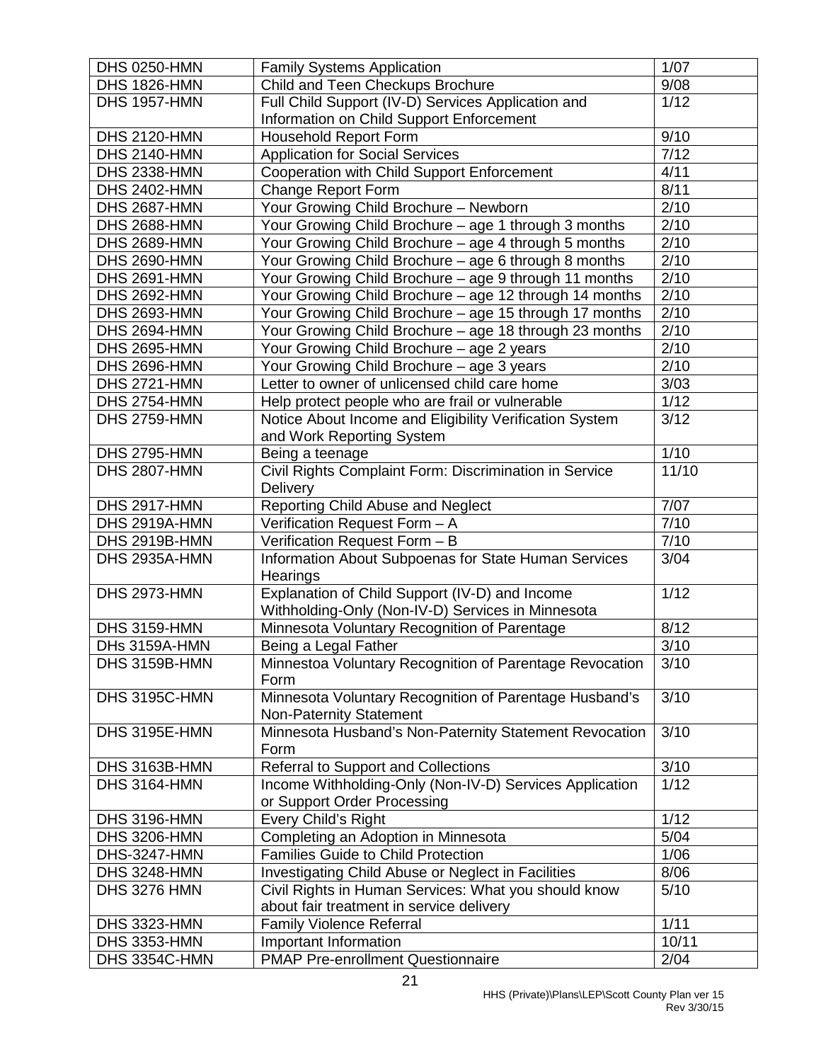| DHS 0250-HMN | Family Systems Application | 1/07 |
|---|---|---|
| DHS 1826-HMN | Child and Teen Checkups Brochure | 9/08 |
| DHS 1957-HMN | Full Child Support (IV-D) Services Application and Information on Child Support Enforcement | 1/12 |
| DHS 2120-HMN | Household Report Form | 9/10 |
| DHS 2140-HMN | Application for Social Services | 7/12 |
| DHS 2338-HMN | Cooperation with Child Support Enforcement | 4/11 |
| DHS 2402-HMN | Change Report Form | 8/11 |
| DHS 2687-HMN | Your Growing Child Brochure – Newborn | 2/10 |
| DHS 2688-HMN | Your Growing Child Brochure – age 1 through 3 months | 2/10 |
| DHS 2689-HMN | Your Growing Child Brochure – age 4 through 5 months | 2/10 |
| DHS 2690-HMN | Your Growing Child Brochure – age 6 through 8 months | 2/10 |
| DHS 2691-HMN | Your Growing Child Brochure – age 9 through 11 months | 2/10 |
| DHS 2692-HMN | Your Growing Child Brochure – age 12 through 14 months | 2/10 |
| DHS 2693-HMN | Your Growing Child Brochure – age 15 through 17 months | 2/10 |
| DHS 2694-HMN | Your Growing Child Brochure – age 18 through 23 months | 2/10 |
| DHS 2695-HMN | Your Growing Child Brochure – age 2 years | 2/10 |
| DHS 2696-HMN | Your Growing Child Brochure – age 3 years | 2/10 |
| DHS 2721-HMN | Letter to owner of unlicensed child care home | 3/03 |
| DHS 2754-HMN | Help protect people who are frail or vulnerable | 1/12 |
| DHS 2759-HMN | Notice About Income and Eligibility Verification System and Work Reporting System | 3/12 |
| DHS 2795-HMN | Being a teenage | 1/10 |
| DHS 2807-HMN | Civil Rights Complaint Form: Discrimination in Service Delivery | 11/10 |
| DHS 2917-HMN | Reporting Child Abuse and Neglect | 7/07 |
| DHS 2919A-HMN | Verification Request Form – A | 7/10 |
| DHS 2919B-HMN | Verification Request Form – B | 7/10 |
| DHS 2935A-HMN | Information About Subpoenas for State Human Services Hearings | 3/04 |
| DHS 2973-HMN | Explanation of Child Support (IV-D) and Income Withholding-Only (Non-IV-D) Services in Minnesota | 1/12 |
| DHS 3159-HMN | Minnesota Voluntary Recognition of Parentage | 8/12 |
| DHs 3159A-HMN | Being a Legal Father | 3/10 |
| DHS 3159B-HMN | Minnestoa Voluntary Recognition of Parentage Revocation Form | 3/10 |
| DHS 3195C-HMN | Minnesota Voluntary Recognition of Parentage Husband's Non-Paternity Statement | 3/10 |
| DHS 3195E-HMN | Minnesota Husband's Non-Paternity Statement Revocation Form | 3/10 |
| DHS 3163B-HMN | Referral to Support and Collections | 3/10 |
| DHS 3164-HMN | Income Withholding-Only (Non-IV-D) Services Application or Support Order Processing | 1/12 |
| DHS 3196-HMN | Every Child's Right | 1/12 |
| DHS 3206-HMN | Completing an Adoption in Minnesota | 5/04 |
| DHS-3247-HMN | Families Guide to Child Protection | 1/06 |
| DHS 3248-HMN | Investigating Child Abuse or Neglect in Facilities | 8/06 |
| DHS 3276 HMN | Civil Rights in Human Services: What you should know about fair treatment in service delivery | 5/10 |
| DHS 3323-HMN | Family Violence Referral | 1/11 |
| DHS 3353-HMN | Important Information | 10/11 |
| DHS 3354C-HMN | PMAP Pre-enrollment Questionnaire | 2/04 |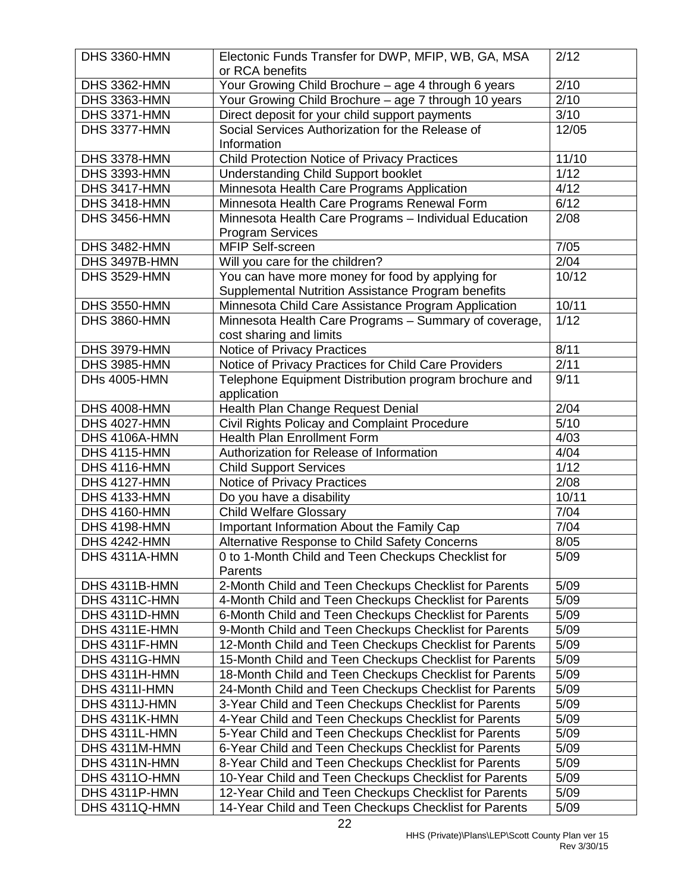| | | |
|---|---|---|
| DHS 3360-HMN | Electonic Funds Transfer for DWP, MFIP, WB, GA, MSA or RCA benefits | 2/12 |
| DHS 3362-HMN | Your Growing Child Brochure – age 4 through 6 years | 2/10 |
| DHS 3363-HMN | Your Growing Child Brochure – age 7 through 10 years | 2/10 |
| DHS 3371-HMN | Direct deposit for your child support payments | 3/10 |
| DHS 3377-HMN | Social Services Authorization for the Release of Information | 12/05 |
| DHS 3378-HMN | Child Protection Notice of Privacy Practices | 11/10 |
| DHS 3393-HMN | Understanding Child Support booklet | 1/12 |
| DHS 3417-HMN | Minnesota Health Care Programs Application | 4/12 |
| DHS 3418-HMN | Minnesota Health Care Programs Renewal Form | 6/12 |
| DHS 3456-HMN | Minnesota Health Care Programs – Individual Education Program Services | 2/08 |
| DHS 3482-HMN | MFIP Self-screen | 7/05 |
| DHS 3497B-HMN | Will you care for the children? | 2/04 |
| DHS 3529-HMN | You can have more money for food by applying for Supplemental Nutrition Assistance Program benefits | 10/12 |
| DHS 3550-HMN | Minnesota Child Care Assistance Program Application | 10/11 |
| DHS 3860-HMN | Minnesota Health Care Programs – Summary of coverage, cost sharing and limits | 1/12 |
| DHS 3979-HMN | Notice of Privacy Practices | 8/11 |
| DHS 3985-HMN | Notice of Privacy Practices for Child Care Providers | 2/11 |
| DHs 4005-HMN | Telephone Equipment Distribution program brochure and application | 9/11 |
| DHS 4008-HMN | Health Plan Change Request Denial | 2/04 |
| DHS 4027-HMN | Civil Rights Policay and Complaint Procedure | 5/10 |
| DHS 4106A-HMN | Health Plan Enrollment Form | 4/03 |
| DHS 4115-HMN | Authorization for Release of Information | 4/04 |
| DHS 4116-HMN | Child Support Services | 1/12 |
| DHS 4127-HMN | Notice of Privacy Practices | 2/08 |
| DHS 4133-HMN | Do you have a disability | 10/11 |
| DHS 4160-HMN | Child Welfare Glossary | 7/04 |
| DHS 4198-HMN | Important Information About the Family Cap | 7/04 |
| DHS 4242-HMN | Alternative Response to Child Safety Concerns | 8/05 |
| DHS 4311A-HMN | 0 to 1-Month Child and Teen Checkups Checklist for Parents | 5/09 |
| DHS 4311B-HMN | 2-Month Child and Teen Checkups Checklist for Parents | 5/09 |
| DHS 4311C-HMN | 4-Month Child and Teen Checkups Checklist for Parents | 5/09 |
| DHS 4311D-HMN | 6-Month Child and Teen Checkups Checklist for Parents | 5/09 |
| DHS 4311E-HMN | 9-Month Child and Teen Checkups Checklist for Parents | 5/09 |
| DHS 4311F-HMN | 12-Month Child and Teen Checkups Checklist for Parents | 5/09 |
| DHS 4311G-HMN | 15-Month Child and Teen Checkups Checklist for Parents | 5/09 |
| DHS 4311H-HMN | 18-Month Child and Teen Checkups Checklist for Parents | 5/09 |
| DHS 4311I-HMN | 24-Month Child and Teen Checkups Checklist for Parents | 5/09 |
| DHS 4311J-HMN | 3-Year Child and Teen Checkups Checklist for Parents | 5/09 |
| DHS 4311K-HMN | 4-Year Child and Teen Checkups Checklist for Parents | 5/09 |
| DHS 4311L-HMN | 5-Year Child and Teen Checkups Checklist for Parents | 5/09 |
| DHS 4311M-HMN | 6-Year Child and Teen Checkups Checklist for Parents | 5/09 |
| DHS 4311N-HMN | 8-Year Child and Teen Checkups Checklist for Parents | 5/09 |
| DHS 4311O-HMN | 10-Year Child and Teen Checkups Checklist for Parents | 5/09 |
| DHS 4311P-HMN | 12-Year Child and Teen Checkups Checklist for Parents | 5/09 |
| DHS 4311Q-HMN | 14-Year Child and Teen Checkups Checklist for Parents | 5/09 |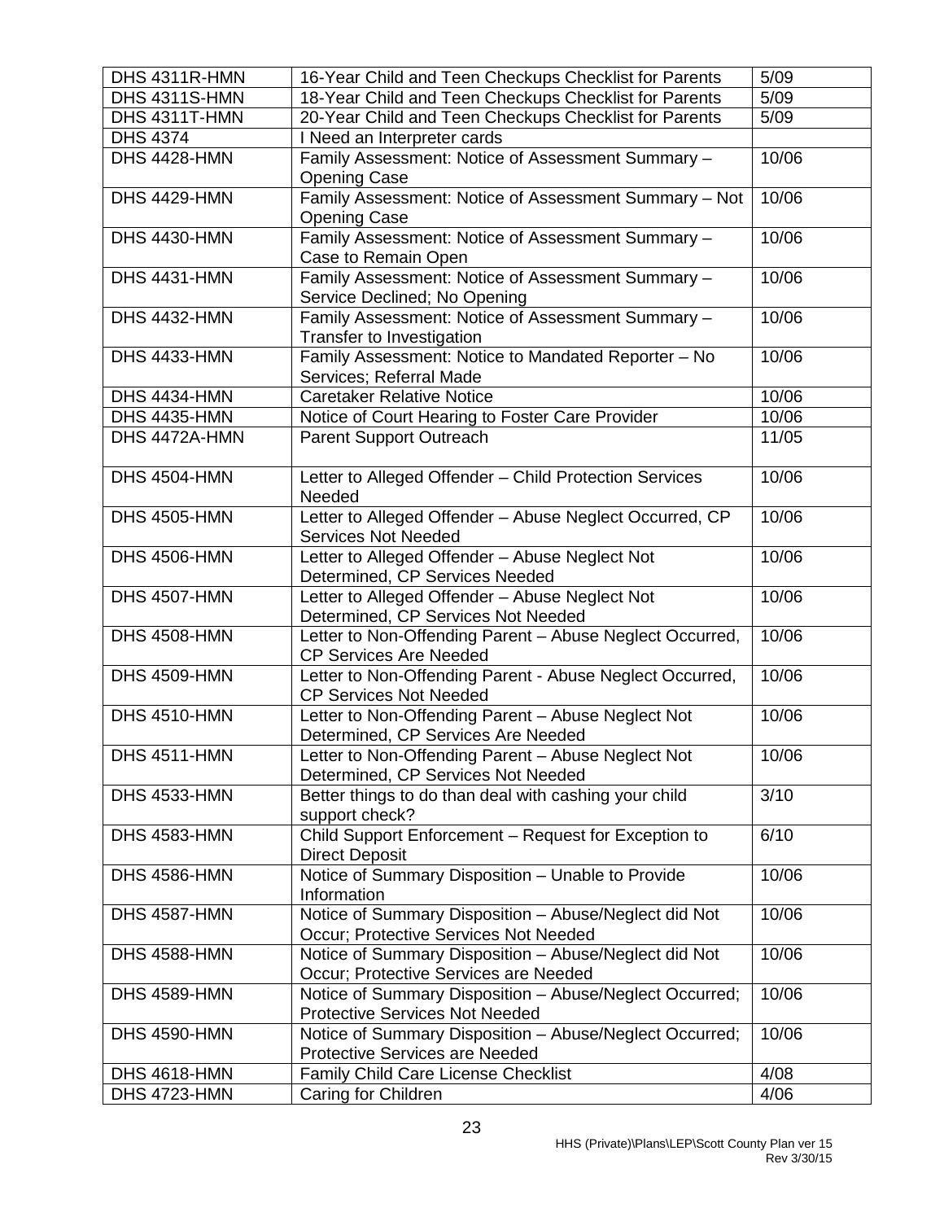| DHS 4311R-HMN | 16-Year Child and Teen Checkups Checklist for Parents | 5/09 |
|---|---|---|
| DHS 4311S-HMN | 18-Year Child and Teen Checkups Checklist for Parents | 5/09 |
| DHS 4311T-HMN | 20-Year Child and Teen Checkups Checklist for Parents | 5/09 |
| DHS 4374 | I Need an Interpreter cards | |
| DHS 4428-HMN | Family Assessment: Notice of Assessment Summary – Opening Case | 10/06 |
| DHS 4429-HMN | Family Assessment: Notice of Assessment Summary – Not Opening Case | 10/06 |
| DHS 4430-HMN | Family Assessment: Notice of Assessment Summary – Case to Remain Open | 10/06 |
| DHS 4431-HMN | Family Assessment: Notice of Assessment Summary – Service Declined; No Opening | 10/06 |
| DHS 4432-HMN | Family Assessment: Notice of Assessment Summary – Transfer to Investigation | 10/06 |
| DHS 4433-HMN | Family Assessment: Notice to Mandated Reporter – No Services; Referral Made | 10/06 |
| DHS 4434-HMN | Caretaker Relative Notice | 10/06 |
| DHS 4435-HMN | Notice of Court Hearing to Foster Care Provider | 10/06 |
| DHS 4472A-HMN | Parent Support Outreach | 11/05 |
| DHS 4504-HMN | Letter to Alleged Offender – Child Protection Services Needed | 10/06 |
| DHS 4505-HMN | Letter to Alleged Offender – Abuse Neglect Occurred, CP Services Not Needed | 10/06 |
| DHS 4506-HMN | Letter to Alleged Offender – Abuse Neglect Not Determined, CP Services Needed | 10/06 |
| DHS 4507-HMN | Letter to Alleged Offender – Abuse Neglect Not Determined, CP Services Not Needed | 10/06 |
| DHS 4508-HMN | Letter to Non-Offending Parent – Abuse Neglect Occurred, CP Services Are Needed | 10/06 |
| DHS 4509-HMN | Letter to Non-Offending Parent - Abuse Neglect Occurred, CP Services Not Needed | 10/06 |
| DHS 4510-HMN | Letter to Non-Offending Parent – Abuse Neglect Not Determined, CP Services Are Needed | 10/06 |
| DHS 4511-HMN | Letter to Non-Offending Parent – Abuse Neglect Not Determined, CP Services Not Needed | 10/06 |
| DHS 4533-HMN | Better things to do than deal with cashing your child support check? | 3/10 |
| DHS 4583-HMN | Child Support Enforcement – Request for Exception to Direct Deposit | 6/10 |
| DHS 4586-HMN | Notice of Summary Disposition – Unable to Provide Information | 10/06 |
| DHS 4587-HMN | Notice of Summary Disposition – Abuse/Neglect did Not Occur; Protective Services Not Needed | 10/06 |
| DHS 4588-HMN | Notice of Summary Disposition – Abuse/Neglect did Not Occur; Protective Services are Needed | 10/06 |
| DHS 4589-HMN | Notice of Summary Disposition – Abuse/Neglect Occurred; Protective Services Not Needed | 10/06 |
| DHS 4590-HMN | Notice of Summary Disposition – Abuse/Neglect Occurred; Protective Services are Needed | 10/06 |
| DHS 4618-HMN | Family Child Care License Checklist | 4/08 |
| DHS 4723-HMN | Caring for Children | 4/06 |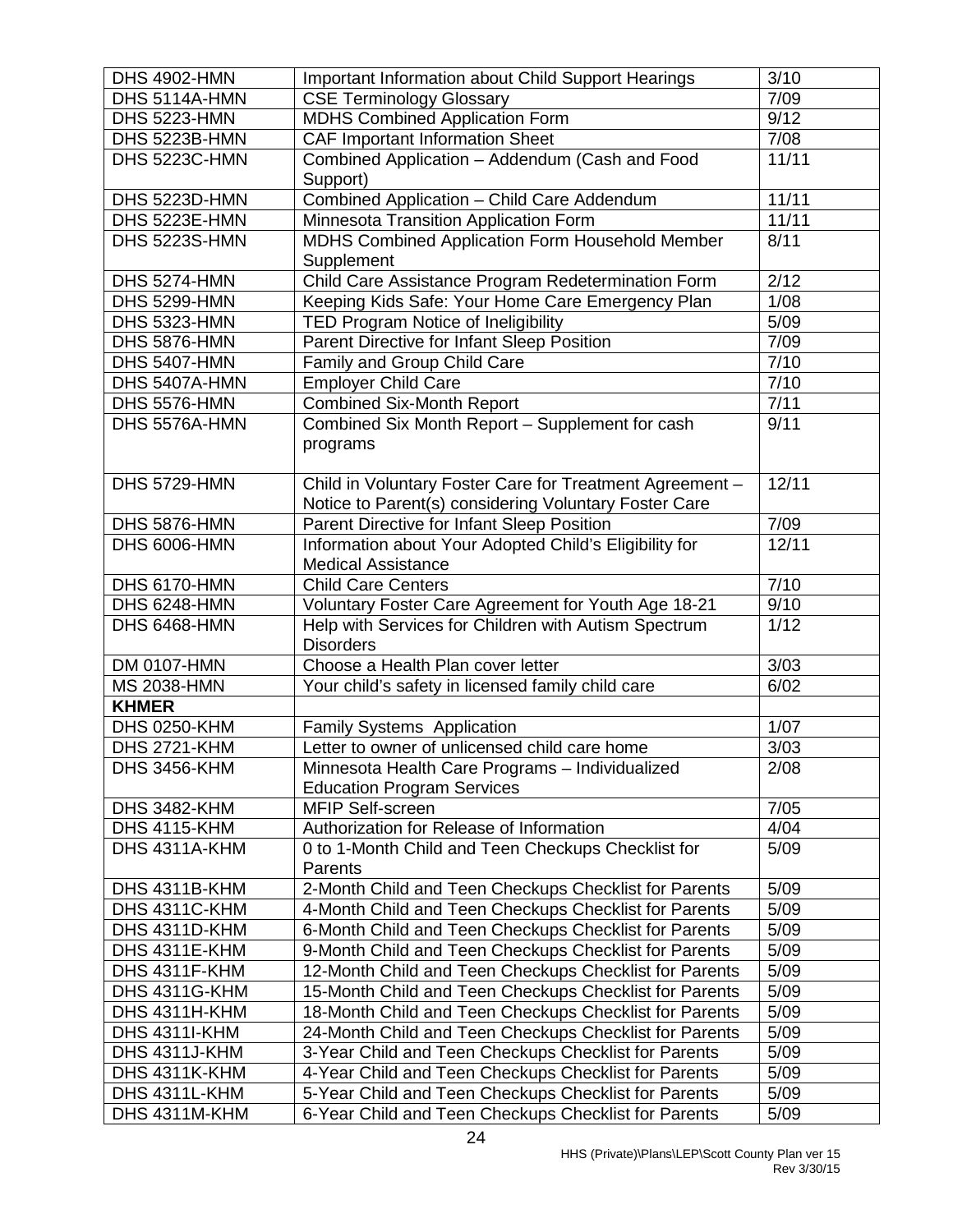| | | |
|---|---|---|
| DHS 4902-HMN | Important Information about Child Support Hearings | 3/10 |
| DHS 5114A-HMN | CSE Terminology Glossary | 7/09 |
| DHS 5223-HMN | MDHS Combined Application Form | 9/12 |
| DHS 5223B-HMN | CAF Important Information Sheet | 7/08 |
| DHS 5223C-HMN | Combined Application – Addendum (Cash and Food Support) | 11/11 |
| DHS 5223D-HMN | Combined Application – Child Care Addendum | 11/11 |
| DHS 5223E-HMN | Minnesota Transition Application Form | 11/11 |
| DHS 5223S-HMN | MDHS Combined Application Form Household Member Supplement | 8/11 |
| DHS 5274-HMN | Child Care Assistance Program Redetermination Form | 2/12 |
| DHS 5299-HMN | Keeping Kids Safe: Your Home Care Emergency Plan | 1/08 |
| DHS 5323-HMN | TED Program Notice of Ineligibility | 5/09 |
| DHS 5876-HMN | Parent Directive for Infant Sleep Position | 7/09 |
| DHS 5407-HMN | Family and Group Child Care | 7/10 |
| DHS 5407A-HMN | Employer Child Care | 7/10 |
| DHS 5576-HMN | Combined Six-Month Report | 7/11 |
| DHS 5576A-HMN | Combined Six Month Report – Supplement for cash programs | 9/11 |
| DHS 5729-HMN | Child in Voluntary Foster Care for Treatment Agreement – Notice to Parent(s) considering Voluntary Foster Care | 12/11 |
| DHS 5876-HMN | Parent Directive for Infant Sleep Position | 7/09 |
| DHS 6006-HMN | Information about Your Adopted Child's Eligibility for Medical Assistance | 12/11 |
| DHS 6170-HMN | Child Care Centers | 7/10 |
| DHS 6248-HMN | Voluntary Foster Care Agreement for Youth Age 18-21 | 9/10 |
| DHS 6468-HMN | Help with Services for Children with Autism Spectrum Disorders | 1/12 |
| DM 0107-HMN | Choose a Health Plan cover letter | 3/03 |
| MS 2038-HMN | Your child's safety in licensed family child care | 6/02 |
| **KHMER** | | |
| DHS 0250-KHM | Family Systems Application | 1/07 |
| DHS 2721-KHM | Letter to owner of unlicensed child care home | 3/03 |
| DHS 3456-KHM | Minnesota Health Care Programs – Individualized Education Program Services | 2/08 |
| DHS 3482-KHM | MFIP Self-screen | 7/05 |
| DHS 4115-KHM | Authorization for Release of Information | 4/04 |
| DHS 4311A-KHM | 0 to 1-Month Child and Teen Checkups Checklist for Parents | 5/09 |
| DHS 4311B-KHM | 2-Month Child and Teen Checkups Checklist for Parents | 5/09 |
| DHS 4311C-KHM | 4-Month Child and Teen Checkups Checklist for Parents | 5/09 |
| DHS 4311D-KHM | 6-Month Child and Teen Checkups Checklist for Parents | 5/09 |
| DHS 4311E-KHM | 9-Month Child and Teen Checkups Checklist for Parents | 5/09 |
| DHS 4311F-KHM | 12-Month Child and Teen Checkups Checklist for Parents | 5/09 |
| DHS 4311G-KHM | 15-Month Child and Teen Checkups Checklist for Parents | 5/09 |
| DHS 4311H-KHM | 18-Month Child and Teen Checkups Checklist for Parents | 5/09 |
| DHS 4311I-KHM | 24-Month Child and Teen Checkups Checklist for Parents | 5/09 |
| DHS 4311J-KHM | 3-Year Child and Teen Checkups Checklist for Parents | 5/09 |
| DHS 4311K-KHM | 4-Year Child and Teen Checkups Checklist for Parents | 5/09 |
| DHS 4311L-KHM | 5-Year Child and Teen Checkups Checklist for Parents | 5/09 |
| DHS 4311M-KHM | 6-Year Child and Teen Checkups Checklist for Parents | 5/09 |

HHS (Private)\Plans\LEP\Scott County Plan ver 15
Rev 3/30/15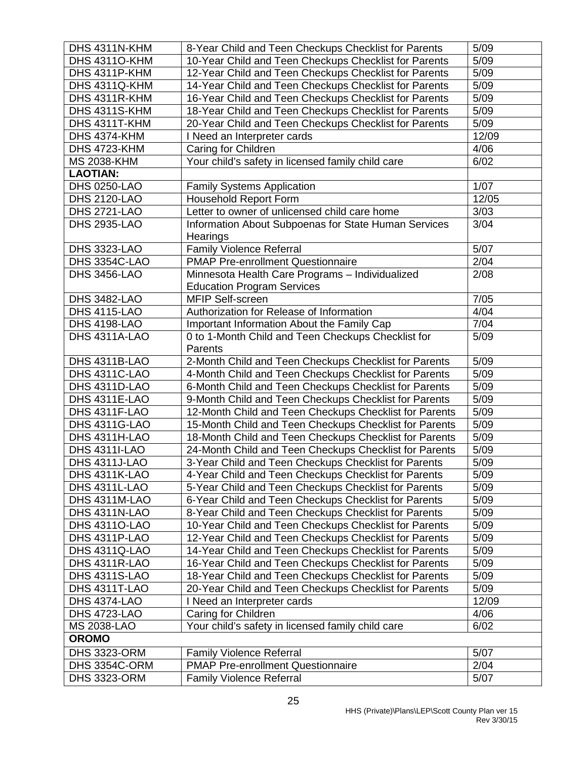| DHS 4311N-KHM | 8-Year Child and Teen Checkups Checklist for Parents | 5/09 |
|---|---|---|
| DHS 4311O-KHM | 10-Year Child and Teen Checkups Checklist for Parents | 5/09 |
| DHS 4311P-KHM | 12-Year Child and Teen Checkups Checklist for Parents | 5/09 |
| DHS 4311Q-KHM | 14-Year Child and Teen Checkups Checklist for Parents | 5/09 |
| DHS 4311R-KHM | 16-Year Child and Teen Checkups Checklist for Parents | 5/09 |
| DHS 4311S-KHM | 18-Year Child and Teen Checkups Checklist for Parents | 5/09 |
| DHS 4311T-KHM | 20-Year Child and Teen Checkups Checklist for Parents | 5/09 |
| DHS 4374-KHM | I Need an Interpreter cards | 12/09 |
| DHS 4723-KHM | Caring for Children | 4/06 |
| MS 2038-KHM | Your child's safety in licensed family child care | 6/02 |
| **LAOTIAN:** | | |
| DHS 0250-LAO | Family Systems Application | 1/07 |
| DHS 2120-LAO | Household Report Form | 12/05 |
| DHS 2721-LAO | Letter to owner of unlicensed child care home | 3/03 |
| DHS 2935-LAO | Information About Subpoenas for State Human Services Hearings | 3/04 |
| DHS 3323-LAO | Family Violence Referral | 5/07 |
| DHS 3354C-LAO | PMAP Pre-enrollment Questionnaire | 2/04 |
| DHS 3456-LAO | Minnesota Health Care Programs – Individualized Education Program Services | 2/08 |
| DHS 3482-LAO | MFIP Self-screen | 7/05 |
| DHS 4115-LAO | Authorization for Release of Information | 4/04 |
| DHS 4198-LAO | Important Information About the Family Cap | 7/04 |
| DHS 4311A-LAO | 0 to 1-Month Child and Teen Checkups Checklist for Parents | 5/09 |
| DHS 4311B-LAO | 2-Month Child and Teen Checkups Checklist for Parents | 5/09 |
| DHS 4311C-LAO | 4-Month Child and Teen Checkups Checklist for Parents | 5/09 |
| DHS 4311D-LAO | 6-Month Child and Teen Checkups Checklist for Parents | 5/09 |
| DHS 4311E-LAO | 9-Month Child and Teen Checkups Checklist for Parents | 5/09 |
| DHS 4311F-LAO | 12-Month Child and Teen Checkups Checklist for Parents | 5/09 |
| DHS 4311G-LAO | 15-Month Child and Teen Checkups Checklist for Parents | 5/09 |
| DHS 4311H-LAO | 18-Month Child and Teen Checkups Checklist for Parents | 5/09 |
| DHS 4311I-LAO | 24-Month Child and Teen Checkups Checklist for Parents | 5/09 |
| DHS 4311J-LAO | 3-Year Child and Teen Checkups Checklist for Parents | 5/09 |
| DHS 4311K-LAO | 4-Year Child and Teen Checkups Checklist for Parents | 5/09 |
| DHS 4311L-LAO | 5-Year Child and Teen Checkups Checklist for Parents | 5/09 |
| DHS 4311M-LAO | 6-Year Child and Teen Checkups Checklist for Parents | 5/09 |
| DHS 4311N-LAO | 8-Year Child and Teen Checkups Checklist for Parents | 5/09 |
| DHS 4311O-LAO | 10-Year Child and Teen Checkups Checklist for Parents | 5/09 |
| DHS 4311P-LAO | 12-Year Child and Teen Checkups Checklist for Parents | 5/09 |
| DHS 4311Q-LAO | 14-Year Child and Teen Checkups Checklist for Parents | 5/09 |
| DHS 4311R-LAO | 16-Year Child and Teen Checkups Checklist for Parents | 5/09 |
| DHS 4311S-LAO | 18-Year Child and Teen Checkups Checklist for Parents | 5/09 |
| DHS 4311T-LAO | 20-Year Child and Teen Checkups Checklist for Parents | 5/09 |
| DHS 4374-LAO | I Need an Interpreter cards | 12/09 |
| DHS 4723-LAO | Caring for Children | 4/06 |
| MS 2038-LAO | Your child's safety in licensed family child care | 6/02 |
| **OROMO** | | |
| DHS 3323-ORM | Family Violence Referral | 5/07 |
| DHS 3354C-ORM | PMAP Pre-enrollment Questionnaire | 2/04 |
| DHS 3323-ORM | Family Violence Referral | 5/07 |

HHS (Private)\Plans\LEP\Scott County Plan ver 15
Rev 3/30/15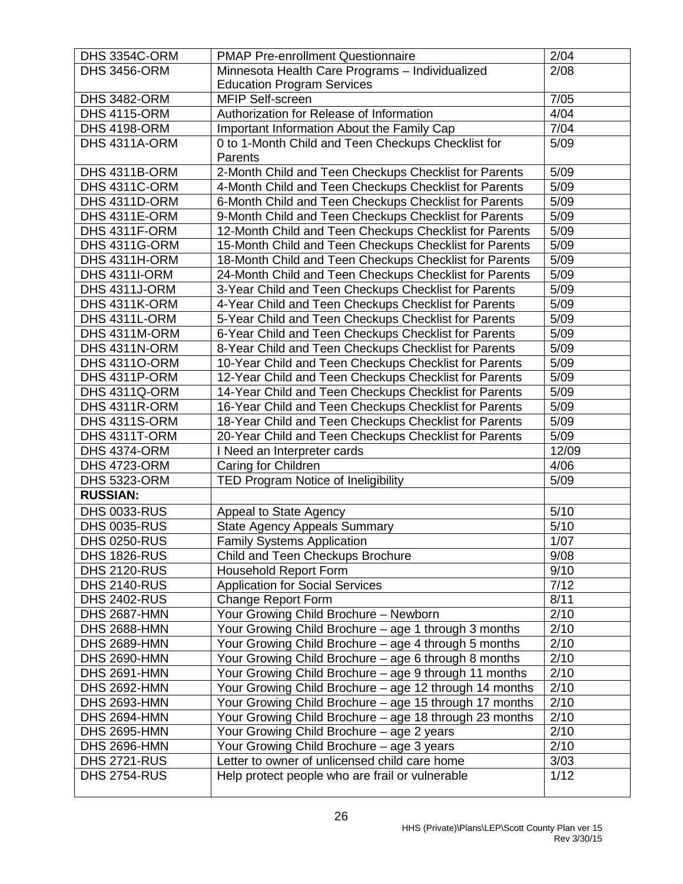| | | |
|---|---|---|
| DHS 3354C-ORM | PMAP Pre-enrollment Questionnaire | 2/04 |
| DHS 3456-ORM | Minnesota Health Care Programs – Individualized Education Program Services | 2/08 |
| DHS 3482-ORM | MFIP Self-screen | 7/05 |
| DHS 4115-ORM | Authorization for Release of Information | 4/04 |
| DHS 4198-ORM | Important Information About the Family Cap | 7/04 |
| DHS 4311A-ORM | 0 to 1-Month Child and Teen Checkups Checklist for Parents | 5/09 |
| DHS 4311B-ORM | 2-Month Child and Teen Checkups Checklist for Parents | 5/09 |
| DHS 4311C-ORM | 4-Month Child and Teen Checkups Checklist for Parents | 5/09 |
| DHS 4311D-ORM | 6-Month Child and Teen Checkups Checklist for Parents | 5/09 |
| DHS 4311E-ORM | 9-Month Child and Teen Checkups Checklist for Parents | 5/09 |
| DHS 4311F-ORM | 12-Month Child and Teen Checkups Checklist for Parents | 5/09 |
| DHS 4311G-ORM | 15-Month Child and Teen Checkups Checklist for Parents | 5/09 |
| DHS 4311H-ORM | 18-Month Child and Teen Checkups Checklist for Parents | 5/09 |
| DHS 4311I-ORM | 24-Month Child and Teen Checkups Checklist for Parents | 5/09 |
| DHS 4311J-ORM | 3-Year Child and Teen Checkups Checklist for Parents | 5/09 |
| DHS 4311K-ORM | 4-Year Child and Teen Checkups Checklist for Parents | 5/09 |
| DHS 4311L-ORM | 5-Year Child and Teen Checkups Checklist for Parents | 5/09 |
| DHS 4311M-ORM | 6-Year Child and Teen Checkups Checklist for Parents | 5/09 |
| DHS 4311N-ORM | 8-Year Child and Teen Checkups Checklist for Parents | 5/09 |
| DHS 4311O-ORM | 10-Year Child and Teen Checkups Checklist for Parents | 5/09 |
| DHS 4311P-ORM | 12-Year Child and Teen Checkups Checklist for Parents | 5/09 |
| DHS 4311Q-ORM | 14-Year Child and Teen Checkups Checklist for Parents | 5/09 |
| DHS 4311R-ORM | 16-Year Child and Teen Checkups Checklist for Parents | 5/09 |
| DHS 4311S-ORM | 18-Year Child and Teen Checkups Checklist for Parents | 5/09 |
| DHS 4311T-ORM | 20-Year Child and Teen Checkups Checklist for Parents | 5/09 |
| DHS 4374-ORM | I Need an Interpreter cards | 12/09 |
| DHS 4723-ORM | Caring for Children | 4/06 |
| DHS 5323-ORM | TED Program Notice of Ineligibility | 5/09 |
| **RUSSIAN:** | | |
| DHS 0033-RUS | Appeal to State Agency | 5/10 |
| DHS 0035-RUS | State Agency Appeals Summary | 5/10 |
| DHS 0250-RUS | Family Systems Application | 1/07 |
| DHS 1826-RUS | Child and Teen Checkups Brochure | 9/08 |
| DHS 2120-RUS | Household Report Form | 9/10 |
| DHS 2140-RUS | Application for Social Services | 7/12 |
| DHS 2402-RUS | Change Report Form | 8/11 |
| DHS 2687-HMN | Your Growing Child Brochure – Newborn | 2/10 |
| DHS 2688-HMN | Your Growing Child Brochure – age 1 through 3 months | 2/10 |
| DHS 2689-HMN | Your Growing Child Brochure – age 4 through 5 months | 2/10 |
| DHS 2690-HMN | Your Growing Child Brochure – age 6 through 8 months | 2/10 |
| DHS 2691-HMN | Your Growing Child Brochure – age 9 through 11 months | 2/10 |
| DHS 2692-HMN | Your Growing Child Brochure – age 12 through 14 months | 2/10 |
| DHS 2693-HMN | Your Growing Child Brochure – age 15 through 17 months | 2/10 |
| DHS 2694-HMN | Your Growing Child Brochure – age 18 through 23 months | 2/10 |
| DHS 2695-HMN | Your Growing Child Brochure – age 2 years | 2/10 |
| DHS 2696-HMN | Your Growing Child Brochure – age 3 years | 2/10 |
| DHS 2721-RUS | Letter to owner of unlicensed child care home | 3/03 |
| DHS 2754-RUS | Help protect people who are frail or vulnerable | 1/12 |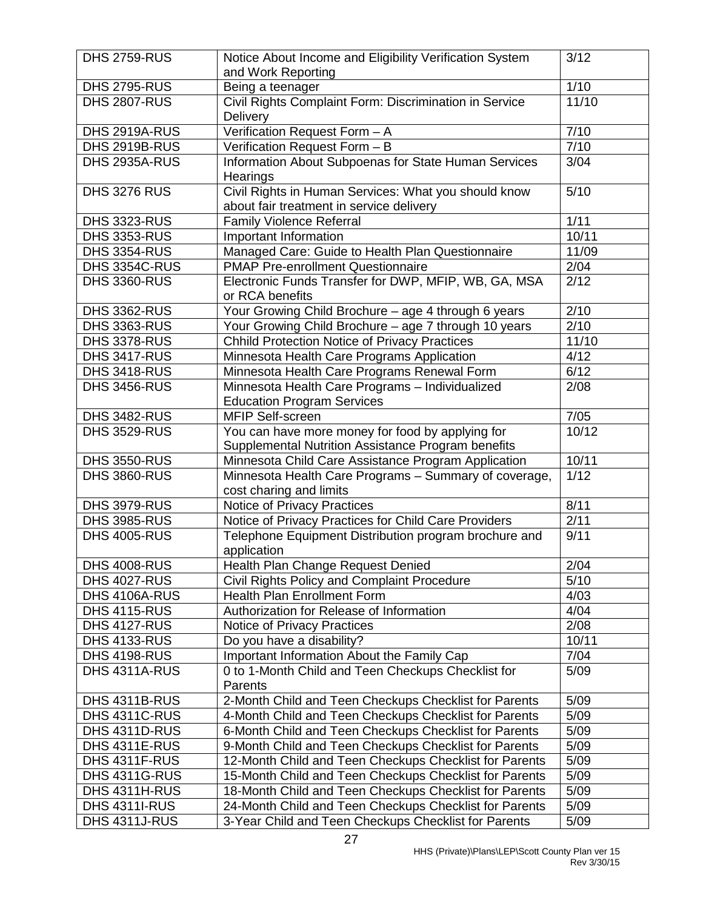| DHS 2759-RUS | Notice About Income and Eligibility Verification System and Work Reporting | 3/12 |
|---|---|---|
| DHS 2795-RUS | Being a teenager | 1/10 |
| DHS 2807-RUS | Civil Rights Complaint Form: Discrimination in Service Delivery | 11/10 |
| DHS 2919A-RUS | Verification Request Form – A | 7/10 |
| DHS 2919B-RUS | Verification Request Form – B | 7/10 |
| DHS 2935A-RUS | Information About Subpoenas for State Human Services Hearings | 3/04 |
| DHS 3276 RUS | Civil Rights in Human Services: What you should know about fair treatment in service delivery | 5/10 |
| DHS 3323-RUS | Family Violence Referral | 1/11 |
| DHS 3353-RUS | Important Information | 10/11 |
| DHS 3354-RUS | Managed Care: Guide to Health Plan Questionnaire | 11/09 |
| DHS 3354C-RUS | PMAP Pre-enrollment Questionnaire | 2/04 |
| DHS 3360-RUS | Electronic Funds Transfer for DWP, MFIP, WB, GA, MSA or RCA benefits | 2/12 |
| DHS 3362-RUS | Your Growing Child Brochure – age 4 through 6 years | 2/10 |
| DHS 3363-RUS | Your Growing Child Brochure – age 7 through 10 years | 2/10 |
| DHS 3378-RUS | Chhild Protection Notice of Privacy Practices | 11/10 |
| DHS 3417-RUS | Minnesota Health Care Programs Application | 4/12 |
| DHS 3418-RUS | Minnesota Health Care Programs Renewal Form | 6/12 |
| DHS 3456-RUS | Minnesota Health Care Programs – Individualized Education Program Services | 2/08 |
| DHS 3482-RUS | MFIP Self-screen | 7/05 |
| DHS 3529-RUS | You can have more money for food by applying for Supplemental Nutrition Assistance Program benefits | 10/12 |
| DHS 3550-RUS | Minnesota Child Care Assistance Program Application | 10/11 |
| DHS 3860-RUS | Minnesota Health Care Programs – Summary of coverage, cost charing and limits | 1/12 |
| DHS 3979-RUS | Notice of Privacy Practices | 8/11 |
| DHS 3985-RUS | Notice of Privacy Practices for Child Care Providers | 2/11 |
| DHS 4005-RUS | Telephone Equipment Distribution program brochure and application | 9/11 |
| DHS 4008-RUS | Health Plan Change Request Denied | 2/04 |
| DHS 4027-RUS | Civil Rights Policy and Complaint Procedure | 5/10 |
| DHS 4106A-RUS | Health Plan Enrollment Form | 4/03 |
| DHS 4115-RUS | Authorization for Release of Information | 4/04 |
| DHS 4127-RUS | Notice of Privacy Practices | 2/08 |
| DHS 4133-RUS | Do you have a disability? | 10/11 |
| DHS 4198-RUS | Important Information About the Family Cap | 7/04 |
| DHS 4311A-RUS | 0 to 1-Month Child and Teen Checkups Checklist for Parents | 5/09 |
| DHS 4311B-RUS | 2-Month Child and Teen Checkups Checklist for Parents | 5/09 |
| DHS 4311C-RUS | 4-Month Child and Teen Checkups Checklist for Parents | 5/09 |
| DHS 4311D-RUS | 6-Month Child and Teen Checkups Checklist for Parents | 5/09 |
| DHS 4311E-RUS | 9-Month Child and Teen Checkups Checklist for Parents | 5/09 |
| DHS 4311F-RUS | 12-Month Child and Teen Checkups Checklist for Parents | 5/09 |
| DHS 4311G-RUS | 15-Month Child and Teen Checkups Checklist for Parents | 5/09 |
| DHS 4311H-RUS | 18-Month Child and Teen Checkups Checklist for Parents | 5/09 |
| DHS 4311I-RUS | 24-Month Child and Teen Checkups Checklist for Parents | 5/09 |
| DHS 4311J-RUS | 3-Year Child and Teen Checkups Checklist for Parents | 5/09 |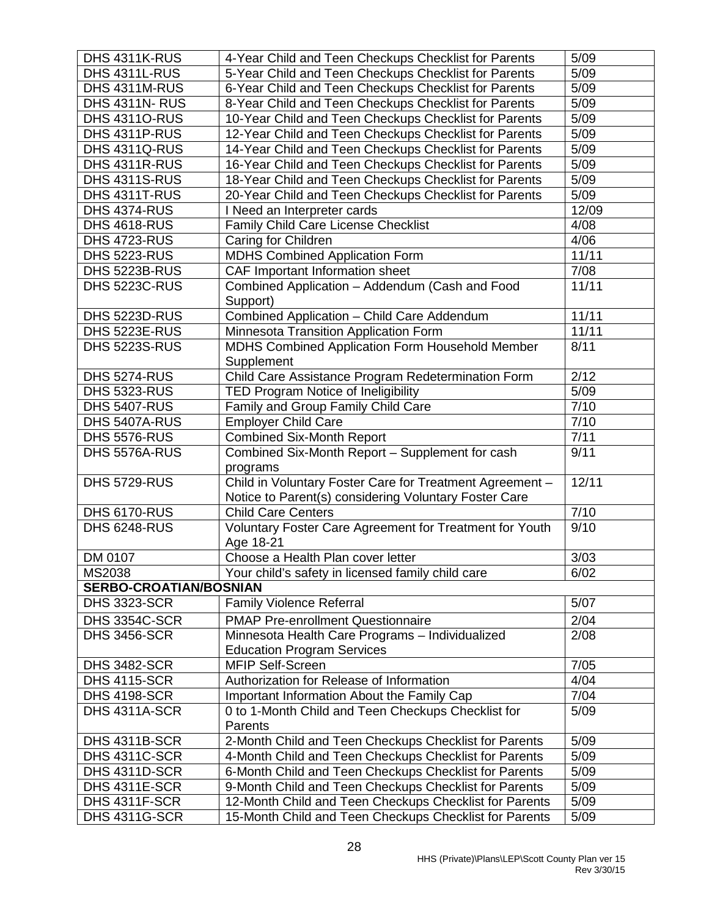| | | |
|---|---|---|
| DHS 4311K-RUS | 4-Year Child and Teen Checkups Checklist for Parents | 5/09 |
| DHS 4311L-RUS | 5-Year Child and Teen Checkups Checklist for Parents | 5/09 |
| DHS 4311M-RUS | 6-Year Child and Teen Checkups Checklist for Parents | 5/09 |
| DHS 4311N- RUS | 8-Year Child and Teen Checkups Checklist for Parents | 5/09 |
| DHS 4311O-RUS | 10-Year Child and Teen Checkups Checklist for Parents | 5/09 |
| DHS 4311P-RUS | 12-Year Child and Teen Checkups Checklist for Parents | 5/09 |
| DHS 4311Q-RUS | 14-Year Child and Teen Checkups Checklist for Parents | 5/09 |
| DHS 4311R-RUS | 16-Year Child and Teen Checkups Checklist for Parents | 5/09 |
| DHS 4311S-RUS | 18-Year Child and Teen Checkups Checklist for Parents | 5/09 |
| DHS 4311T-RUS | 20-Year Child and Teen Checkups Checklist for Parents | 5/09 |
| DHS 4374-RUS | I Need an Interpreter cards | 12/09 |
| DHS 4618-RUS | Family Child Care License Checklist | 4/08 |
| DHS 4723-RUS | Caring for Children | 4/06 |
| DHS 5223-RUS | MDHS Combined Application Form | 11/11 |
| DHS 5223B-RUS | CAF Important Information sheet | 7/08 |
| DHS 5223C-RUS | Combined Application – Addendum (Cash and Food Support) | 11/11 |
| DHS 5223D-RUS | Combined Application – Child Care Addendum | 11/11 |
| DHS 5223E-RUS | Minnesota Transition Application Form | 11/11 |
| DHS 5223S-RUS | MDHS Combined Application Form Household Member Supplement | 8/11 |
| DHS 5274-RUS | Child Care Assistance Program Redetermination Form | 2/12 |
| DHS 5323-RUS | TED Program Notice of Ineligibility | 5/09 |
| DHS 5407-RUS | Family and Group Family Child Care | 7/10 |
| DHS 5407A-RUS | Employer Child Care | 7/10 |
| DHS 5576-RUS | Combined Six-Month Report | 7/11 |
| DHS 5576A-RUS | Combined Six-Month Report – Supplement for cash programs | 9/11 |
| DHS 5729-RUS | Child in Voluntary Foster Care for Treatment Agreement – Notice to Parent(s) considering Voluntary Foster Care | 12/11 |
| DHS 6170-RUS | Child Care Centers | 7/10 |
| DHS 6248-RUS | Voluntary Foster Care Agreement for Treatment for Youth Age 18-21 | 9/10 |
| DM 0107 | Choose a Health Plan cover letter | 3/03 |
| MS2038 | Your child's safety in licensed family child care | 6/02 |
| **SERBO-CROATIAN/BOSNIAN** | | |
| DHS 3323-SCR | Family Violence Referral | 5/07 |
| DHS 3354C-SCR | PMAP Pre-enrollment Questionnaire | 2/04 |
| DHS 3456-SCR | Minnesota Health Care Programs – Individualized Education Program Services | 2/08 |
| DHS 3482-SCR | MFIP Self-Screen | 7/05 |
| DHS 4115-SCR | Authorization for Release of Information | 4/04 |
| DHS 4198-SCR | Important Information About the Family Cap | 7/04 |
| DHS 4311A-SCR | 0 to 1-Month Child and Teen Checkups Checklist for Parents | 5/09 |
| DHS 4311B-SCR | 2-Month Child and Teen Checkups Checklist for Parents | 5/09 |
| DHS 4311C-SCR | 4-Month Child and Teen Checkups Checklist for Parents | 5/09 |
| DHS 4311D-SCR | 6-Month Child and Teen Checkups Checklist for Parents | 5/09 |
| DHS 4311E-SCR | 9-Month Child and Teen Checkups Checklist for Parents | 5/09 |
| DHS 4311F-SCR | 12-Month Child and Teen Checkups Checklist for Parents | 5/09 |
| DHS 4311G-SCR | 15-Month Child and Teen Checkups Checklist for Parents | 5/09 |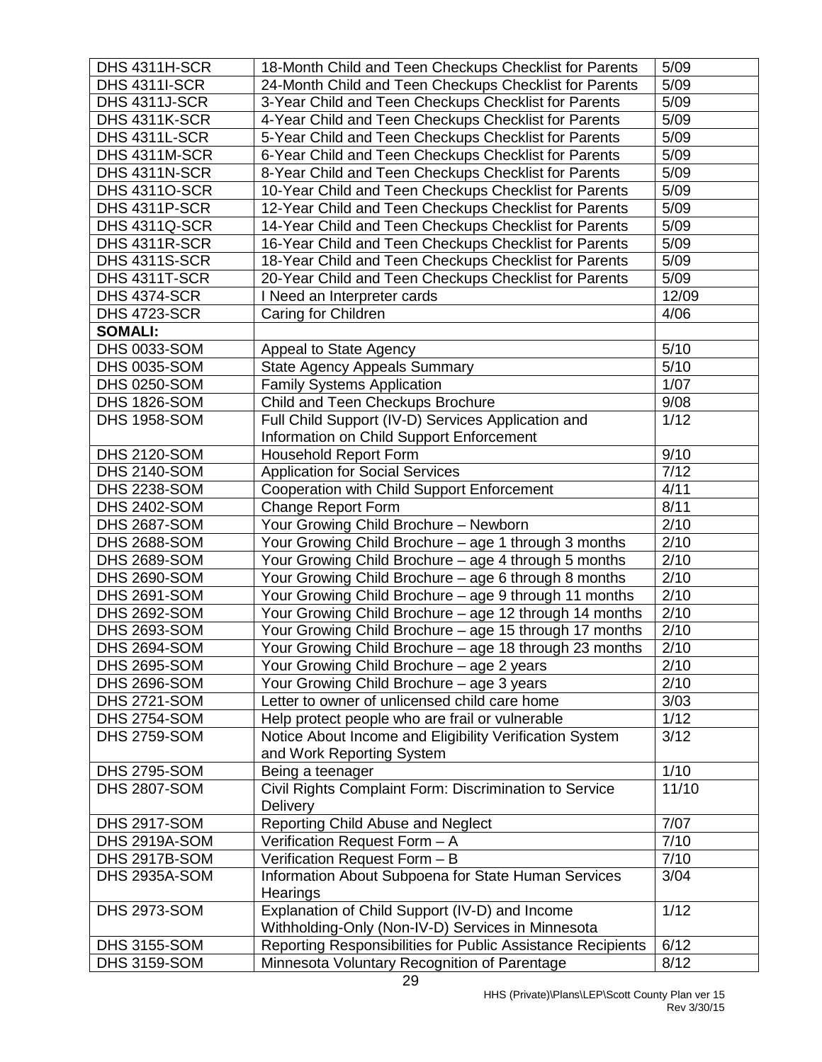| | | |
|---|---|---|
| DHS 4311H-SCR | 18-Month Child and Teen Checkups Checklist for Parents | 5/09 |
| DHS 4311I-SCR | 24-Month Child and Teen Checkups Checklist for Parents | 5/09 |
| DHS 4311J-SCR | 3-Year Child and Teen Checkups Checklist for Parents | 5/09 |
| DHS 4311K-SCR | 4-Year Child and Teen Checkups Checklist for Parents | 5/09 |
| DHS 4311L-SCR | 5-Year Child and Teen Checkups Checklist for Parents | 5/09 |
| DHS 4311M-SCR | 6-Year Child and Teen Checkups Checklist for Parents | 5/09 |
| DHS 4311N-SCR | 8-Year Child and Teen Checkups Checklist for Parents | 5/09 |
| DHS 4311O-SCR | 10-Year Child and Teen Checkups Checklist for Parents | 5/09 |
| DHS 4311P-SCR | 12-Year Child and Teen Checkups Checklist for Parents | 5/09 |
| DHS 4311Q-SCR | 14-Year Child and Teen Checkups Checklist for Parents | 5/09 |
| DHS 4311R-SCR | 16-Year Child and Teen Checkups Checklist for Parents | 5/09 |
| DHS 4311S-SCR | 18-Year Child and Teen Checkups Checklist for Parents | 5/09 |
| DHS 4311T-SCR | 20-Year Child and Teen Checkups Checklist for Parents | 5/09 |
| DHS 4374-SCR | I Need an Interpreter cards | 12/09 |
| DHS 4723-SCR | Caring for Children | 4/06 |
| **SOMALI:** | | |
| DHS 0033-SOM | Appeal to State Agency | 5/10 |
| DHS 0035-SOM | State Agency Appeals Summary | 5/10 |
| DHS 0250-SOM | Family Systems Application | 1/07 |
| DHS 1826-SOM | Child and Teen Checkups Brochure | 9/08 |
| DHS 1958-SOM | Full Child Support (IV-D) Services Application and Information on Child Support Enforcement | 1/12 |
| DHS 2120-SOM | Household Report Form | 9/10 |
| DHS 2140-SOM | Application for Social Services | 7/12 |
| DHS 2238-SOM | Cooperation with Child Support Enforcement | 4/11 |
| DHS 2402-SOM | Change Report Form | 8/11 |
| DHS 2687-SOM | Your Growing Child Brochure – Newborn | 2/10 |
| DHS 2688-SOM | Your Growing Child Brochure – age 1 through 3 months | 2/10 |
| DHS 2689-SOM | Your Growing Child Brochure – age 4 through 5 months | 2/10 |
| DHS 2690-SOM | Your Growing Child Brochure – age 6 through 8 months | 2/10 |
| DHS 2691-SOM | Your Growing Child Brochure – age 9 through 11 months | 2/10 |
| DHS 2692-SOM | Your Growing Child Brochure – age 12 through 14 months | 2/10 |
| DHS 2693-SOM | Your Growing Child Brochure – age 15 through 17 months | 2/10 |
| DHS 2694-SOM | Your Growing Child Brochure – age 18 through 23 months | 2/10 |
| DHS 2695-SOM | Your Growing Child Brochure – age 2 years | 2/10 |
| DHS 2696-SOM | Your Growing Child Brochure – age 3 years | 2/10 |
| DHS 2721-SOM | Letter to owner of unlicensed child care home | 3/03 |
| DHS 2754-SOM | Help protect people who are frail or vulnerable | 1/12 |
| DHS 2759-SOM | Notice About Income and Eligibility Verification System and Work Reporting System | 3/12 |
| DHS 2795-SOM | Being a teenager | 1/10 |
| DHS 2807-SOM | Civil Rights Complaint Form: Discrimination to Service Delivery | 11/10 |
| DHS 2917-SOM | Reporting Child Abuse and Neglect | 7/07 |
| DHS 2919A-SOM | Verification Request Form – A | 7/10 |
| DHS 2917B-SOM | Verification Request Form – B | 7/10 |
| DHS 2935A-SOM | Information About Subpoena for State Human Services Hearings | 3/04 |
| DHS 2973-SOM | Explanation of Child Support (IV-D) and Income Withholding-Only (Non-IV-D) Services in Minnesota | 1/12 |
| DHS 3155-SOM | Reporting Responsibilities for Public Assistance Recipients | 6/12 |
| DHS 3159-SOM | Minnesota Voluntary Recognition of Parentage | 8/12 |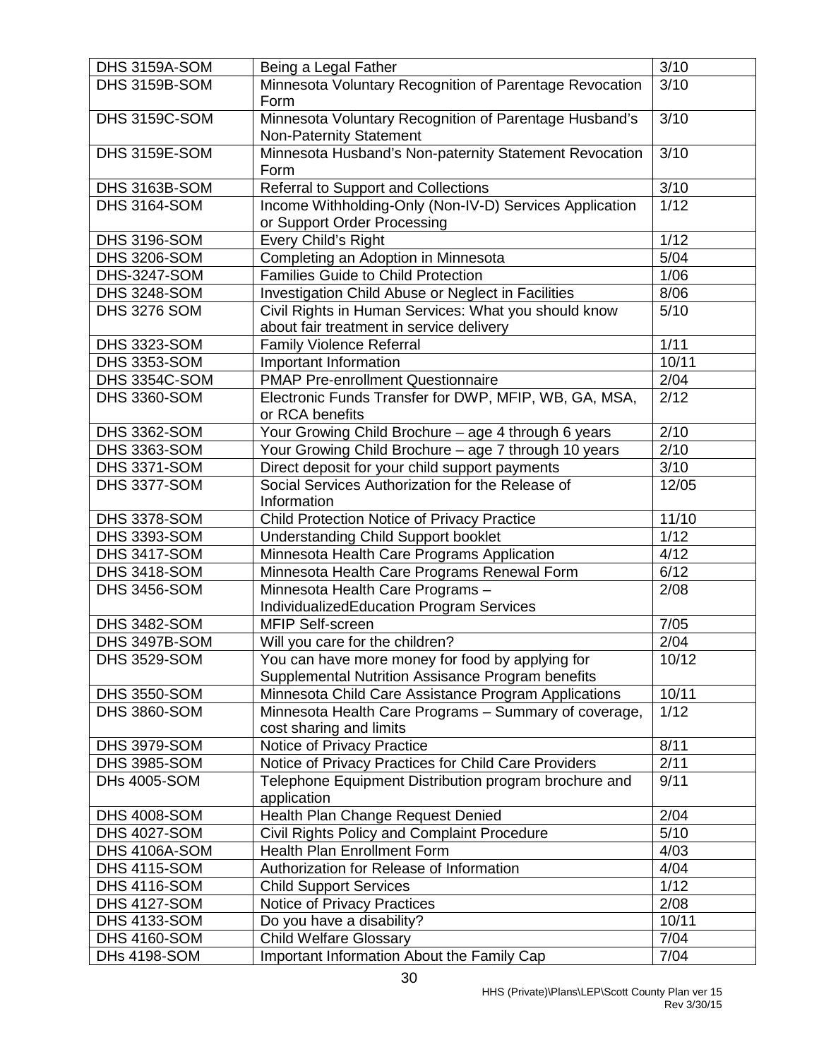| DHS 3159A-SOM | Being a Legal Father | 3/10 |
|---|---|---|
| DHS 3159B-SOM | Minnesota Voluntary Recognition of Parentage Revocation Form | 3/10 |
| DHS 3159C-SOM | Minnesota Voluntary Recognition of Parentage Husband's Non-Paternity Statement | 3/10 |
| DHS 3159E-SOM | Minnesota Husband's Non-paternity Statement Revocation Form | 3/10 |
| DHS 3163B-SOM | Referral to Support and Collections | 3/10 |
| DHS 3164-SOM | Income Withholding-Only (Non-IV-D) Services Application or Support Order Processing | 1/12 |
| DHS 3196-SOM | Every Child's Right | 1/12 |
| DHS 3206-SOM | Completing an Adoption in Minnesota | 5/04 |
| DHS-3247-SOM | Families Guide to Child Protection | 1/06 |
| DHS 3248-SOM | Investigation Child Abuse or Neglect in Facilities | 8/06 |
| DHS 3276 SOM | Civil Rights in Human Services: What you should know about fair treatment in service delivery | 5/10 |
| DHS 3323-SOM | Family Violence Referral | 1/11 |
| DHS 3353-SOM | Important Information | 10/11 |
| DHS 3354C-SOM | PMAP Pre-enrollment Questionnaire | 2/04 |
| DHS 3360-SOM | Electronic Funds Transfer for DWP, MFIP, WB, GA, MSA, or RCA benefits | 2/12 |
| DHS 3362-SOM | Your Growing Child Brochure – age 4 through 6 years | 2/10 |
| DHS 3363-SOM | Your Growing Child Brochure – age 7 through 10 years | 2/10 |
| DHS 3371-SOM | Direct deposit for your child support payments | 3/10 |
| DHS 3377-SOM | Social Services Authorization for the Release of Information | 12/05 |
| DHS 3378-SOM | Child Protection Notice of Privacy Practice | 11/10 |
| DHS 3393-SOM | Understanding Child Support booklet | 1/12 |
| DHS 3417-SOM | Minnesota Health Care Programs Application | 4/12 |
| DHS 3418-SOM | Minnesota Health Care Programs Renewal Form | 6/12 |
| DHS 3456-SOM | Minnesota Health Care Programs – IndividualizedEducation Program Services | 2/08 |
| DHS 3482-SOM | MFIP Self-screen | 7/05 |
| DHS 3497B-SOM | Will you care for the children? | 2/04 |
| DHS 3529-SOM | You can have more money for food by applying for Supplemental Nutrition Assisance Program benefits | 10/12 |
| DHS 3550-SOM | Minnesota Child Care Assistance Program Applications | 10/11 |
| DHS 3860-SOM | Minnesota Health Care Programs – Summary of coverage, cost sharing and limits | 1/12 |
| DHS 3979-SOM | Notice of Privacy Practice | 8/11 |
| DHS 3985-SOM | Notice of Privacy Practices for Child Care Providers | 2/11 |
| DHs 4005-SOM | Telephone Equipment Distribution program brochure and application | 9/11 |
| DHS 4008-SOM | Health Plan Change Request Denied | 2/04 |
| DHS 4027-SOM | Civil Rights Policy and Complaint Procedure | 5/10 |
| DHS 4106A-SOM | Health Plan Enrollment Form | 4/03 |
| DHS 4115-SOM | Authorization for Release of Information | 4/04 |
| DHS 4116-SOM | Child Support Services | 1/12 |
| DHS 4127-SOM | Notice of Privacy Practices | 2/08 |
| DHS 4133-SOM | Do you have a disability? | 10/11 |
| DHS 4160-SOM | Child Welfare Glossary | 7/04 |
| DHs 4198-SOM | Important Information About the Family Cap | 7/04 |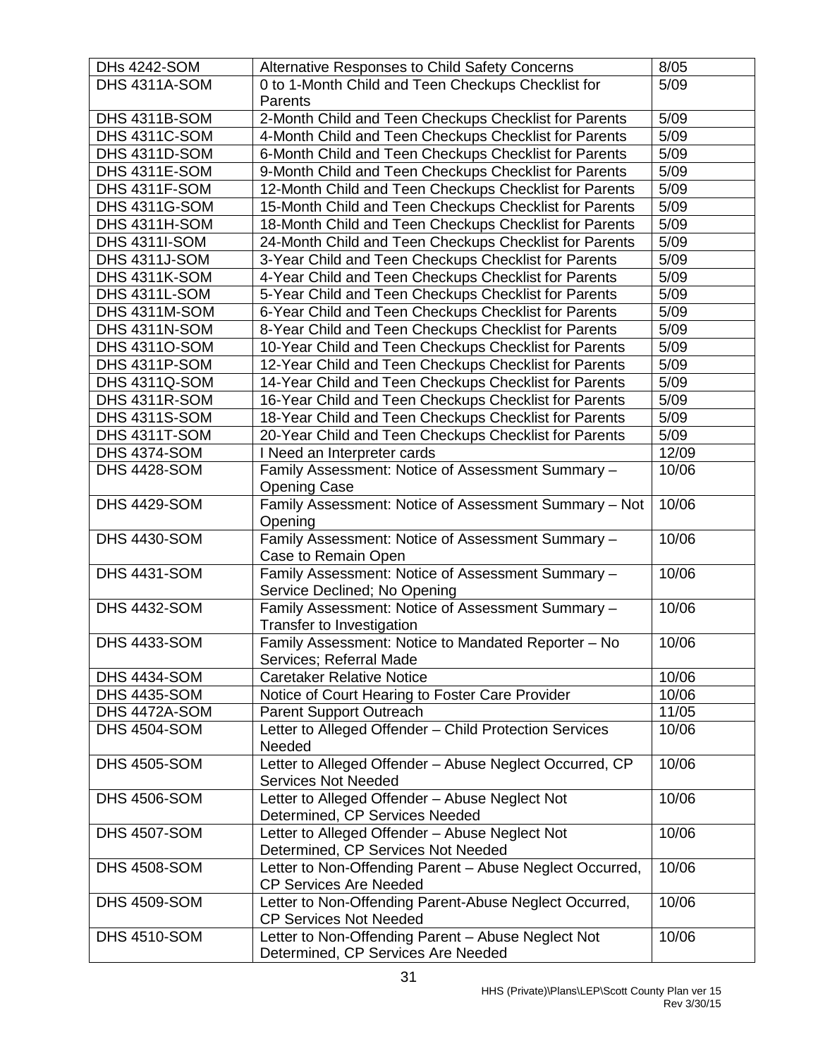| DHs 4242-SOM | Alternative Responses to Child Safety Concerns | 8/05 |
|---|---|---|
| DHS 4311A-SOM | 0 to 1-Month Child and Teen Checkups Checklist for Parents | 5/09 |
| DHS 4311B-SOM | 2-Month Child and Teen Checkups Checklist for Parents | 5/09 |
| DHS 4311C-SOM | 4-Month Child and Teen Checkups Checklist for Parents | 5/09 |
| DHS 4311D-SOM | 6-Month Child and Teen Checkups Checklist for Parents | 5/09 |
| DHS 4311E-SOM | 9-Month Child and Teen Checkups Checklist for Parents | 5/09 |
| DHS 4311F-SOM | 12-Month Child and Teen Checkups Checklist for Parents | 5/09 |
| DHS 4311G-SOM | 15-Month Child and Teen Checkups Checklist for Parents | 5/09 |
| DHS 4311H-SOM | 18-Month Child and Teen Checkups Checklist for Parents | 5/09 |
| DHS 4311I-SOM | 24-Month Child and Teen Checkups Checklist for Parents | 5/09 |
| DHS 4311J-SOM | 3-Year Child and Teen Checkups Checklist for Parents | 5/09 |
| DHS 4311K-SOM | 4-Year Child and Teen Checkups Checklist for Parents | 5/09 |
| DHS 4311L-SOM | 5-Year Child and Teen Checkups Checklist for Parents | 5/09 |
| DHS 4311M-SOM | 6-Year Child and Teen Checkups Checklist for Parents | 5/09 |
| DHS 4311N-SOM | 8-Year Child and Teen Checkups Checklist for Parents | 5/09 |
| DHS 4311O-SOM | 10-Year Child and Teen Checkups Checklist for Parents | 5/09 |
| DHS 4311P-SOM | 12-Year Child and Teen Checkups Checklist for Parents | 5/09 |
| DHS 4311Q-SOM | 14-Year Child and Teen Checkups Checklist for Parents | 5/09 |
| DHS 4311R-SOM | 16-Year Child and Teen Checkups Checklist for Parents | 5/09 |
| DHS 4311S-SOM | 18-Year Child and Teen Checkups Checklist for Parents | 5/09 |
| DHS 4311T-SOM | 20-Year Child and Teen Checkups Checklist for Parents | 5/09 |
| DHS 4374-SOM | I Need an Interpreter cards | 12/09 |
| DHS 4428-SOM | Family Assessment: Notice of Assessment Summary – Opening Case | 10/06 |
| DHS 4429-SOM | Family Assessment: Notice of Assessment Summary – Not Opening | 10/06 |
| DHS 4430-SOM | Family Assessment: Notice of Assessment Summary – Case to Remain Open | 10/06 |
| DHS 4431-SOM | Family Assessment: Notice of Assessment Summary – Service Declined; No Opening | 10/06 |
| DHS 4432-SOM | Family Assessment: Notice of Assessment Summary – Transfer to Investigation | 10/06 |
| DHS 4433-SOM | Family Assessment: Notice to Mandated Reporter – No Services; Referral Made | 10/06 |
| DHS 4434-SOM | Caretaker Relative Notice | 10/06 |
| DHS 4435-SOM | Notice of Court Hearing to Foster Care Provider | 10/06 |
| DHS 4472A-SOM | Parent Support Outreach | 11/05 |
| DHS 4504-SOM | Letter to Alleged Offender – Child Protection Services Needed | 10/06 |
| DHS 4505-SOM | Letter to Alleged Offender – Abuse Neglect Occurred, CP Services Not Needed | 10/06 |
| DHS 4506-SOM | Letter to Alleged Offender – Abuse Neglect Not Determined, CP Services Needed | 10/06 |
| DHS 4507-SOM | Letter to Alleged Offender – Abuse Neglect Not Determined, CP Services Not Needed | 10/06 |
| DHS 4508-SOM | Letter to Non-Offending Parent – Abuse Neglect Occurred, CP Services Are Needed | 10/06 |
| DHS 4509-SOM | Letter to Non-Offending Parent-Abuse Neglect Occurred, CP Services Not Needed | 10/06 |
| DHS 4510-SOM | Letter to Non-Offending Parent – Abuse Neglect Not Determined, CP Services Are Needed | 10/06 |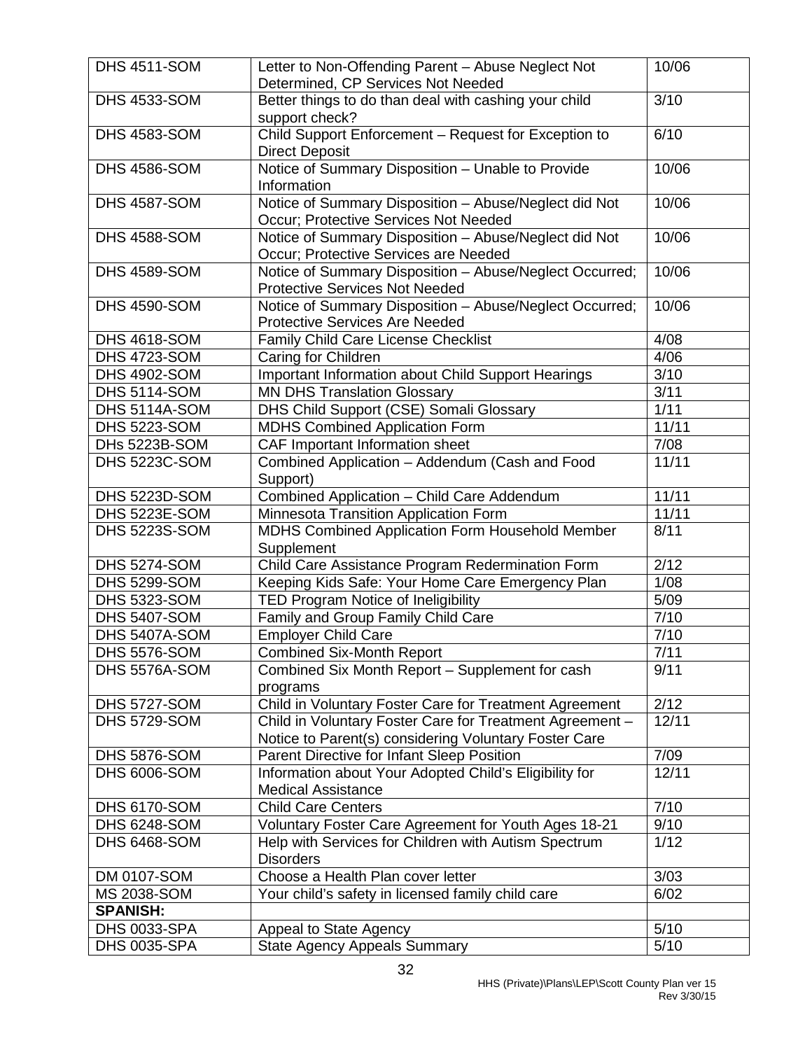| DHS 4511-SOM | Letter to Non-Offending Parent – Abuse Neglect Not Determined, CP Services Not Needed | 10/06 |
|---|---|---|
| DHS 4533-SOM | Better things to do than deal with cashing your child support check? | 3/10 |
| DHS 4583-SOM | Child Support Enforcement – Request for Exception to Direct Deposit | 6/10 |
| DHS 4586-SOM | Notice of Summary Disposition – Unable to Provide Information | 10/06 |
| DHS 4587-SOM | Notice of Summary Disposition – Abuse/Neglect did Not Occur; Protective Services Not Needed | 10/06 |
| DHS 4588-SOM | Notice of Summary Disposition – Abuse/Neglect did Not Occur; Protective Services are Needed | 10/06 |
| DHS 4589-SOM | Notice of Summary Disposition – Abuse/Neglect Occurred; Protective Services Not Needed | 10/06 |
| DHS 4590-SOM | Notice of Summary Disposition – Abuse/Neglect Occurred; Protective Services Are Needed | 10/06 |
| DHS 4618-SOM | Family Child Care License Checklist | 4/08 |
| DHS 4723-SOM | Caring for Children | 4/06 |
| DHS 4902-SOM | Important Information about Child Support Hearings | 3/10 |
| DHS 5114-SOM | MN DHS Translation Glossary | 3/11 |
| DHS 5114A-SOM | DHS Child Support (CSE) Somali Glossary | 1/11 |
| DHS 5223-SOM | MDHS Combined Application Form | 11/11 |
| DHs 5223B-SOM | CAF Important Information sheet | 7/08 |
| DHS 5223C-SOM | Combined Application – Addendum (Cash and Food Support) | 11/11 |
| DHS 5223D-SOM | Combined Application – Child Care Addendum | 11/11 |
| DHS 5223E-SOM | Minnesota Transition Application Form | 11/11 |
| DHS 5223S-SOM | MDHS Combined Application Form Household Member Supplement | 8/11 |
| DHS 5274-SOM | Child Care Assistance Program Redermination Form | 2/12 |
| DHS 5299-SOM | Keeping Kids Safe: Your Home Care Emergency Plan | 1/08 |
| DHS 5323-SOM | TED Program Notice of Ineligibility | 5/09 |
| DHS 5407-SOM | Family and Group Family Child Care | 7/10 |
| DHS 5407A-SOM | Employer Child Care | 7/10 |
| DHS 5576-SOM | Combined Six-Month Report | 7/11 |
| DHS 5576A-SOM | Combined Six Month Report – Supplement for cash programs | 9/11 |
| DHS 5727-SOM | Child in Voluntary Foster Care for Treatment Agreement | 2/12 |
| DHS 5729-SOM | Child in Voluntary Foster Care for Treatment Agreement – Notice to Parent(s) considering Voluntary Foster Care | 12/11 |
| DHS 5876-SOM | Parent Directive for Infant Sleep Position | 7/09 |
| DHS 6006-SOM | Information about Your Adopted Child's Eligibility for Medical Assistance | 12/11 |
| DHS 6170-SOM | Child Care Centers | 7/10 |
| DHS 6248-SOM | Voluntary Foster Care Agreement for Youth Ages 18-21 | 9/10 |
| DHS 6468-SOM | Help with Services for Children with Autism Spectrum Disorders | 1/12 |
| DM 0107-SOM | Choose a Health Plan cover letter | 3/03 |
| MS 2038-SOM | Your child's safety in licensed family child care | 6/02 |
| **SPANISH:** | | |
| DHS 0033-SPA | Appeal to State Agency | 5/10 |
| DHS 0035-SPA | State Agency Appeals Summary | 5/10 |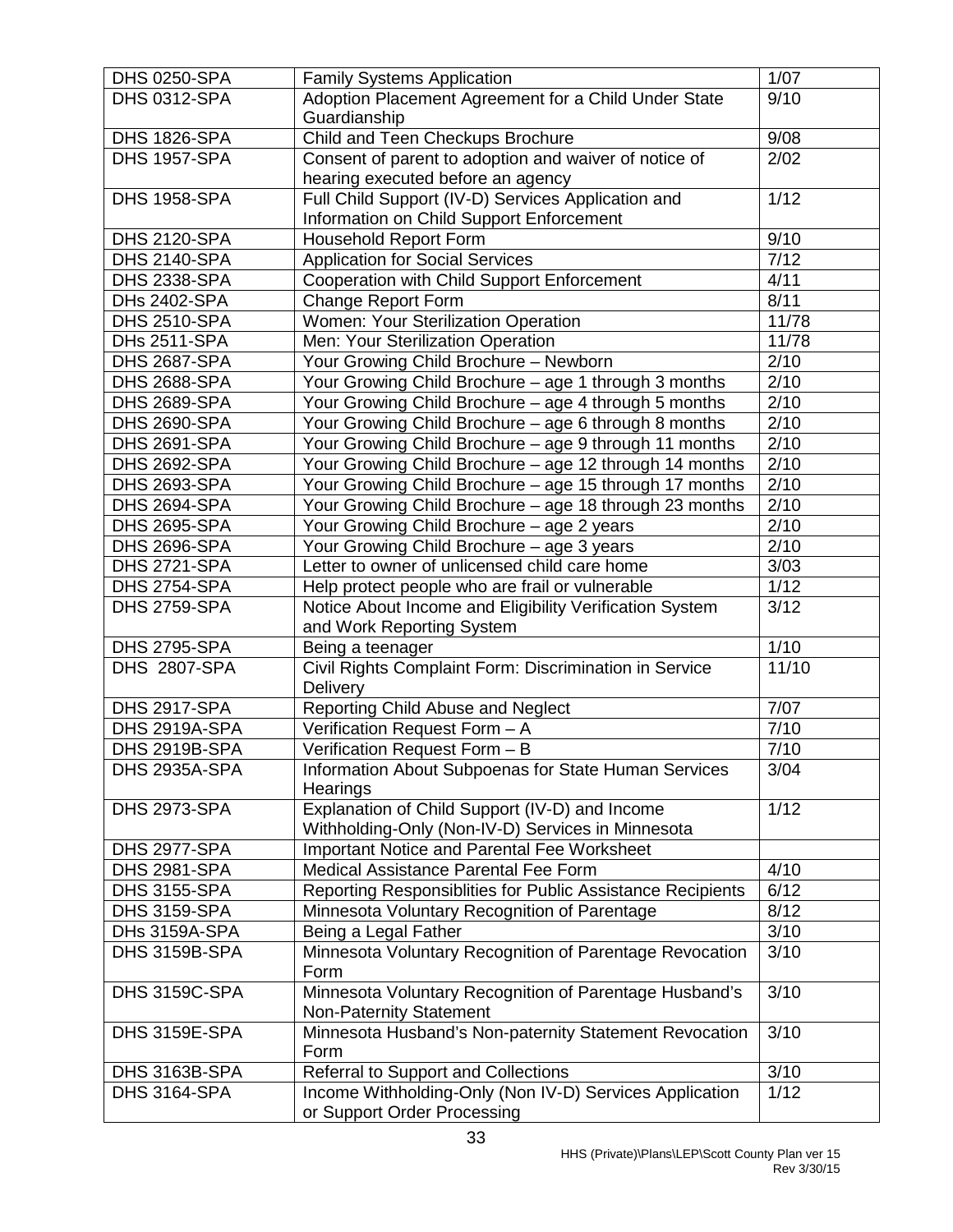| | | |
|---|---|---|
| DHS 0250-SPA | Family Systems Application | 1/07 |
| DHS 0312-SPA | Adoption Placement Agreement for a Child Under State Guardianship | 9/10 |
| DHS 1826-SPA | Child and Teen Checkups Brochure | 9/08 |
| DHS 1957-SPA | Consent of parent to adoption and waiver of notice of hearing executed before an agency | 2/02 |
| DHS 1958-SPA | Full Child Support (IV-D) Services Application and Information on Child Support Enforcement | 1/12 |
| DHS 2120-SPA | Household Report Form | 9/10 |
| DHS 2140-SPA | Application for Social Services | 7/12 |
| DHS 2338-SPA | Cooperation with Child Support Enforcement | 4/11 |
| DHs 2402-SPA | Change Report Form | 8/11 |
| DHS 2510-SPA | Women: Your Sterilization Operation | 11/78 |
| DHs 2511-SPA | Men: Your Sterilization Operation | 11/78 |
| DHS 2687-SPA | Your Growing Child Brochure – Newborn | 2/10 |
| DHS 2688-SPA | Your Growing Child Brochure – age 1 through 3 months | 2/10 |
| DHS 2689-SPA | Your Growing Child Brochure – age 4 through 5 months | 2/10 |
| DHS 2690-SPA | Your Growing Child Brochure – age 6 through 8 months | 2/10 |
| DHS 2691-SPA | Your Growing Child Brochure – age 9 through 11 months | 2/10 |
| DHS 2692-SPA | Your Growing Child Brochure – age 12 through 14 months | 2/10 |
| DHS 2693-SPA | Your Growing Child Brochure – age 15 through 17 months | 2/10 |
| DHS 2694-SPA | Your Growing Child Brochure – age 18 through 23 months | 2/10 |
| DHS 2695-SPA | Your Growing Child Brochure – age 2 years | 2/10 |
| DHS 2696-SPA | Your Growing Child Brochure – age 3 years | 2/10 |
| DHS 2721-SPA | Letter to owner of unlicensed child care home | 3/03 |
| DHS 2754-SPA | Help protect people who are frail or vulnerable | 1/12 |
| DHS 2759-SPA | Notice About Income and Eligibility Verification System and Work Reporting System | 3/12 |
| DHS 2795-SPA | Being a teenager | 1/10 |
| DHS 2807-SPA | Civil Rights Complaint Form: Discrimination in Service Delivery | 11/10 |
| DHS 2917-SPA | Reporting Child Abuse and Neglect | 7/07 |
| DHS 2919A-SPA | Verification Request Form – A | 7/10 |
| DHS 2919B-SPA | Verification Request Form – B | 7/10 |
| DHS 2935A-SPA | Information About Subpoenas for State Human Services Hearings | 3/04 |
| DHS 2973-SPA | Explanation of Child Support (IV-D) and Income Withholding-Only (Non-IV-D) Services in Minnesota | 1/12 |
| DHS 2977-SPA | Important Notice and Parental Fee Worksheet | |
| DHS 2981-SPA | Medical Assistance Parental Fee Form | 4/10 |
| DHS 3155-SPA | Reporting Responsiblities for Public Assistance Recipients | 6/12 |
| DHS 3159-SPA | Minnesota Voluntary Recognition of Parentage | 8/12 |
| DHs 3159A-SPA | Being a Legal Father | 3/10 |
| DHS 3159B-SPA | Minnesota Voluntary Recognition of Parentage Revocation Form | 3/10 |
| DHS 3159C-SPA | Minnesota Voluntary Recognition of Parentage Husband's Non-Paternity Statement | 3/10 |
| DHS 3159E-SPA | Minnesota Husband's Non-paternity Statement Revocation Form | 3/10 |
| DHS 3163B-SPA | Referral to Support and Collections | 3/10 |
| DHS 3164-SPA | Income Withholding-Only (Non IV-D) Services Application or Support Order Processing | 1/12 |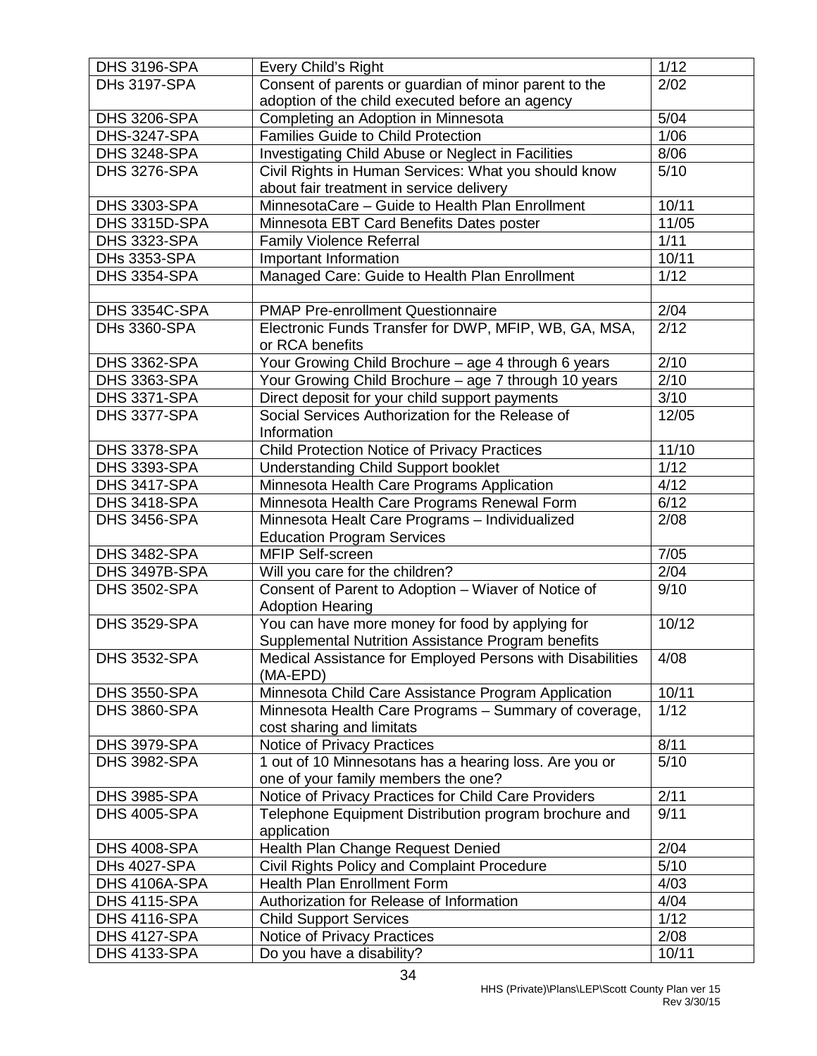| | | |
|---|---|---|
| DHS 3196-SPA | Every Child's Right | 1/12 |
| DHs 3197-SPA | Consent of parents or guardian of minor parent to the adoption of the child executed before an agency | 2/02 |
| DHS 3206-SPA | Completing an Adoption in Minnesota | 5/04 |
| DHS-3247-SPA | Families Guide to Child Protection | 1/06 |
| DHS 3248-SPA | Investigating Child Abuse or Neglect in Facilities | 8/06 |
| DHS 3276-SPA | Civil Rights in Human Services: What you should know about fair treatment in service delivery | 5/10 |
| DHS 3303-SPA | MinnesotaCare – Guide to Health Plan Enrollment | 10/11 |
| DHS 3315D-SPA | Minnesota EBT Card Benefits Dates poster | 11/05 |
| DHS 3323-SPA | Family Violence Referral | 1/11 |
| DHs 3353-SPA | Important Information | 10/11 |
| DHS 3354-SPA | Managed Care: Guide to Health Plan Enrollment | 1/12 |
| | | |
| DHS 3354C-SPA | PMAP Pre-enrollment Questionnaire | 2/04 |
| DHs 3360-SPA | Electronic Funds Transfer for DWP, MFIP, WB, GA, MSA, or RCA benefits | 2/12 |
| DHS 3362-SPA | Your Growing Child Brochure – age 4 through 6 years | 2/10 |
| DHS 3363-SPA | Your Growing Child Brochure – age 7 through 10 years | 2/10 |
| DHS 3371-SPA | Direct deposit for your child support payments | 3/10 |
| DHS 3377-SPA | Social Services Authorization for the Release of Information | 12/05 |
| DHS 3378-SPA | Child Protection Notice of Privacy Practices | 11/10 |
| DHS 3393-SPA | Understanding Child Support booklet | 1/12 |
| DHS 3417-SPA | Minnesota Health Care Programs Application | 4/12 |
| DHS 3418-SPA | Minnesota Health Care Programs Renewal Form | 6/12 |
| DHS 3456-SPA | Minnesota Healt Care Programs – Individualized Education Program Services | 2/08 |
| DHS 3482-SPA | MFIP Self-screen | 7/05 |
| DHS 3497B-SPA | Will you care for the children? | 2/04 |
| DHS 3502-SPA | Consent of Parent to Adoption – Wiaver of Notice of Adoption Hearing | 9/10 |
| DHS 3529-SPA | You can have more money for food by applying for Supplemental Nutrition Assistance Program benefits | 10/12 |
| DHS 3532-SPA | Medical Assistance for Employed Persons with Disabilities (MA-EPD) | 4/08 |
| DHS 3550-SPA | Minnesota Child Care Assistance Program Application | 10/11 |
| DHS 3860-SPA | Minnesota Health Care Programs – Summary of coverage, cost sharing and limitats | 1/12 |
| DHS 3979-SPA | Notice of Privacy Practices | 8/11 |
| DHS 3982-SPA | 1 out of 10 Minnesotans has a hearing loss. Are you or one of your family members the one? | 5/10 |
| DHS 3985-SPA | Notice of Privacy Practices for Child Care Providers | 2/11 |
| DHS 4005-SPA | Telephone Equipment Distribution program brochure and application | 9/11 |
| DHS 4008-SPA | Health Plan Change Request Denied | 2/04 |
| DHs 4027-SPA | Civil Rights Policy and Complaint Procedure | 5/10 |
| DHS 4106A-SPA | Health Plan Enrollment Form | 4/03 |
| DHS 4115-SPA | Authorization for Release of Information | 4/04 |
| DHS 4116-SPA | Child Support Services | 1/12 |
| DHS 4127-SPA | Notice of Privacy Practices | 2/08 |
| DHS 4133-SPA | Do you have a disability? | 10/11 |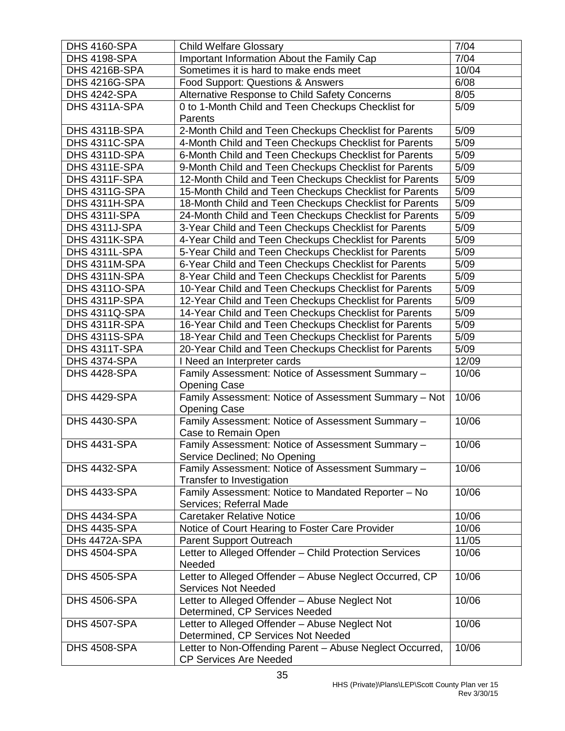| DHS 4160-SPA | Child Welfare Glossary | 7/04 |
|---|---|---|
| DHS 4198-SPA | Important Information About the Family Cap | 7/04 |
| DHS 4216B-SPA | Sometimes it is hard to make ends meet | 10/04 |
| DHS 4216G-SPA | Food Support: Questions & Answers | 6/08 |
| DHS 4242-SPA | Alternative Response to Child Safety Concerns | 8/05 |
| DHS 4311A-SPA | 0 to 1-Month Child and Teen Checkups Checklist for Parents | 5/09 |
| DHS 4311B-SPA | 2-Month Child and Teen Checkups Checklist for Parents | 5/09 |
| DHS 4311C-SPA | 4-Month Child and Teen Checkups Checklist for Parents | 5/09 |
| DHS 4311D-SPA | 6-Month Child and Teen Checkups Checklist for Parents | 5/09 |
| DHS 4311E-SPA | 9-Month Child and Teen Checkups Checklist for Parents | 5/09 |
| DHS 4311F-SPA | 12-Month Child and Teen Checkups Checklist for Parents | 5/09 |
| DHS 4311G-SPA | 15-Month Child and Teen Checkups Checklist for Parents | 5/09 |
| DHS 4311H-SPA | 18-Month Child and Teen Checkups Checklist for Parents | 5/09 |
| DHS 4311I-SPA | 24-Month Child and Teen Checkups Checklist for Parents | 5/09 |
| DHS 4311J-SPA | 3-Year Child and Teen Checkups Checklist for Parents | 5/09 |
| DHS 4311K-SPA | 4-Year Child and Teen Checkups Checklist for Parents | 5/09 |
| DHS 4311L-SPA | 5-Year Child and Teen Checkups Checklist for Parents | 5/09 |
| DHS 4311M-SPA | 6-Year Child and Teen Checkups Checklist for Parents | 5/09 |
| DHS 4311N-SPA | 8-Year Child and Teen Checkups Checklist for Parents | 5/09 |
| DHS 4311O-SPA | 10-Year Child and Teen Checkups Checklist for Parents | 5/09 |
| DHS 4311P-SPA | 12-Year Child and Teen Checkups Checklist for Parents | 5/09 |
| DHS 4311Q-SPA | 14-Year Child and Teen Checkups Checklist for Parents | 5/09 |
| DHS 4311R-SPA | 16-Year Child and Teen Checkups Checklist for Parents | 5/09 |
| DHS 4311S-SPA | 18-Year Child and Teen Checkups Checklist for Parents | 5/09 |
| DHS 4311T-SPA | 20-Year Child and Teen Checkups Checklist for Parents | 5/09 |
| DHS 4374-SPA | I Need an Interpreter cards | 12/09 |
| DHS 4428-SPA | Family Assessment: Notice of Assessment Summary – Opening Case | 10/06 |
| DHS 4429-SPA | Family Assessment: Notice of Assessment Summary – Not Opening Case | 10/06 |
| DHS 4430-SPA | Family Assessment: Notice of Assessment Summary – Case to Remain Open | 10/06 |
| DHS 4431-SPA | Family Assessment: Notice of Assessment Summary – Service Declined; No Opening | 10/06 |
| DHS 4432-SPA | Family Assessment: Notice of Assessment Summary – Transfer to Investigation | 10/06 |
| DHS 4433-SPA | Family Assessment: Notice to Mandated Reporter – No Services; Referral Made | 10/06 |
| DHS 4434-SPA | Caretaker Relative Notice | 10/06 |
| DHS 4435-SPA | Notice of Court Hearing to Foster Care Provider | 10/06 |
| DHs 4472A-SPA | Parent Support Outreach | 11/05 |
| DHS 4504-SPA | Letter to Alleged Offender – Child Protection Services Needed | 10/06 |
| DHS 4505-SPA | Letter to Alleged Offender – Abuse Neglect Occurred, CP Services Not Needed | 10/06 |
| DHS 4506-SPA | Letter to Alleged Offender – Abuse Neglect Not Determined, CP Services Needed | 10/06 |
| DHS 4507-SPA | Letter to Alleged Offender – Abuse Neglect Not Determined, CP Services Not Needed | 10/06 |
| DHS 4508-SPA | Letter to Non-Offending Parent – Abuse Neglect Occurred, CP Services Are Needed | 10/06 |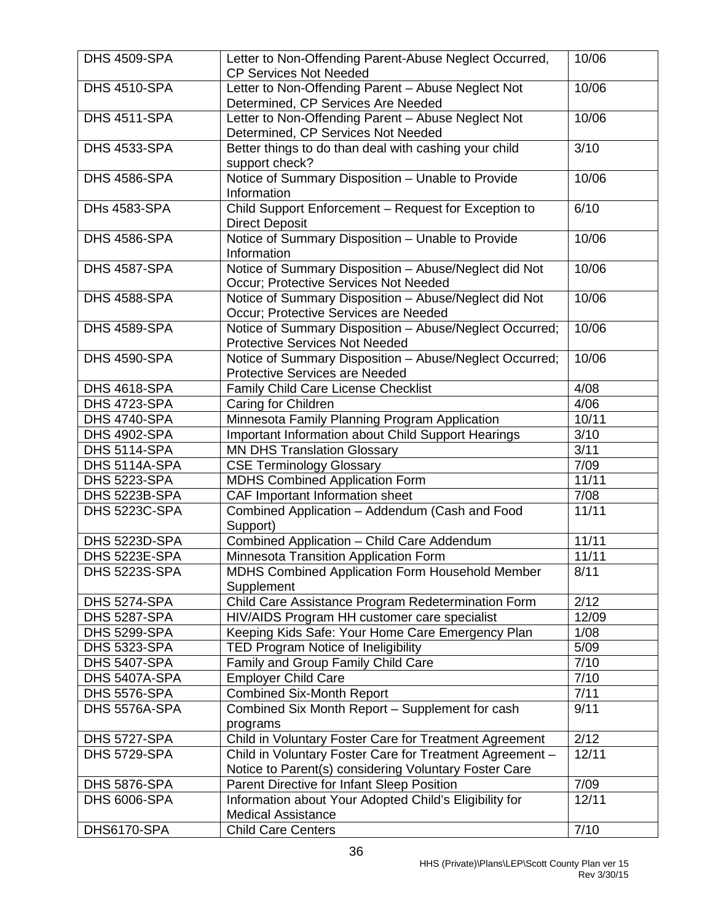| DHS 4509-SPA | Letter to Non-Offending Parent-Abuse Neglect Occurred, CP Services Not Needed | 10/06 |
|---|---|---|
| DHS 4510-SPA | Letter to Non-Offending Parent – Abuse Neglect Not Determined, CP Services Are Needed | 10/06 |
| DHS 4511-SPA | Letter to Non-Offending Parent – Abuse Neglect Not Determined, CP Services Not Needed | 10/06 |
| DHS 4533-SPA | Better things to do than deal with cashing your child support check? | 3/10 |
| DHS 4586-SPA | Notice of Summary Disposition – Unable to Provide Information | 10/06 |
| DHs 4583-SPA | Child Support Enforcement – Request for Exception to Direct Deposit | 6/10 |
| DHS 4586-SPA | Notice of Summary Disposition – Unable to Provide Information | 10/06 |
| DHS 4587-SPA | Notice of Summary Disposition – Abuse/Neglect did Not Occur; Protective Services Not Needed | 10/06 |
| DHS 4588-SPA | Notice of Summary Disposition – Abuse/Neglect did Not Occur; Protective Services are Needed | 10/06 |
| DHS 4589-SPA | Notice of Summary Disposition – Abuse/Neglect Occurred; Protective Services Not Needed | 10/06 |
| DHS 4590-SPA | Notice of Summary Disposition – Abuse/Neglect Occurred; Protective Services are Needed | 10/06 |
| DHS 4618-SPA | Family Child Care License Checklist | 4/08 |
| DHS 4723-SPA | Caring for Children | 4/06 |
| DHS 4740-SPA | Minnesota Family Planning Program Application | 10/11 |
| DHS 4902-SPA | Important Information about Child Support Hearings | 3/10 |
| DHS 5114-SPA | MN DHS Translation Glossary | 3/11 |
| DHS 5114A-SPA | CSE Terminology Glossary | 7/09 |
| DHS 5223-SPA | MDHS Combined Application Form | 11/11 |
| DHS 5223B-SPA | CAF Important Information sheet | 7/08 |
| DHS 5223C-SPA | Combined Application – Addendum (Cash and Food Support) | 11/11 |
| DHS 5223D-SPA | Combined Application – Child Care Addendum | 11/11 |
| DHS 5223E-SPA | Minnesota Transition Application Form | 11/11 |
| DHS 5223S-SPA | MDHS Combined Application Form Household Member Supplement | 8/11 |
| DHS 5274-SPA | Child Care Assistance Program Redetermination Form | 2/12 |
| DHS 5287-SPA | HIV/AIDS Program HH customer care specialist | 12/09 |
| DHS 5299-SPA | Keeping Kids Safe: Your Home Care Emergency Plan | 1/08 |
| DHS 5323-SPA | TED Program Notice of Ineligibility | 5/09 |
| DHS 5407-SPA | Family and Group Family Child Care | 7/10 |
| DHS 5407A-SPA | Employer Child Care | 7/10 |
| DHS 5576-SPA | Combined Six-Month Report | 7/11 |
| DHS 5576A-SPA | Combined Six Month Report – Supplement for cash programs | 9/11 |
| DHS 5727-SPA | Child in Voluntary Foster Care for Treatment Agreement | 2/12 |
| DHS 5729-SPA | Child in Voluntary Foster Care for Treatment Agreement – Notice to Parent(s) considering Voluntary Foster Care | 12/11 |
| DHS 5876-SPA | Parent Directive for Infant Sleep Position | 7/09 |
| DHS 6006-SPA | Information about Your Adopted Child's Eligibility for Medical Assistance | 12/11 |
| DHS6170-SPA | Child Care Centers | 7/10 |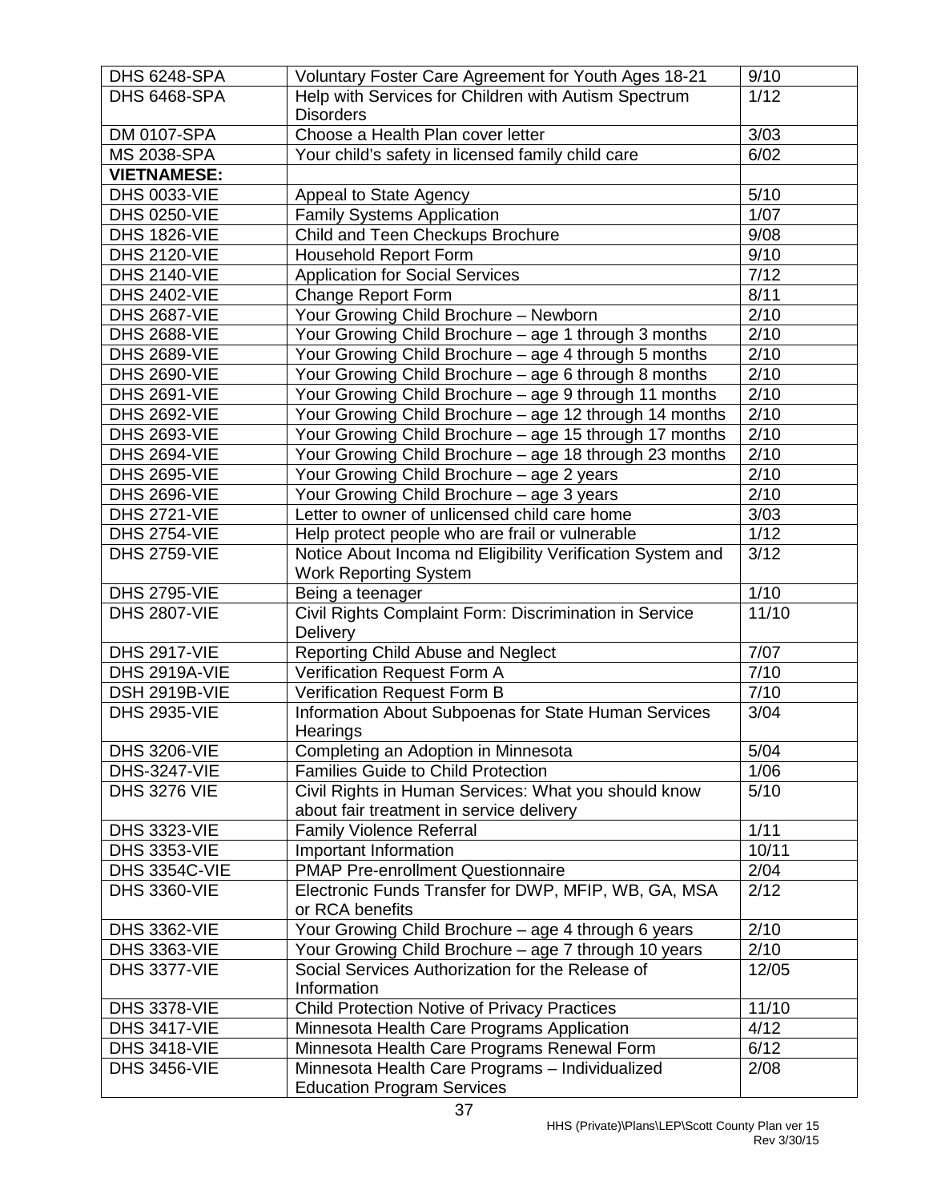| DHS 6248-SPA | Voluntary Foster Care Agreement for Youth Ages 18-21 | 9/10 |
|---|---|---|
| DHS 6468-SPA | Help with Services for Children with Autism Spectrum Disorders | 1/12 |
| DM 0107-SPA | Choose a Health Plan cover letter | 3/03 |
| MS 2038-SPA | Your child's safety in licensed family child care | 6/02 |
| **VIETNAMESE:** | | |
| DHS 0033-VIE | Appeal to State Agency | 5/10 |
| DHS 0250-VIE | Family Systems Application | 1/07 |
| DHS 1826-VIE | Child and Teen Checkups Brochure | 9/08 |
| DHS 2120-VIE | Household Report Form | 9/10 |
| DHS 2140-VIE | Application for Social Services | 7/12 |
| DHS 2402-VIE | Change Report Form | 8/11 |
| DHS 2687-VIE | Your Growing Child Brochure – Newborn | 2/10 |
| DHS 2688-VIE | Your Growing Child Brochure – age 1 through 3 months | 2/10 |
| DHS 2689-VIE | Your Growing Child Brochure – age 4 through 5 months | 2/10 |
| DHS 2690-VIE | Your Growing Child Brochure – age 6 through 8 months | 2/10 |
| DHS 2691-VIE | Your Growing Child Brochure – age 9 through 11 months | 2/10 |
| DHS 2692-VIE | Your Growing Child Brochure – age 12 through 14 months | 2/10 |
| DHS 2693-VIE | Your Growing Child Brochure – age 15 through 17 months | 2/10 |
| DHS 2694-VIE | Your Growing Child Brochure – age 18 through 23 months | 2/10 |
| DHS 2695-VIE | Your Growing Child Brochure – age 2 years | 2/10 |
| DHS 2696-VIE | Your Growing Child Brochure – age 3 years | 2/10 |
| DHS 2721-VIE | Letter to owner of unlicensed child care home | 3/03 |
| DHS 2754-VIE | Help protect people who are frail or vulnerable | 1/12 |
| DHS 2759-VIE | Notice About Incoma nd Eligibility Verification System and Work Reporting System | 3/12 |
| DHS 2795-VIE | Being a teenager | 1/10 |
| DHS 2807-VIE | Civil Rights Complaint Form: Discrimination in Service Delivery | 11/10 |
| DHS 2917-VIE | Reporting Child Abuse and Neglect | 7/07 |
| DHS 2919A-VIE | Verification Request Form A | 7/10 |
| DSH 2919B-VIE | Verification Request Form B | 7/10 |
| DHS 2935-VIE | Information About Subpoenas for State Human Services Hearings | 3/04 |
| DHS 3206-VIE | Completing an Adoption in Minnesota | 5/04 |
| DHS-3247-VIE | Families Guide to Child Protection | 1/06 |
| DHS 3276 VIE | Civil Rights in Human Services: What you should know about fair treatment in service delivery | 5/10 |
| DHS 3323-VIE | Family Violence Referral | 1/11 |
| DHS 3353-VIE | Important Information | 10/11 |
| DHS 3354C-VIE | PMAP Pre-enrollment Questionnaire | 2/04 |
| DHS 3360-VIE | Electronic Funds Transfer for DWP, MFIP, WB, GA, MSA or RCA benefits | 2/12 |
| DHS 3362-VIE | Your Growing Child Brochure – age 4 through 6 years | 2/10 |
| DHS 3363-VIE | Your Growing Child Brochure – age 7 through 10 years | 2/10 |
| DHS 3377-VIE | Social Services Authorization for the Release of Information | 12/05 |
| DHS 3378-VIE | Child Protection Notive of Privacy Practices | 11/10 |
| DHS 3417-VIE | Minnesota Health Care Programs Application | 4/12 |
| DHS 3418-VIE | Minnesota Health Care Programs Renewal Form | 6/12 |
| DHS 3456-VIE | Minnesota Health Care Programs – Individualized Education Program Services | 2/08 |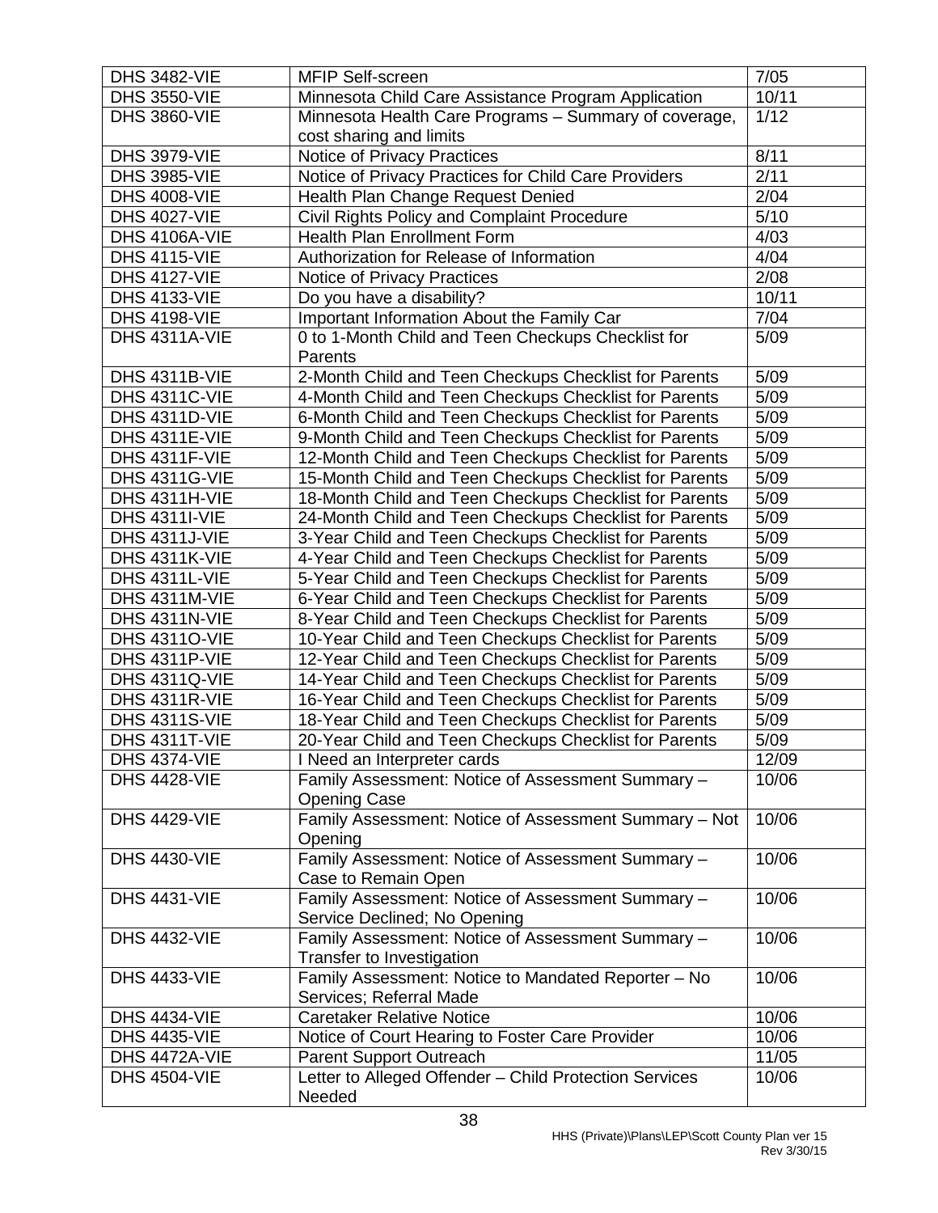| DHS 3482-VIE | MFIP Self-screen | 7/05 |
|---|---|---|
| DHS 3550-VIE | Minnesota Child Care Assistance Program Application | 10/11 |
| DHS 3860-VIE | Minnesota Health Care Programs – Summary of coverage, cost sharing and limits | 1/12 |
| DHS 3979-VIE | Notice of Privacy Practices | 8/11 |
| DHS 3985-VIE | Notice of Privacy Practices for Child Care Providers | 2/11 |
| DHS 4008-VIE | Health Plan Change Request Denied | 2/04 |
| DHS 4027-VIE | Civil Rights Policy and Complaint Procedure | 5/10 |
| DHS 4106A-VIE | Health Plan Enrollment Form | 4/03 |
| DHS 4115-VIE | Authorization for Release of Information | 4/04 |
| DHS 4127-VIE | Notice of Privacy Practices | 2/08 |
| DHS 4133-VIE | Do you have a disability? | 10/11 |
| DHS 4198-VIE | Important Information About the Family Car | 7/04 |
| DHS 4311A-VIE | 0 to 1-Month Child and Teen Checkups Checklist for Parents | 5/09 |
| DHS 4311B-VIE | 2-Month Child and Teen Checkups Checklist for Parents | 5/09 |
| DHS 4311C-VIE | 4-Month Child and Teen Checkups Checklist for Parents | 5/09 |
| DHS 4311D-VIE | 6-Month Child and Teen Checkups Checklist for Parents | 5/09 |
| DHS 4311E-VIE | 9-Month Child and Teen Checkups Checklist for Parents | 5/09 |
| DHS 4311F-VIE | 12-Month Child and Teen Checkups Checklist for Parents | 5/09 |
| DHS 4311G-VIE | 15-Month Child and Teen Checkups Checklist for Parents | 5/09 |
| DHS 4311H-VIE | 18-Month Child and Teen Checkups Checklist for Parents | 5/09 |
| DHS 4311I-VIE | 24-Month Child and Teen Checkups Checklist for Parents | 5/09 |
| DHS 4311J-VIE | 3-Year Child and Teen Checkups Checklist for Parents | 5/09 |
| DHS 4311K-VIE | 4-Year Child and Teen Checkups Checklist for Parents | 5/09 |
| DHS 4311L-VIE | 5-Year Child and Teen Checkups Checklist for Parents | 5/09 |
| DHS 4311M-VIE | 6-Year Child and Teen Checkups Checklist for Parents | 5/09 |
| DHS 4311N-VIE | 8-Year Child and Teen Checkups Checklist for Parents | 5/09 |
| DHS 4311O-VIE | 10-Year Child and Teen Checkups Checklist for Parents | 5/09 |
| DHS 4311P-VIE | 12-Year Child and Teen Checkups Checklist for Parents | 5/09 |
| DHS 4311Q-VIE | 14-Year Child and Teen Checkups Checklist for Parents | 5/09 |
| DHS 4311R-VIE | 16-Year Child and Teen Checkups Checklist for Parents | 5/09 |
| DHS 4311S-VIE | 18-Year Child and Teen Checkups Checklist for Parents | 5/09 |
| DHS 4311T-VIE | 20-Year Child and Teen Checkups Checklist for Parents | 5/09 |
| DHS 4374-VIE | I Need an Interpreter cards | 12/09 |
| DHS 4428-VIE | Family Assessment: Notice of Assessment Summary – Opening Case | 10/06 |
| DHS 4429-VIE | Family Assessment: Notice of Assessment Summary – Not Opening | 10/06 |
| DHS 4430-VIE | Family Assessment: Notice of Assessment Summary – Case to Remain Open | 10/06 |
| DHS 4431-VIE | Family Assessment: Notice of Assessment Summary – Service Declined; No Opening | 10/06 |
| DHS 4432-VIE | Family Assessment: Notice of Assessment Summary – Transfer to Investigation | 10/06 |
| DHS 4433-VIE | Family Assessment: Notice to Mandated Reporter – No Services; Referral Made | 10/06 |
| DHS 4434-VIE | Caretaker Relative Notice | 10/06 |
| DHS 4435-VIE | Notice of Court Hearing to Foster Care Provider | 10/06 |
| DHS 4472A-VIE | Parent Support Outreach | 11/05 |
| DHS 4504-VIE | Letter to Alleged Offender – Child Protection Services Needed | 10/06 |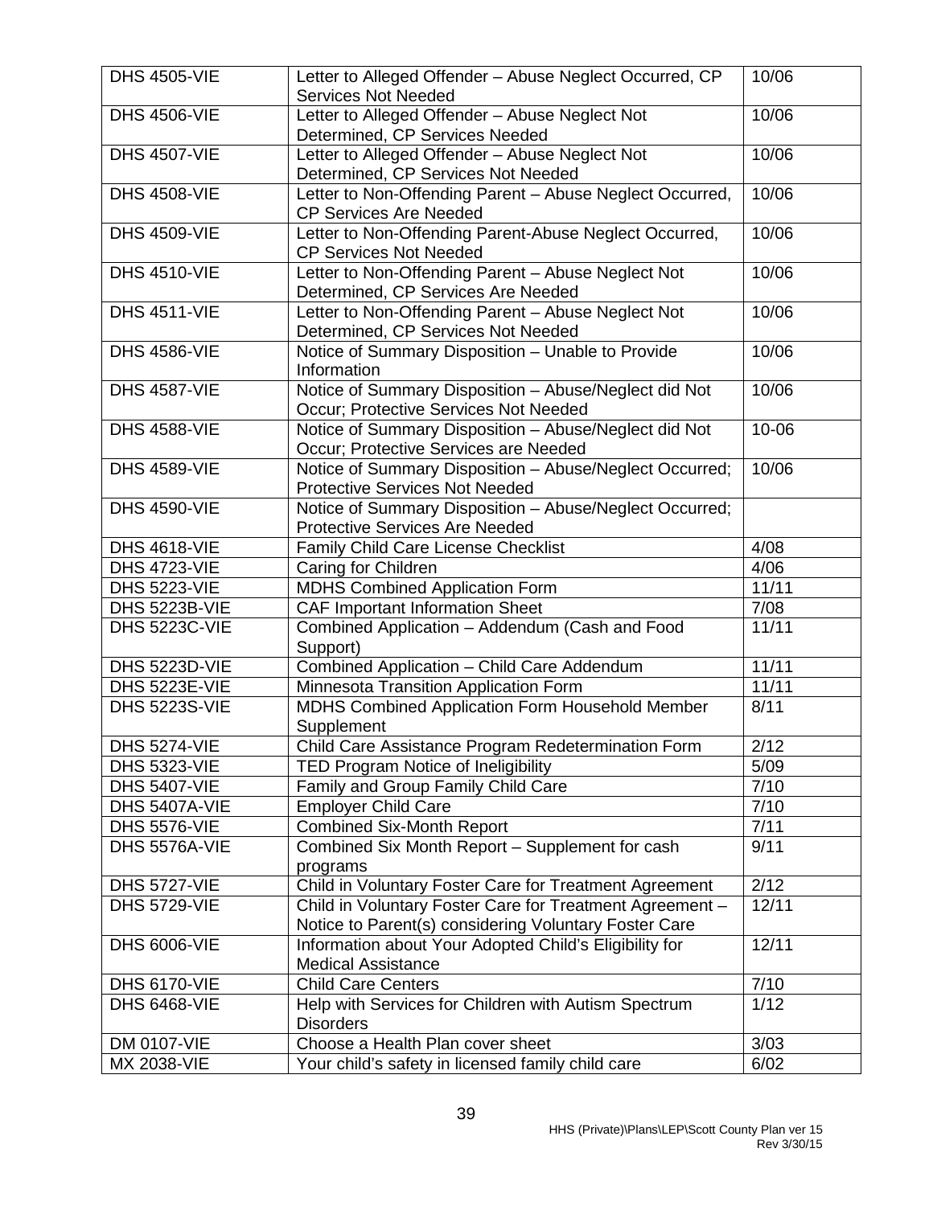| | | |
|---|---|---|
| DHS 4505-VIE | Letter to Alleged Offender – Abuse Neglect Occurred, CP Services Not Needed | 10/06 |
| DHS 4506-VIE | Letter to Alleged Offender – Abuse Neglect Not Determined, CP Services Needed | 10/06 |
| DHS 4507-VIE | Letter to Alleged Offender – Abuse Neglect Not Determined, CP Services Not Needed | 10/06 |
| DHS 4508-VIE | Letter to Non-Offending Parent – Abuse Neglect Occurred, CP Services Are Needed | 10/06 |
| DHS 4509-VIE | Letter to Non-Offending Parent-Abuse Neglect Occurred, CP Services Not Needed | 10/06 |
| DHS 4510-VIE | Letter to Non-Offending Parent – Abuse Neglect Not Determined, CP Services Are Needed | 10/06 |
| DHS 4511-VIE | Letter to Non-Offending Parent – Abuse Neglect Not Determined, CP Services Not Needed | 10/06 |
| DHS 4586-VIE | Notice of Summary Disposition – Unable to Provide Information | 10/06 |
| DHS 4587-VIE | Notice of Summary Disposition – Abuse/Neglect did Not Occur; Protective Services Not Needed | 10/06 |
| DHS 4588-VIE | Notice of Summary Disposition – Abuse/Neglect did Not Occur; Protective Services are Needed | 10-06 |
| DHS 4589-VIE | Notice of Summary Disposition – Abuse/Neglect Occurred; Protective Services Not Needed | 10/06 |
| DHS 4590-VIE | Notice of Summary Disposition – Abuse/Neglect Occurred; Protective Services Are Needed | |
| DHS 4618-VIE | Family Child Care License Checklist | 4/08 |
| DHS 4723-VIE | Caring for Children | 4/06 |
| DHS 5223-VIE | MDHS Combined Application Form | 11/11 |
| DHS 5223B-VIE | CAF Important Information Sheet | 7/08 |
| DHS 5223C-VIE | Combined Application – Addendum (Cash and Food Support) | 11/11 |
| DHS 5223D-VIE | Combined Application – Child Care Addendum | 11/11 |
| DHS 5223E-VIE | Minnesota Transition Application Form | 11/11 |
| DHS 5223S-VIE | MDHS Combined Application Form Household Member Supplement | 8/11 |
| DHS 5274-VIE | Child Care Assistance Program Redetermination Form | 2/12 |
| DHS 5323-VIE | TED Program Notice of Ineligibility | 5/09 |
| DHS 5407-VIE | Family and Group Family Child Care | 7/10 |
| DHS 5407A-VIE | Employer Child Care | 7/10 |
| DHS 5576-VIE | Combined Six-Month Report | 7/11 |
| DHS 5576A-VIE | Combined Six Month Report – Supplement for cash programs | 9/11 |
| DHS 5727-VIE | Child in Voluntary Foster Care for Treatment Agreement | 2/12 |
| DHS 5729-VIE | Child in Voluntary Foster Care for Treatment Agreement – Notice to Parent(s) considering Voluntary Foster Care | 12/11 |
| DHS 6006-VIE | Information about Your Adopted Child's Eligibility for Medical Assistance | 12/11 |
| DHS 6170-VIE | Child Care Centers | 7/10 |
| DHS 6468-VIE | Help with Services for Children with Autism Spectrum Disorders | 1/12 |
| DM 0107-VIE | Choose a Health Plan cover sheet | 3/03 |
| MX 2038-VIE | Your child's safety in licensed family child care | 6/02 |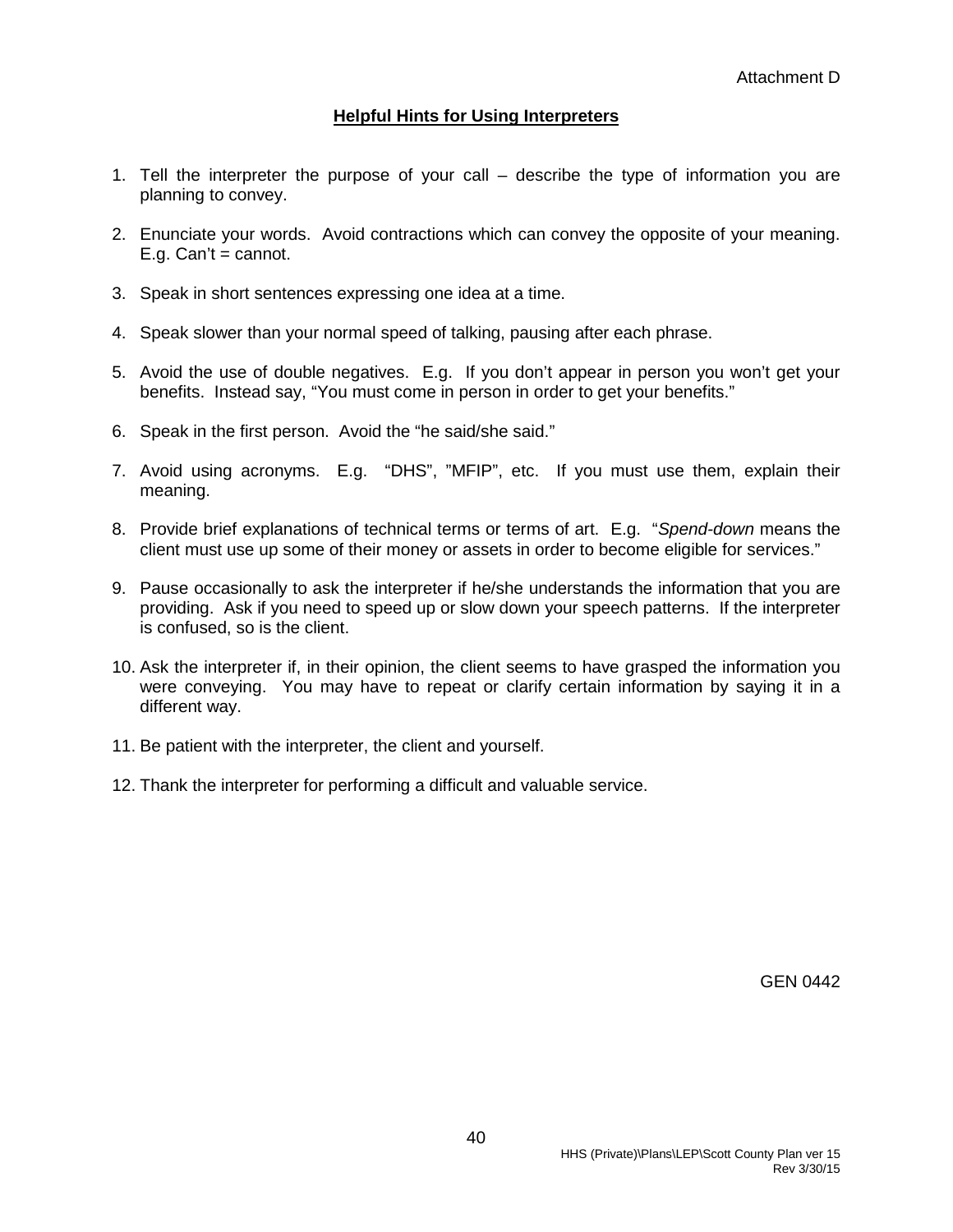Attachment D

## Helpful Hints for Using Interpreters

1. Tell the interpreter the purpose of your call – describe the type of information you are planning to convey.

2. Enunciate your words. Avoid contractions which can convey the opposite of your meaning. E.g. Can't = cannot.

3. Speak in short sentences expressing one idea at a time.

4. Speak slower than your normal speed of talking, pausing after each phrase.

5. Avoid the use of double negatives. E.g. If you don't appear in person you won't get your benefits. Instead say, "You must come in person in order to get your benefits."

6. Speak in the first person. Avoid the "he said/she said."

7. Avoid using acronyms. E.g. "DHS", "MFIP", etc. If you must use them, explain their meaning.

8. Provide brief explanations of technical terms or terms of art. E.g. "*Spend-down* means the client must use up some of their money or assets in order to become eligible for services."

9. Pause occasionally to ask the interpreter if he/she understands the information that you are providing. Ask if you need to speed up or slow down your speech patterns. If the interpreter is confused, so is the client.

10. Ask the interpreter if, in their opinion, the client seems to have grasped the information you were conveying. You may have to repeat or clarify certain information by saying it in a different way.

11. Be patient with the interpreter, the client and yourself.

12. Thank the interpreter for performing a difficult and valuable service.

GEN 0442

HHS (Private)\Plans\LEP\Scott County Plan ver 15
Rev 3/30/15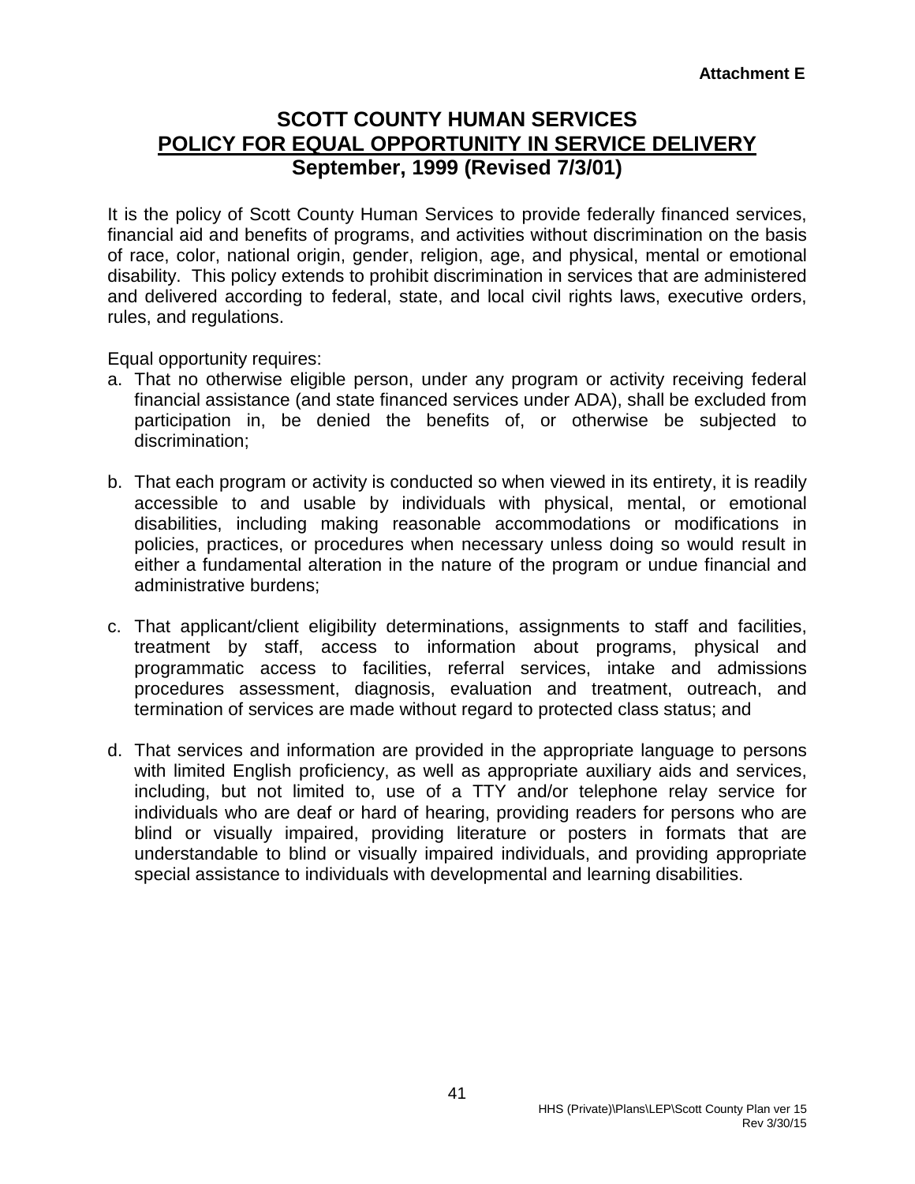**Attachment E**

# SCOTT COUNTY HUMAN SERVICES
## POLICY FOR EQUAL OPPORTUNITY IN SERVICE DELIVERY
### September, 1999 (Revised 7/3/01)

It is the policy of Scott County Human Services to provide federally financed services, financial aid and benefits of programs, and activities without discrimination on the basis of race, color, national origin, gender, religion, age, and physical, mental or emotional disability. This policy extends to prohibit discrimination in services that are administered and delivered according to federal, state, and local civil rights laws, executive orders, rules, and regulations.

Equal opportunity requires:

a. That no otherwise eligible person, under any program or activity receiving federal financial assistance (and state financed services under ADA), shall be excluded from participation in, be denied the benefits of, or otherwise be subjected to discrimination;

b. That each program or activity is conducted so when viewed in its entirety, it is readily accessible to and usable by individuals with physical, mental, or emotional disabilities, including making reasonable accommodations or modifications in policies, practices, or procedures when necessary unless doing so would result in either a fundamental alteration in the nature of the program or undue financial and administrative burdens;

c. That applicant/client eligibility determinations, assignments to staff and facilities, treatment by staff, access to information about programs, physical and programmatic access to facilities, referral services, intake and admissions procedures assessment, diagnosis, evaluation and treatment, outreach, and termination of services are made without regard to protected class status; and

d. That services and information are provided in the appropriate language to persons with limited English proficiency, as well as appropriate auxiliary aids and services, including, but not limited to, use of a TTY and/or telephone relay service for individuals who are deaf or hard of hearing, providing readers for persons who are blind or visually impaired, providing literature or posters in formats that are understandable to blind or visually impaired individuals, and providing appropriate special assistance to individuals with developmental and learning disabilities.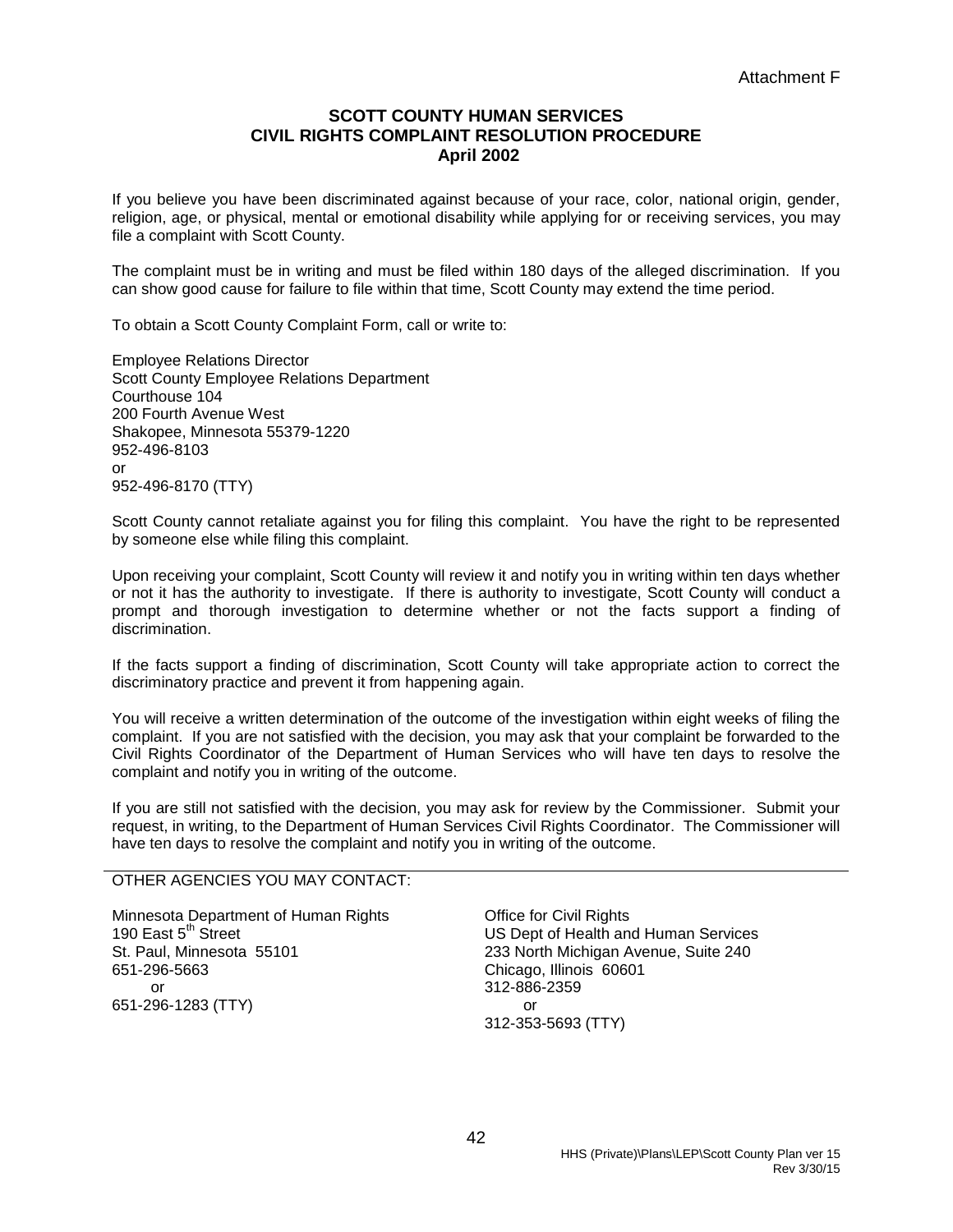Attachment F

## SCOTT COUNTY HUMAN SERVICES
## CIVIL RIGHTS COMPLAINT RESOLUTION PROCEDURE
## April 2002

If you believe you have been discriminated against because of your race, color, national origin, gender, religion, age, or physical, mental or emotional disability while applying for or receiving services, you may file a complaint with Scott County.

The complaint must be in writing and must be filed within 180 days of the alleged discrimination. If you can show good cause for failure to file within that time, Scott County may extend the time period.

To obtain a Scott County Complaint Form, call or write to:

Employee Relations Director
Scott County Employee Relations Department
Courthouse 104
200 Fourth Avenue West
Shakopee, Minnesota 55379-1220
952-496-8103
or
952-496-8170 (TTY)

Scott County cannot retaliate against you for filing this complaint. You have the right to be represented by someone else while filing this complaint.

Upon receiving your complaint, Scott County will review it and notify you in writing within ten days whether or not it has the authority to investigate. If there is authority to investigate, Scott County will conduct a prompt and thorough investigation to determine whether or not the facts support a finding of discrimination.

If the facts support a finding of discrimination, Scott County will take appropriate action to correct the discriminatory practice and prevent it from happening again.

You will receive a written determination of the outcome of the investigation within eight weeks of filing the complaint. If you are not satisfied with the decision, you may ask that your complaint be forwarded to the Civil Rights Coordinator of the Department of Human Services who will have ten days to resolve the complaint and notify you in writing of the outcome.

If you are still not satisfied with the decision, you may ask for review by the Commissioner. Submit your request, in writing, to the Department of Human Services Civil Rights Coordinator. The Commissioner will have ten days to resolve the complaint and notify you in writing of the outcome.

---

OTHER AGENCIES YOU MAY CONTACT:

Minnesota Department of Human Rights
190 East 5th Street
St. Paul, Minnesota 55101
651-296-5663
or
651-296-1283 (TTY)

Office for Civil Rights
US Dept of Health and Human Services
233 North Michigan Avenue, Suite 240
Chicago, Illinois 60601
312-886-2359
or
312-353-5693 (TTY)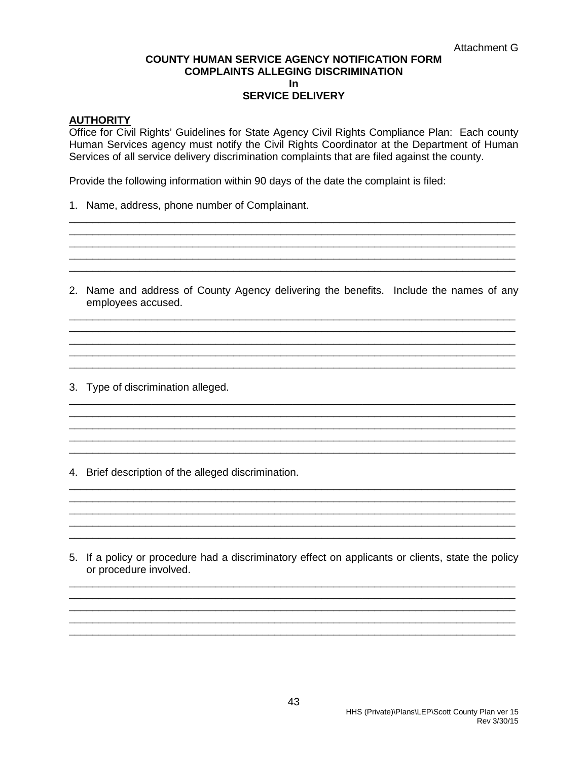Attachment G

**COUNTY HUMAN SERVICE AGENCY NOTIFICATION FORM**
**COMPLAINTS ALLEGING DISCRIMINATION**
**In**
**SERVICE DELIVERY**

**AUTHORITY**

Office for Civil Rights' Guidelines for State Agency Civil Rights Compliance Plan: Each county Human Services agency must notify the Civil Rights Coordinator at the Department of Human Services of all service delivery discrimination complaints that are filed against the county.

Provide the following information within 90 days of the date the complaint is filed:

1. Name, address, phone number of Complainant.

_______________________________________________________________________________
_______________________________________________________________________________
_______________________________________________________________________________
_______________________________________________________________________________
_______________________________________________________________________________

2. Name and address of County Agency delivering the benefits. Include the names of any employees accused.

_______________________________________________________________________________
_______________________________________________________________________________
_______________________________________________________________________________
_______________________________________________________________________________
_______________________________________________________________________________

3. Type of discrimination alleged.

_______________________________________________________________________________
_______________________________________________________________________________
_______________________________________________________________________________
_______________________________________________________________________________
_______________________________________________________________________________

4. Brief description of the alleged discrimination.

_______________________________________________________________________________
_______________________________________________________________________________
_______________________________________________________________________________
_______________________________________________________________________________
_______________________________________________________________________________

5. If a policy or procedure had a discriminatory effect on applicants or clients, state the policy or procedure involved.

_______________________________________________________________________________
_______________________________________________________________________________
_______________________________________________________________________________
_______________________________________________________________________________
_______________________________________________________________________________

HHS (Private)\Plans\LEP\Scott County Plan ver 15
Rev 3/30/15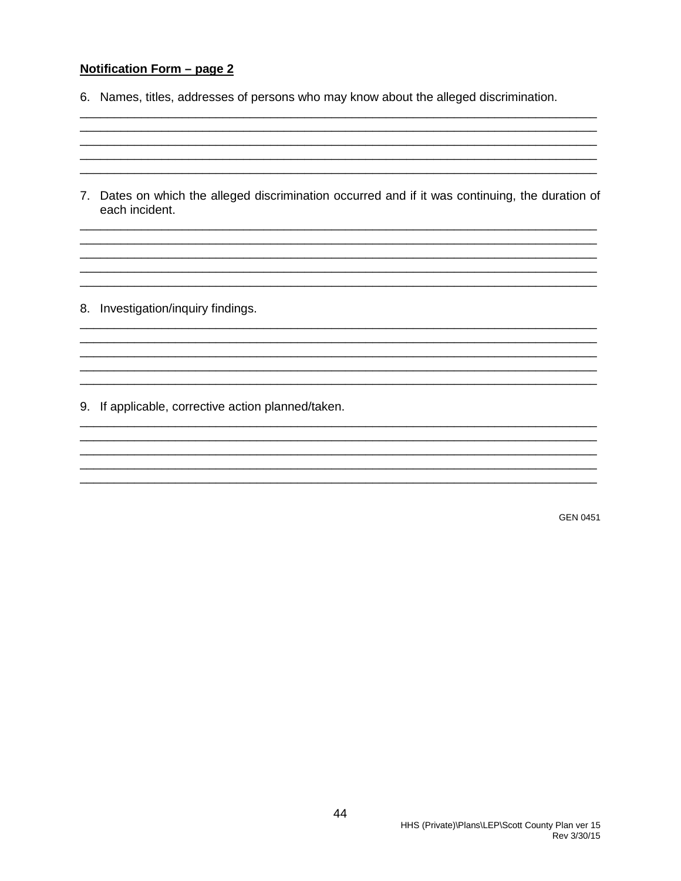**Notification Form – page 2**

6. Names, titles, addresses of persons who may know about the alleged discrimination.

_______________________________________________________________________________
_______________________________________________________________________________
_______________________________________________________________________________
_______________________________________________________________________________
_______________________________________________________________________________

7. Dates on which the alleged discrimination occurred and if it was continuing, the duration of each incident.

_______________________________________________________________________________
_______________________________________________________________________________
_______________________________________________________________________________
_______________________________________________________________________________
_______________________________________________________________________________

8. Investigation/inquiry findings.

_______________________________________________________________________________
_______________________________________________________________________________
_______________________________________________________________________________
_______________________________________________________________________________
_______________________________________________________________________________

9. If applicable, corrective action planned/taken.

_______________________________________________________________________________
_______________________________________________________________________________
_______________________________________________________________________________
_______________________________________________________________________________
_______________________________________________________________________________

GEN 0451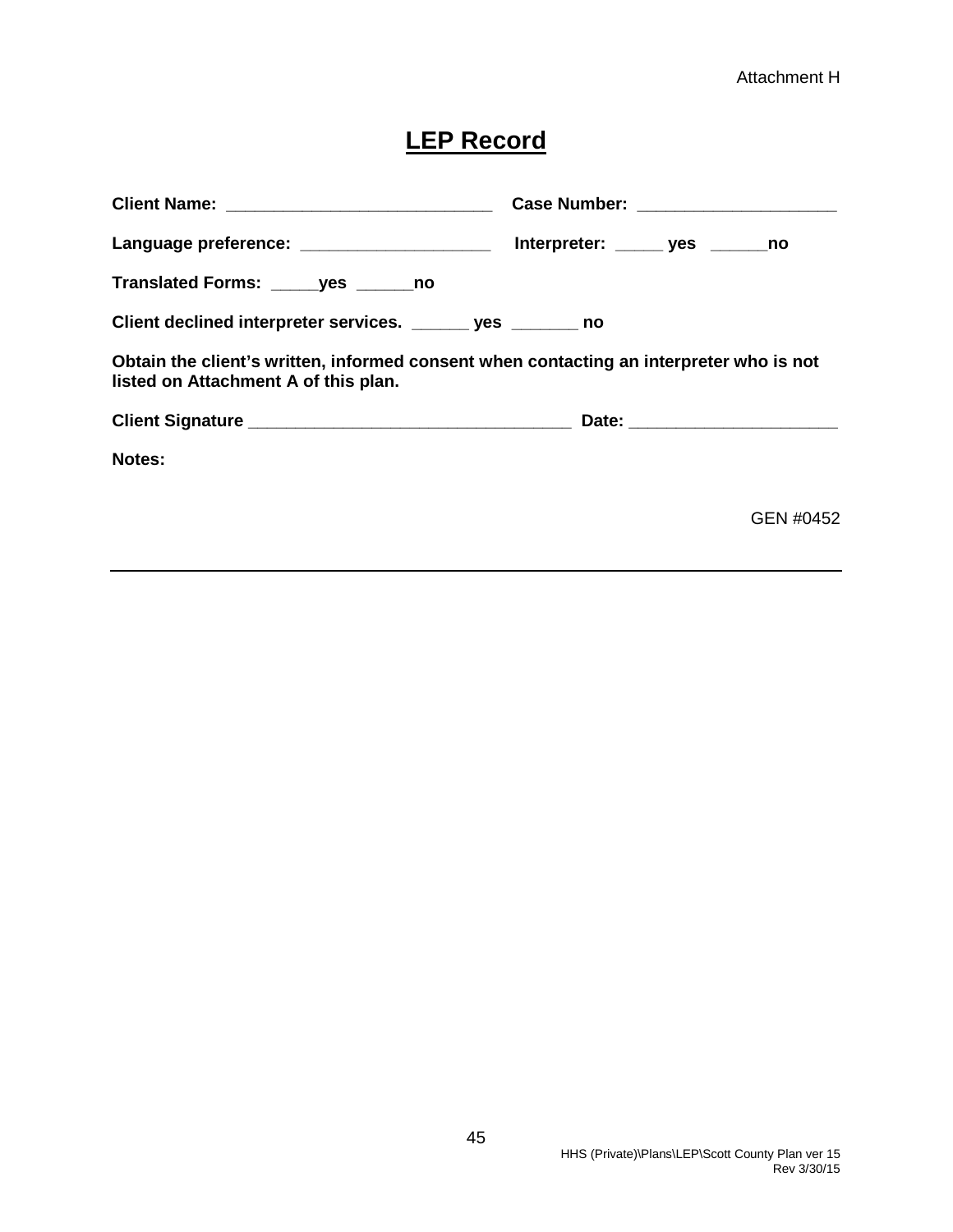Attachment H

# LEP Record

**Client Name: ____________________________ Case Number: ____________________**

**Language preference: ___________________ Interpreter: _____ yes ______no**

**Translated Forms: _____yes ______no**

**Client declined interpreter services. ______ yes _______ no**

**Obtain the client's written, informed consent when contacting an interpreter who is not listed on Attachment A of this plan.**

**Client Signature _________________________________ Date: _____________________**

**Notes:**

GEN #0452

---

HHS (Private)\Plans\LEP\Scott County Plan ver 15
Rev 3/30/15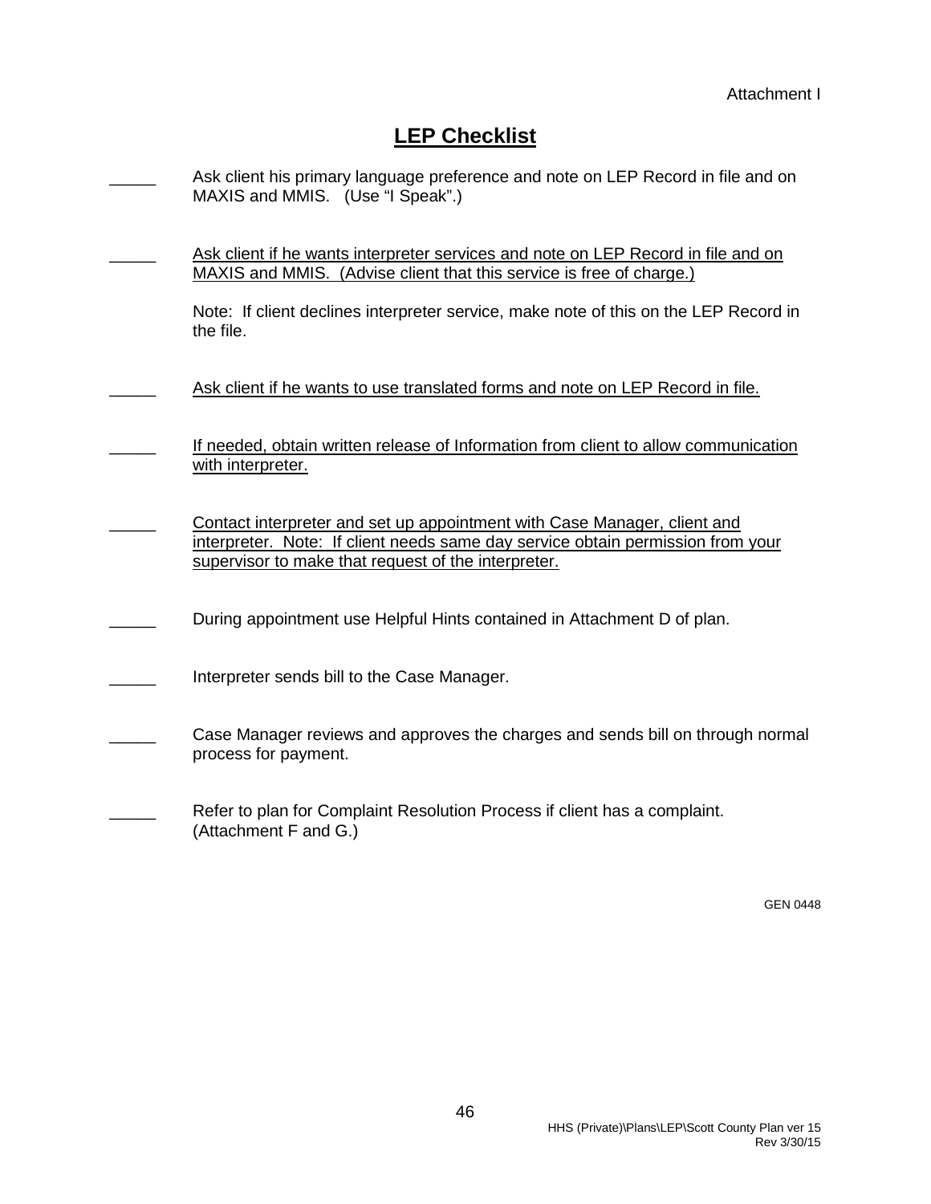Attachment I

# LEP Checklist

_____ Ask client his primary language preference and note on LEP Record in file and on MAXIS and MMIS. (Use "I Speak".)

_____ <u>Ask client if he wants interpreter services and note on LEP Record in file and on MAXIS and MMIS. (Advise client that this service is free of charge.)</u>

Note: If client declines interpreter service, make note of this on the LEP Record in the file.

_____ <u>Ask client if he wants to use translated forms and note on LEP Record in file.</u>

_____ <u>If needed, obtain written release of Information from client to allow communication with interpreter.</u>

_____ <u>Contact interpreter and set up appointment with Case Manager, client and interpreter. Note: If client needs same day service obtain permission from your supervisor to make that request of the interpreter.</u>

_____ During appointment use Helpful Hints contained in Attachment D of plan.

_____ Interpreter sends bill to the Case Manager.

_____ Case Manager reviews and approves the charges and sends bill on through normal process for payment.

_____ Refer to plan for Complaint Resolution Process if client has a complaint. (Attachment F and G.)

GEN 0448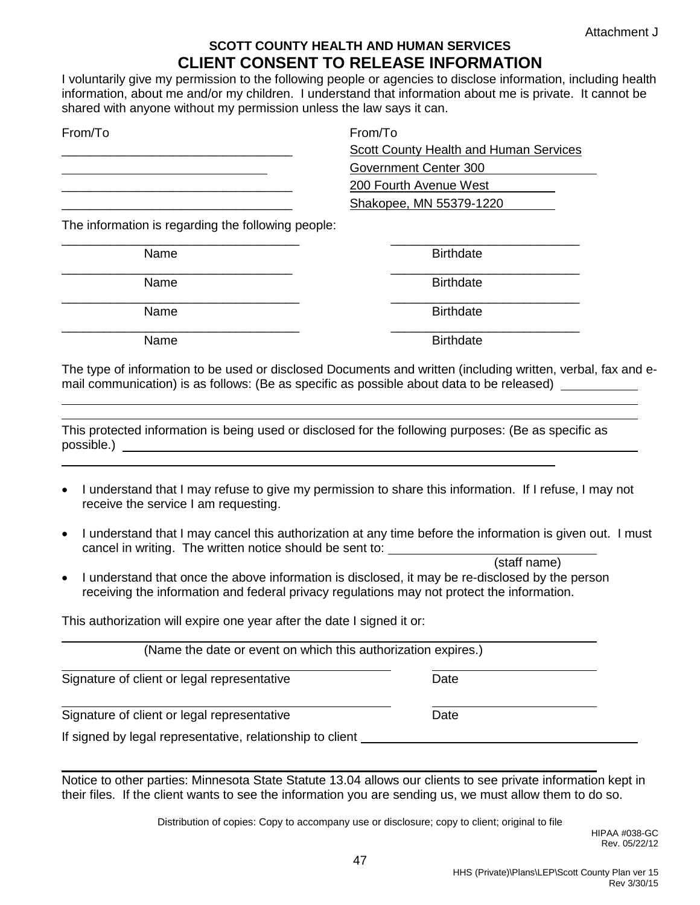Attachment J

**SCOTT COUNTY HEALTH AND HUMAN SERVICES**

# CLIENT CONSENT TO RELEASE INFORMATION

I voluntarily give my permission to the following people or agencies to disclose information, including health information, about me and/or my children. I understand that information about me is private. It cannot be shared with anyone without my permission unless the law says it can.

| From/To | From/To |
|---|---|
| ________________________________ | Scott County Health and Human Services |
| ________________________________ | Government Center 300 |
| ________________________________ | 200 Fourth Avenue West |
| ________________________________ | Shakopee, MN 55379-1220 |

The information is regarding the following people:

| | |
|---|---|
| ________________________________ Name | ________________________ Birthdate |
| ________________________________ Name | ________________________ Birthdate |
| ________________________________ Name | ________________________ Birthdate |
| ________________________________ Name | ________________________ Birthdate |

The type of information to be used or disclosed Documents and written (including written, verbal, fax and e-mail communication) is as follows: (Be as specific as possible about data to be released) ____________

________________________________________________________________________________

________________________________________________________________________________

This protected information is being used or disclosed for the following purposes: (Be as specific as possible.) ________________________________________________________________________

________________________________________________________________________________

- I understand that I may refuse to give my permission to share this information. If I refuse, I may not receive the service I am requesting.
- I understand that I may cancel this authorization at any time before the information is given out. I must cancel in writing. The written notice should be sent to: ______________________________ (staff name)
- I understand that once the above information is disclosed, it may be re-disclosed by the person receiving the information and federal privacy regulations may not protect the information.

This authorization will expire one year after the date I signed it or:

________________________________________________________________________________
(Name the date or event on which this authorization expires.)

________________________________________ ________________________
Signature of client or legal representative Date

________________________________________ ________________________
Signature of client or legal representative Date

If signed by legal representative, relationship to client ________________________________________

________________________________________________________________________________

Notice to other parties: Minnesota State Statute 13.04 allows our clients to see private information kept in their files. If the client wants to see the information you are sending us, we must allow them to do so.

Distribution of copies: Copy to accompany use or disclosure; copy to client; original to file

HIPAA #038-GC
Rev. 05/22/12

HHS (Private)\Plans\LEP\Scott County Plan ver 15
Rev 3/30/15